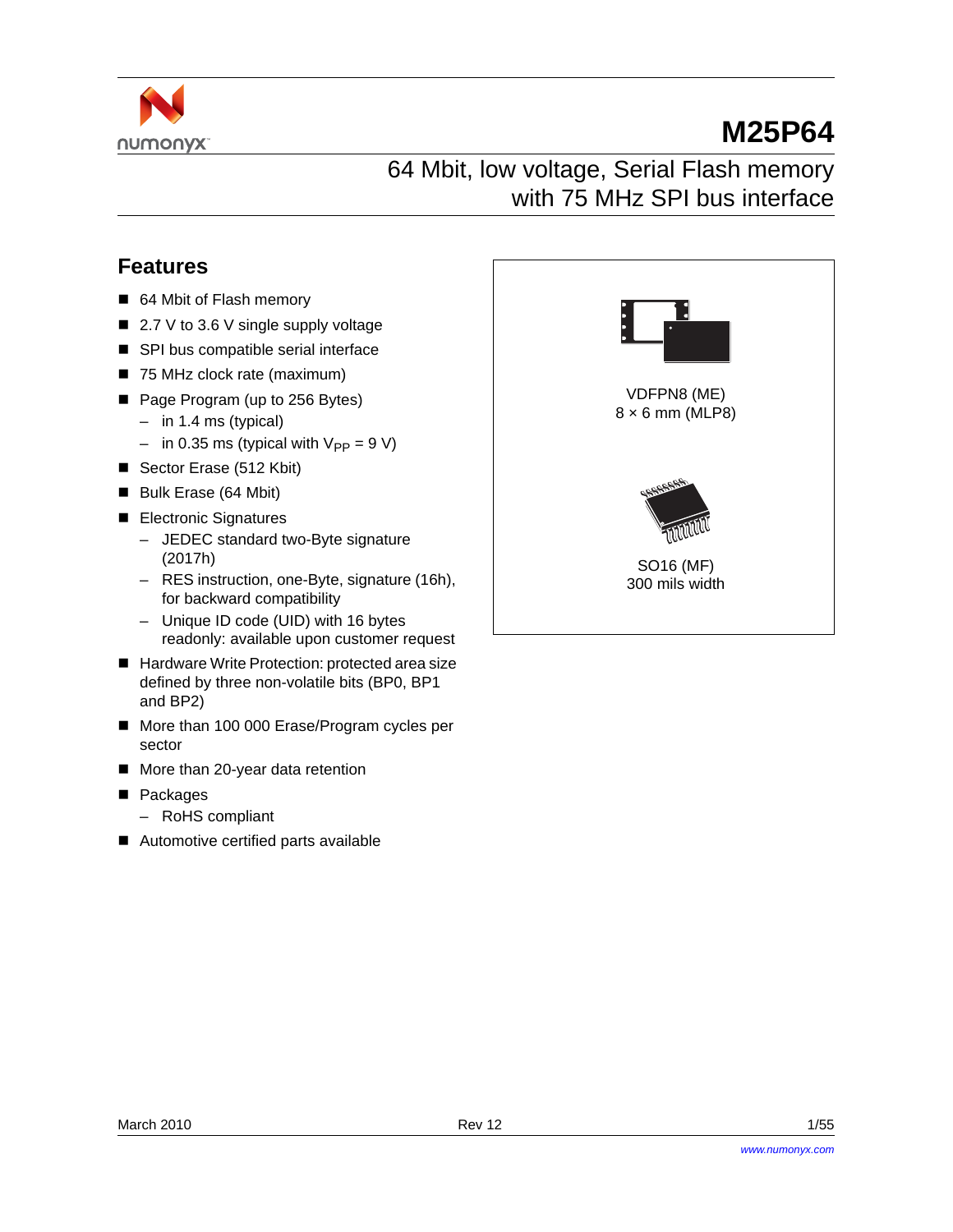# M25P64

## 64 Mbit, low voltage, Serial Flash memory with 75 MHz SPI bus interface

### Features

- 64 Mbit of Flash memory
- 2.7 V to 3.6 V single supply voltage
- SPI bus compatible serial interface
- 75 MHz clock rate (maximum)
- Page Program (up to 256 Bytes)
  - in 1.4 ms (typical)
  - in 0.35 ms (typical with $V_{PP}$ = 9 V)
- Sector Erase (512 Kbit)
- Bulk Erase (64 Mbit)
- Electronic Signatures
  - JEDEC standard two-Byte signature (2017h)
  - RES instruction, one-Byte, signature (16h), for backward compatibility
  - Unique ID code (UID) with 16 bytes readonly: available upon customer request
- Hardware Write Protection: protected area size defined by three non-volatile bits (BP0, BP1 and BP2)
- More than 100 000 Erase/Program cycles per sector
- More than 20-year data retention
- Packages
  - RoHS compliant
- Automotive certified parts available

VDFPN8 (ME)
8 × 6 mm (MLP8)

SO16 (MF)
300 mils width

March 2010 Rev 12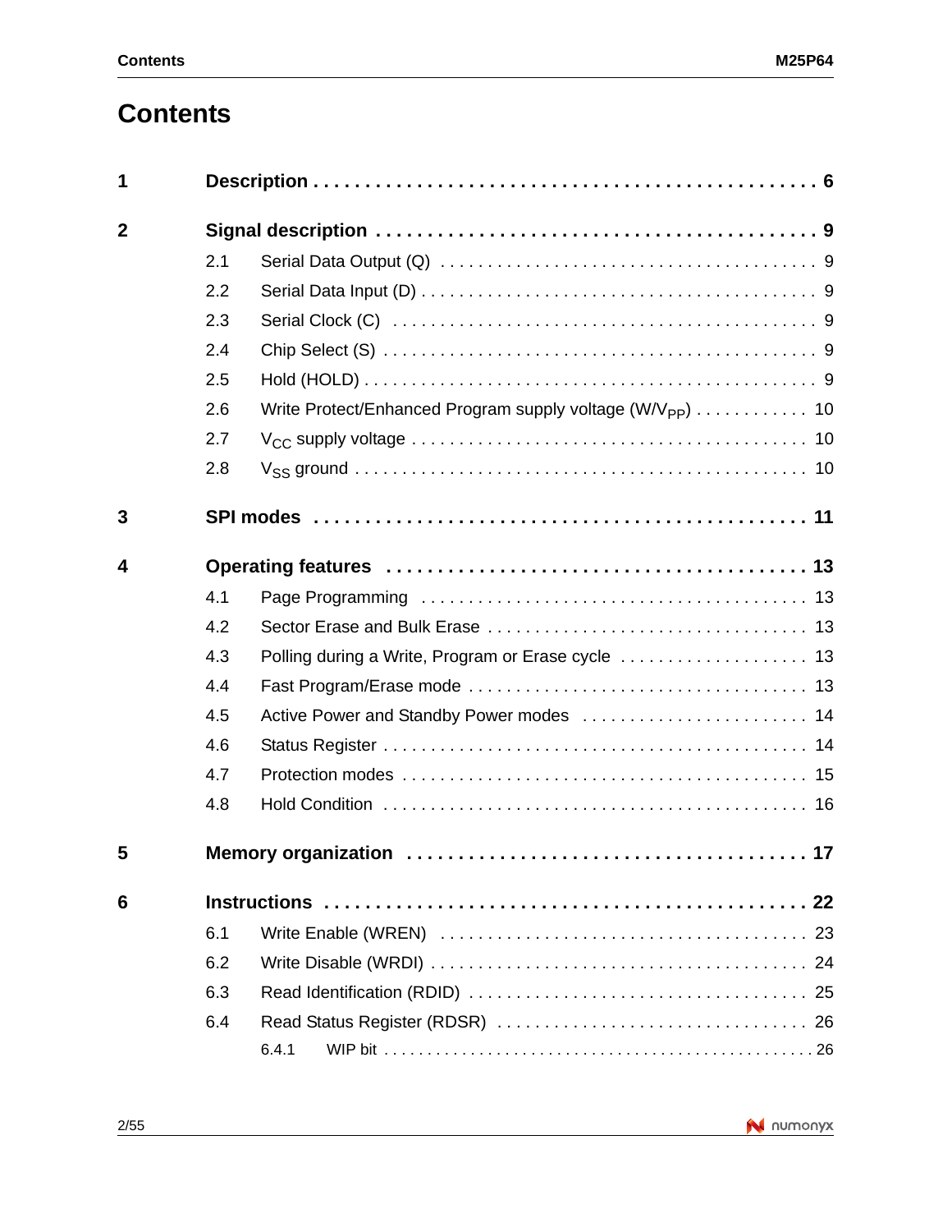# Contents

| | | |
|---|---|---|
| **1** | **Description** | **6** |
| **2** | **Signal description** | **9** |
| 2.1 | Serial Data Output (Q) | 9 |
| 2.2 | Serial Data Input (D) | 9 |
| 2.3 | Serial Clock (C) | 9 |
| 2.4 | Chip Select (S) | 9 |
| 2.5 | Hold (HOLD) | 9 |
| 2.6 | Write Protect/Enhanced Program supply voltage ($W/V_{PP}$) | 10 |
| 2.7 | $V_{CC}$ supply voltage | 10 |
| 2.8 | $V_{SS}$ ground | 10 |
| **3** | **SPI modes** | **11** |
| **4** | **Operating features** | **13** |
| 4.1 | Page Programming | 13 |
| 4.2 | Sector Erase and Bulk Erase | 13 |
| 4.3 | Polling during a Write, Program or Erase cycle | 13 |
| 4.4 | Fast Program/Erase mode | 13 |
| 4.5 | Active Power and Standby Power modes | 14 |
| 4.6 | Status Register | 14 |
| 4.7 | Protection modes | 15 |
| 4.8 | Hold Condition | 16 |
| **5** | **Memory organization** | **17** |
| **6** | **Instructions** | **22** |
| 6.1 | Write Enable (WREN) | 23 |
| 6.2 | Write Disable (WRDI) | 24 |
| 6.3 | Read Identification (RDID) | 25 |
| 6.4 | Read Status Register (RDSR) | 26 |
| 6.4.1 | WIP bit | 26 |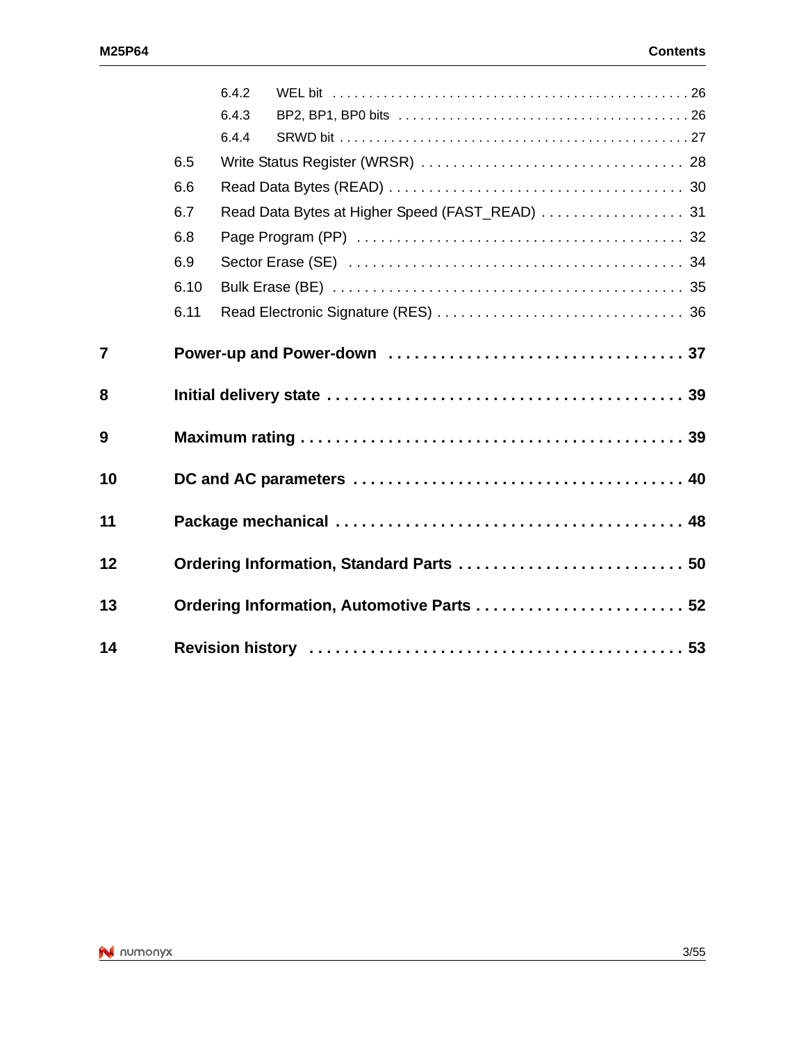6.4.2 WEL bit . . . . . . . . . . . . . . . . . . . . . . . . . . . . . . . . . . . . . . . . . . . . . . . 26

6.4.3 BP2, BP1, BP0 bits . . . . . . . . . . . . . . . . . . . . . . . . . . . . . . . . . . . . . . . 26

6.4.4 SRWD bit . . . . . . . . . . . . . . . . . . . . . . . . . . . . . . . . . . . . . . . . . . . . . . 27

6.5 Write Status Register (WRSR) . . . . . . . . . . . . . . . . . . . . . . . . . . . . . . . . 28

6.6 Read Data Bytes (READ) . . . . . . . . . . . . . . . . . . . . . . . . . . . . . . . . . . . . 30

6.7 Read Data Bytes at Higher Speed (FAST_READ) . . . . . . . . . . . . . . . . . . 31

6.8 Page Program (PP) . . . . . . . . . . . . . . . . . . . . . . . . . . . . . . . . . . . . . . . . 32

6.9 Sector Erase (SE) . . . . . . . . . . . . . . . . . . . . . . . . . . . . . . . . . . . . . . . . . 34

6.10 Bulk Erase (BE) . . . . . . . . . . . . . . . . . . . . . . . . . . . . . . . . . . . . . . . . . . . 35

6.11 Read Electronic Signature (RES) . . . . . . . . . . . . . . . . . . . . . . . . . . . . . . . 36

**7 Power-up and Power-down . . . . . . . . . . . . . . . . . . . . . . . . . . . . . . . . . 37**

**8 Initial delivery state . . . . . . . . . . . . . . . . . . . . . . . . . . . . . . . . . . . . . . . 39**

**9 Maximum rating . . . . . . . . . . . . . . . . . . . . . . . . . . . . . . . . . . . . . . . . . . 39**

**10 DC and AC parameters . . . . . . . . . . . . . . . . . . . . . . . . . . . . . . . . . . . . 40**

**11 Package mechanical . . . . . . . . . . . . . . . . . . . . . . . . . . . . . . . . . . . . . . 48**

**12 Ordering Information, Standard Parts . . . . . . . . . . . . . . . . . . . . . . . . . 50**

**13 Ordering Information, Automotive Parts . . . . . . . . . . . . . . . . . . . . . . . 52**

**14 Revision history . . . . . . . . . . . . . . . . . . . . . . . . . . . . . . . . . . . . . . . . . 53**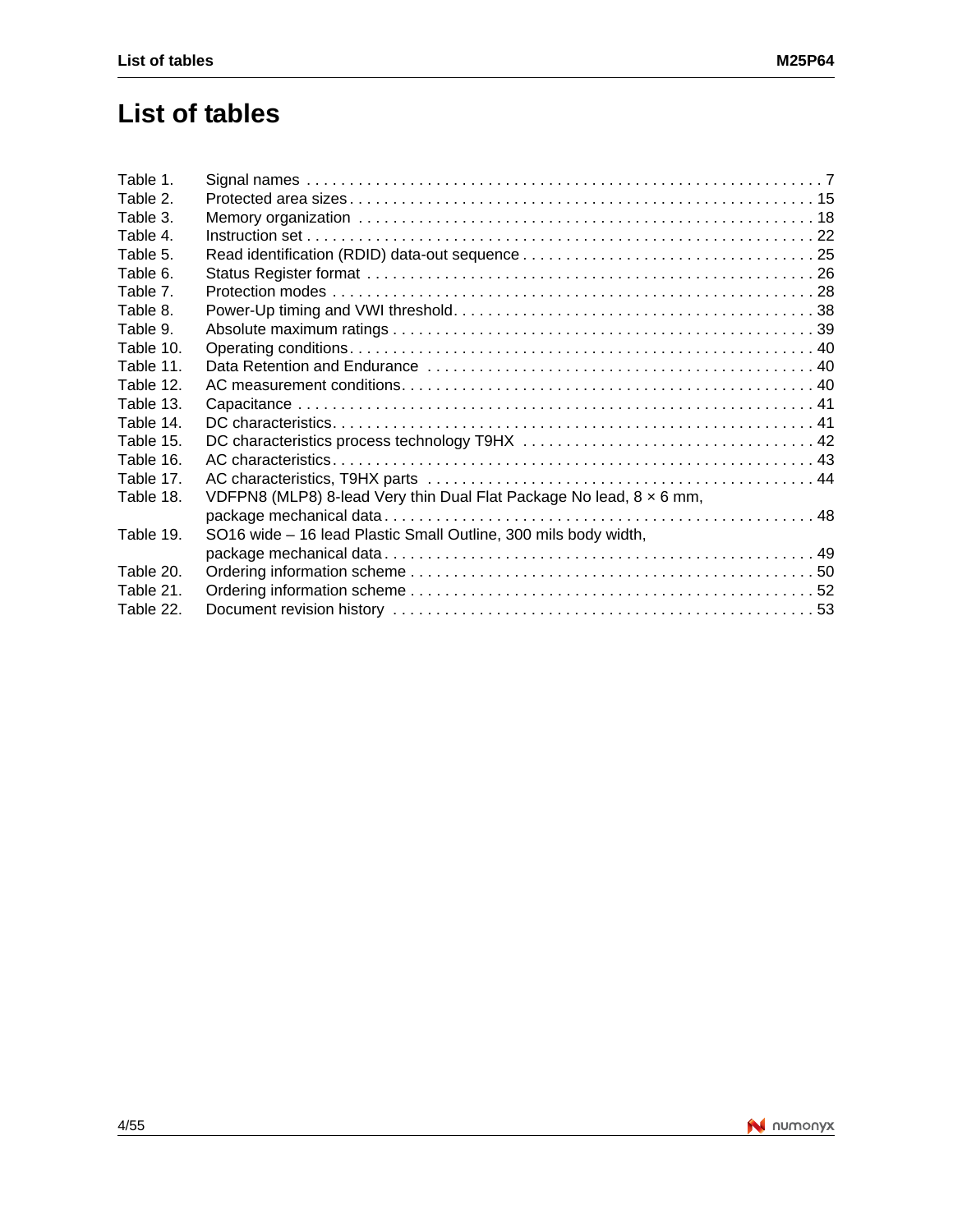# List of tables

Table 1. Signal names . . . . . . . . . . . . . . . . . . . . . . . . . . . . . . . . . . . . . . . . . . . . . . . . . . . . . . . . . . . . 7
Table 2. Protected area sizes . . . . . . . . . . . . . . . . . . . . . . . . . . . . . . . . . . . . . . . . . . . . . . . . . . . . . . 15
Table 3. Memory organization . . . . . . . . . . . . . . . . . . . . . . . . . . . . . . . . . . . . . . . . . . . . . . . . . . . . . 18
Table 4. Instruction set . . . . . . . . . . . . . . . . . . . . . . . . . . . . . . . . . . . . . . . . . . . . . . . . . . . . . . . . . . 22
Table 5. Read identification (RDID) data-out sequence . . . . . . . . . . . . . . . . . . . . . . . . . . . . . . . . . . 25
Table 6. Status Register format . . . . . . . . . . . . . . . . . . . . . . . . . . . . . . . . . . . . . . . . . . . . . . . . . . . . 26
Table 7. Protection modes . . . . . . . . . . . . . . . . . . . . . . . . . . . . . . . . . . . . . . . . . . . . . . . . . . . . . . . . 28
Table 8. Power-Up timing and VWI threshold. . . . . . . . . . . . . . . . . . . . . . . . . . . . . . . . . . . . . . . . . . 38
Table 9. Absolute maximum ratings . . . . . . . . . . . . . . . . . . . . . . . . . . . . . . . . . . . . . . . . . . . . . . . . . 39
Table 10. Operating conditions. . . . . . . . . . . . . . . . . . . . . . . . . . . . . . . . . . . . . . . . . . . . . . . . . . . . . . 40
Table 11. Data Retention and Endurance . . . . . . . . . . . . . . . . . . . . . . . . . . . . . . . . . . . . . . . . . . . . . 40
Table 12. AC measurement conditions. . . . . . . . . . . . . . . . . . . . . . . . . . . . . . . . . . . . . . . . . . . . . . . . 40
Table 13. Capacitance . . . . . . . . . . . . . . . . . . . . . . . . . . . . . . . . . . . . . . . . . . . . . . . . . . . . . . . . . . . 41
Table 14. DC characteristics. . . . . . . . . . . . . . . . . . . . . . . . . . . . . . . . . . . . . . . . . . . . . . . . . . . . . . . . 41
Table 15. DC characteristics process technology T9HX . . . . . . . . . . . . . . . . . . . . . . . . . . . . . . . . . . 42
Table 16. AC characteristics. . . . . . . . . . . . . . . . . . . . . . . . . . . . . . . . . . . . . . . . . . . . . . . . . . . . . . . . 43
Table 17. AC characteristics, T9HX parts . . . . . . . . . . . . . . . . . . . . . . . . . . . . . . . . . . . . . . . . . . . . . 44
Table 18. VDFPN8 (MLP8) 8-lead Very thin Dual Flat Package No lead, 8 × 6 mm, package mechanical data . . . . . . . . . . . . . . . . . . . . . . . . . . . . . . . . . . . . . . . . . . . . . . . . . 48
Table 19. SO16 wide – 16 lead Plastic Small Outline, 300 mils body width, package mechanical data . . . . . . . . . . . . . . . . . . . . . . . . . . . . . . . . . . . . . . . . . . . . . . . . . 49
Table 20. Ordering information scheme . . . . . . . . . . . . . . . . . . . . . . . . . . . . . . . . . . . . . . . . . . . . . . . 50
Table 21. Ordering information scheme . . . . . . . . . . . . . . . . . . . . . . . . . . . . . . . . . . . . . . . . . . . . . . . 52
Table 22. Document revision history . . . . . . . . . . . . . . . . . . . . . . . . . . . . . . . . . . . . . . . . . . . . . . . . . 53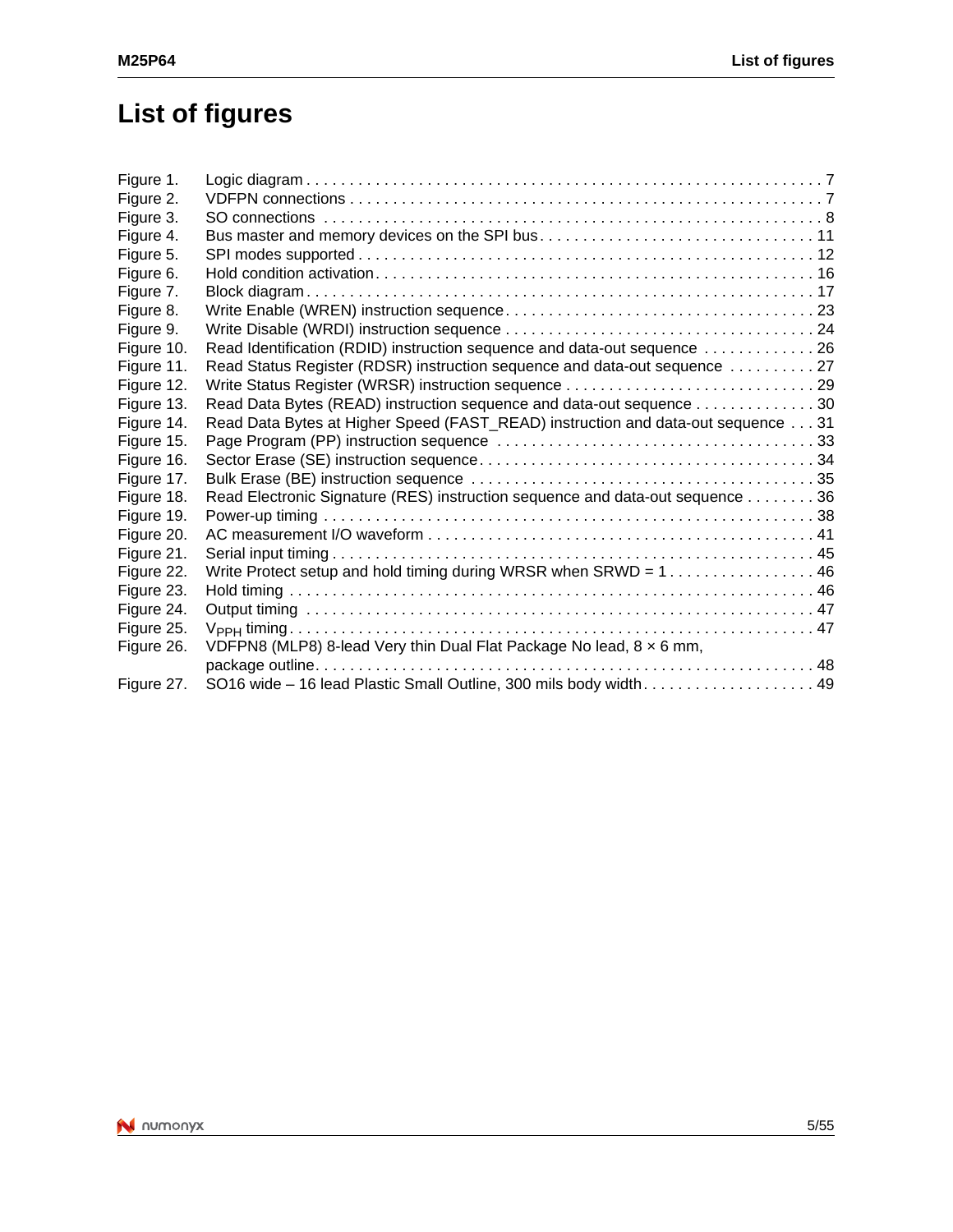# List of figures

| | | |
|---|---|---|
| Figure 1. | Logic diagram | 7 |
| Figure 2. | VDFPN connections | 7 |
| Figure 3. | SO connections | 8 |
| Figure 4. | Bus master and memory devices on the SPI bus | 11 |
| Figure 5. | SPI modes supported | 12 |
| Figure 6. | Hold condition activation | 16 |
| Figure 7. | Block diagram | 17 |
| Figure 8. | Write Enable (WREN) instruction sequence | 23 |
| Figure 9. | Write Disable (WRDI) instruction sequence | 24 |
| Figure 10. | Read Identification (RDID) instruction sequence and data-out sequence | 26 |
| Figure 11. | Read Status Register (RDSR) instruction sequence and data-out sequence | 27 |
| Figure 12. | Write Status Register (WRSR) instruction sequence | 29 |
| Figure 13. | Read Data Bytes (READ) instruction sequence and data-out sequence | 30 |
| Figure 14. | Read Data Bytes at Higher Speed (FAST_READ) instruction and data-out sequence | 31 |
| Figure 15. | Page Program (PP) instruction sequence | 33 |
| Figure 16. | Sector Erase (SE) instruction sequence | 34 |
| Figure 17. | Bulk Erase (BE) instruction sequence | 35 |
| Figure 18. | Read Electronic Signature (RES) instruction sequence and data-out sequence | 36 |
| Figure 19. | Power-up timing | 38 |
| Figure 20. | AC measurement I/O waveform | 41 |
| Figure 21. | Serial input timing | 45 |
| Figure 22. | Write Protect setup and hold timing during WRSR when SRWD = 1 | 46 |
| Figure 23. | Hold timing | 46 |
| Figure 24. | Output timing | 47 |
| Figure 25. | $V_{PPH}$ timing | 47 |
| Figure 26. | VDFPN8 (MLP8) 8-lead Very thin Dual Flat Package No lead, 8 × 6 mm, package outline | 48 |
| Figure 27. | SO16 wide – 16 lead Plastic Small Outline, 300 mils body width | 49 |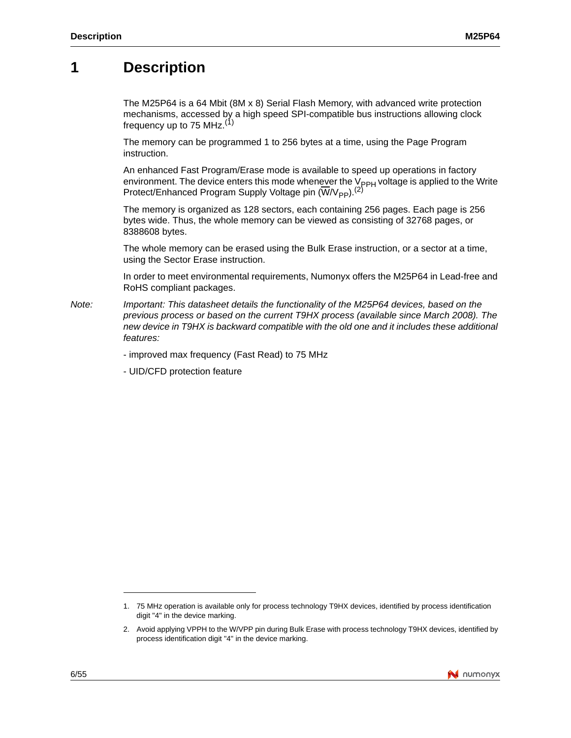# 1 Description

The M25P64 is a 64 Mbit (8M x 8) Serial Flash Memory, with advanced write protection mechanisms, accessed by a high speed SPI-compatible bus instructions allowing clock frequency up to 75 MHz.[1]

The memory can be programmed 1 to 256 bytes at a time, using the Page Program instruction.

An enhanced Fast Program/Erase mode is available to speed up operations in factory environment. The device enters this mode whenever the $V_{PPH}$ voltage is applied to the Write Protect/Enhanced Program Supply Voltage pin ($\overline{W}/V_{PP}$).[2]

The memory is organized as 128 sectors, each containing 256 pages. Each page is 256 bytes wide. Thus, the whole memory can be viewed as consisting of 32768 pages, or 8388608 bytes.

The whole memory can be erased using the Bulk Erase instruction, or a sector at a time, using the Sector Erase instruction.

In order to meet environmental requirements, Numonyx offers the M25P64 in Lead-free and RoHS compliant packages.

*Note: Important: This datasheet details the functionality of the M25P64 devices, based on the previous process or based on the current T9HX process (available since March 2008). The new device in T9HX is backward compatible with the old one and it includes these additional features:*

- improved max frequency (Fast Read) to 75 MHz

- UID/CFD protection feature

---

1. 75 MHz operation is available only for process technology T9HX devices, identified by process identification digit "4" in the device marking.
2. Avoid applying VPPH to the W/VPP pin during Bulk Erase with process technology T9HX devices, identified by process identification digit "4" in the device marking.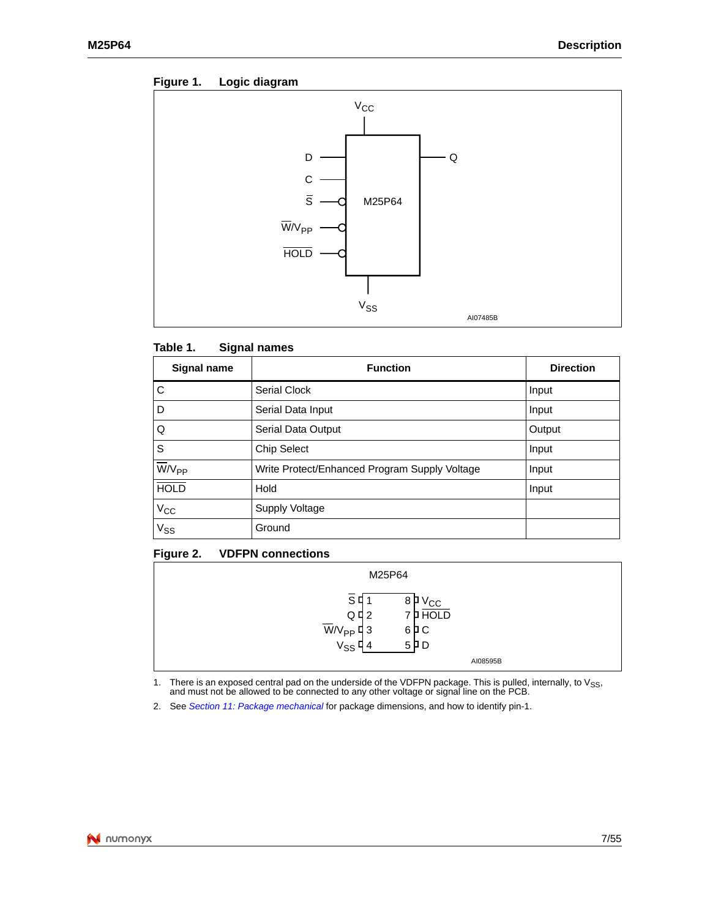**Figure 1. Logic diagram**

**Table 1. Signal names**

| Signal name | Function | Direction |
|---|---|---|
| C | Serial Clock | Input |
| D | Serial Data Input | Input |
| Q | Serial Data Output | Output |
| S | Chip Select | Input |
| $\overline{W}/V_{PP}$ | Write Protect/Enhanced Program Supply Voltage | Input |
| $\overline{HOLD}$ | Hold | Input |
| $V_{CC}$ | Supply Voltage | |
| $V_{SS}$ | Ground | |

**Figure 2. VDFPN connections**

1. There is an exposed central pad on the underside of the VDFPN package. This is pulled, internally, to $V_{SS}$, and must not be allowed to be connected to any other voltage or signal line on the PCB.
2. See *Section 11: Package mechanical* for package dimensions, and how to identify pin-1.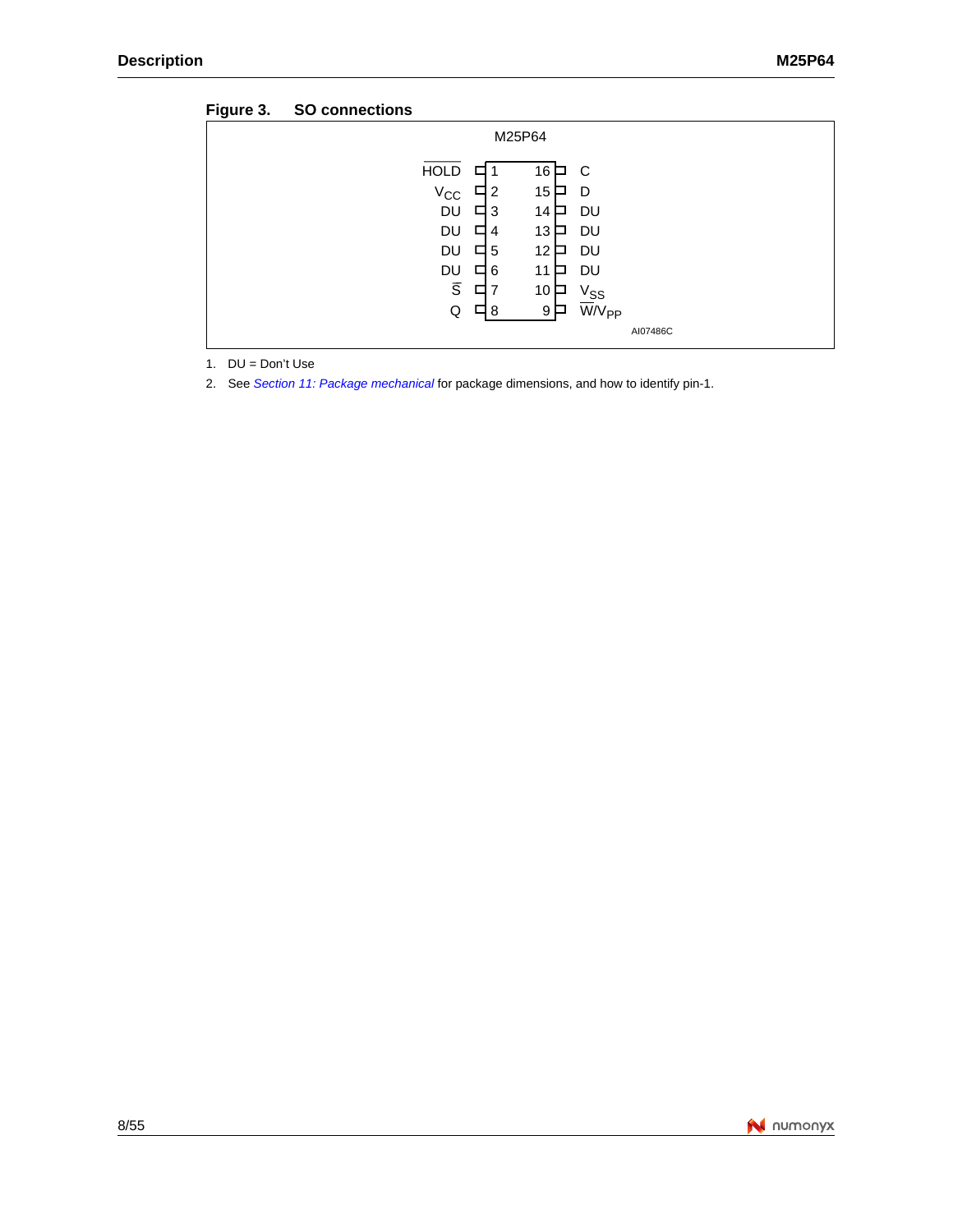**Figure 3. SO connections**

M25P64

| Signal | Pin | Pin | Signal |
|---|---|---|---|
| $\overline{HOLD}$ | 1 | 16 | C |
| $V_{CC}$ | 2 | 15 | D |
| DU | 3 | 14 | DU |
| DU | 4 | 13 | DU |
| DU | 5 | 12 | DU |
| DU | 6 | 11 | DU |
| $\overline{S}$ | 7 | 10 | $V_{SS}$ |
| Q | 8 | 9 | $\overline{W}/V_{PP}$ |

AI07486C

1. DU = Don't Use
2. See *Section 11: Package mechanical* for package dimensions, and how to identify pin-1.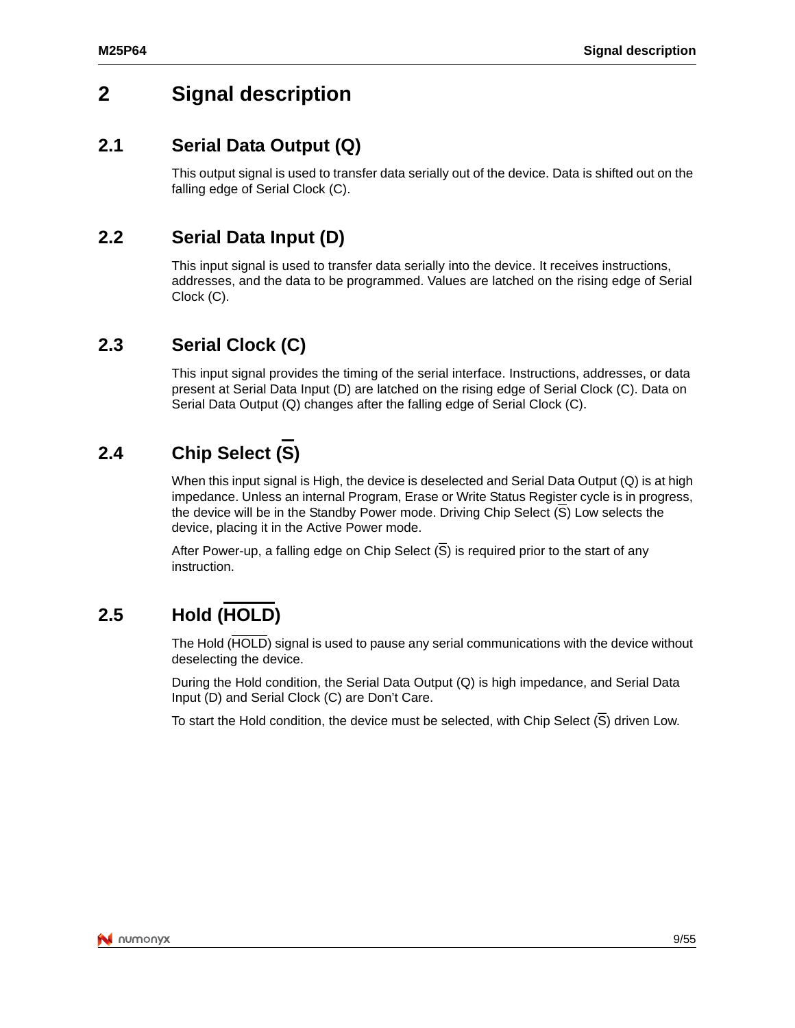# 2 Signal description

## 2.1 Serial Data Output (Q)

This output signal is used to transfer data serially out of the device. Data is shifted out on the falling edge of Serial Clock (C).

## 2.2 Serial Data Input (D)

This input signal is used to transfer data serially into the device. It receives instructions, addresses, and the data to be programmed. Values are latched on the rising edge of Serial Clock (C).

## 2.3 Serial Clock (C)

This input signal provides the timing of the serial interface. Instructions, addresses, or data present at Serial Data Input (D) are latched on the rising edge of Serial Clock (C). Data on Serial Data Output (Q) changes after the falling edge of Serial Clock (C).

## 2.4 Chip Select ($\overline{S}$)

When this input signal is High, the device is deselected and Serial Data Output (Q) is at high impedance. Unless an internal Program, Erase or Write Status Register cycle is in progress, the device will be in the Standby Power mode. Driving Chip Select ($\overline{S}$) Low selects the device, placing it in the Active Power mode.

After Power-up, a falling edge on Chip Select ($\overline{S}$) is required prior to the start of any instruction.

## 2.5 Hold ($\overline{HOLD}$)

The Hold ($\overline{HOLD}$) signal is used to pause any serial communications with the device without deselecting the device.

During the Hold condition, the Serial Data Output (Q) is high impedance, and Serial Data Input (D) and Serial Clock (C) are Don't Care.

To start the Hold condition, the device must be selected, with Chip Select ($\overline{S}$) driven Low.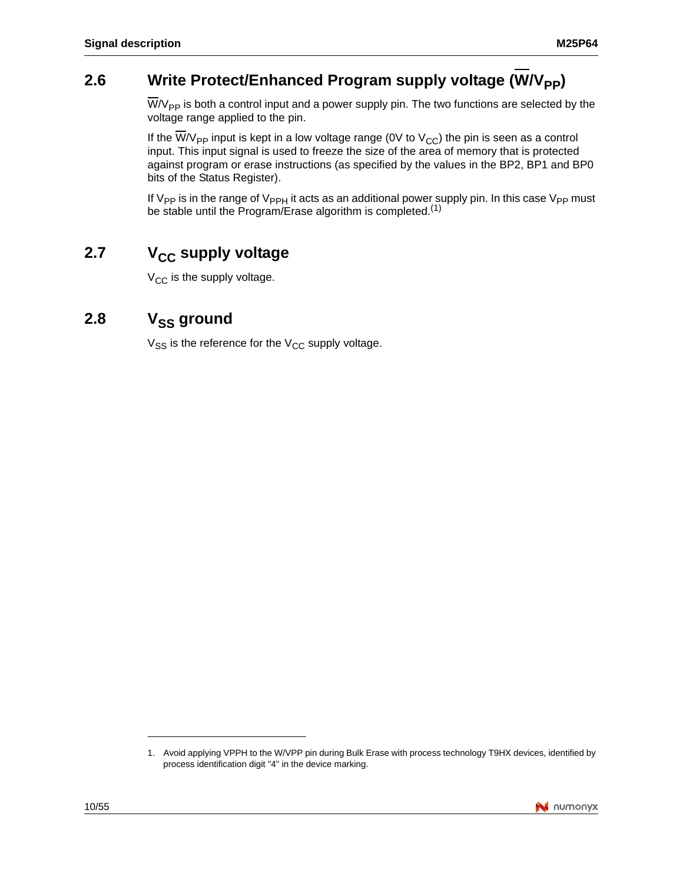## 2.6 Write Protect/Enhanced Program supply voltage ($\overline{W}/V_{PP}$)

$\overline{W}/V_{PP}$ is both a control input and a power supply pin. The two functions are selected by the voltage range applied to the pin.

If the $\overline{W}/V_{PP}$ input is kept in a low voltage range (0V to $V_{CC}$) the pin is seen as a control input. This input signal is used to freeze the size of the area of memory that is protected against program or erase instructions (as specified by the values in the BP2, BP1 and BP0 bits of the Status Register).

If $V_{PP}$ is in the range of $V_{PPH}$ it acts as an additional power supply pin. In this case $V_{PP}$ must be stable until the Program/Erase algorithm is completed.[1]

## 2.7 $V_{CC}$ supply voltage

$V_{CC}$ is the supply voltage.

## 2.8 $V_{SS}$ ground

$V_{SS}$ is the reference for the $V_{CC}$ supply voltage.

---

1. Avoid applying VPPH to the W/VPP pin during Bulk Erase with process technology T9HX devices, identified by process identification digit "4" in the device marking.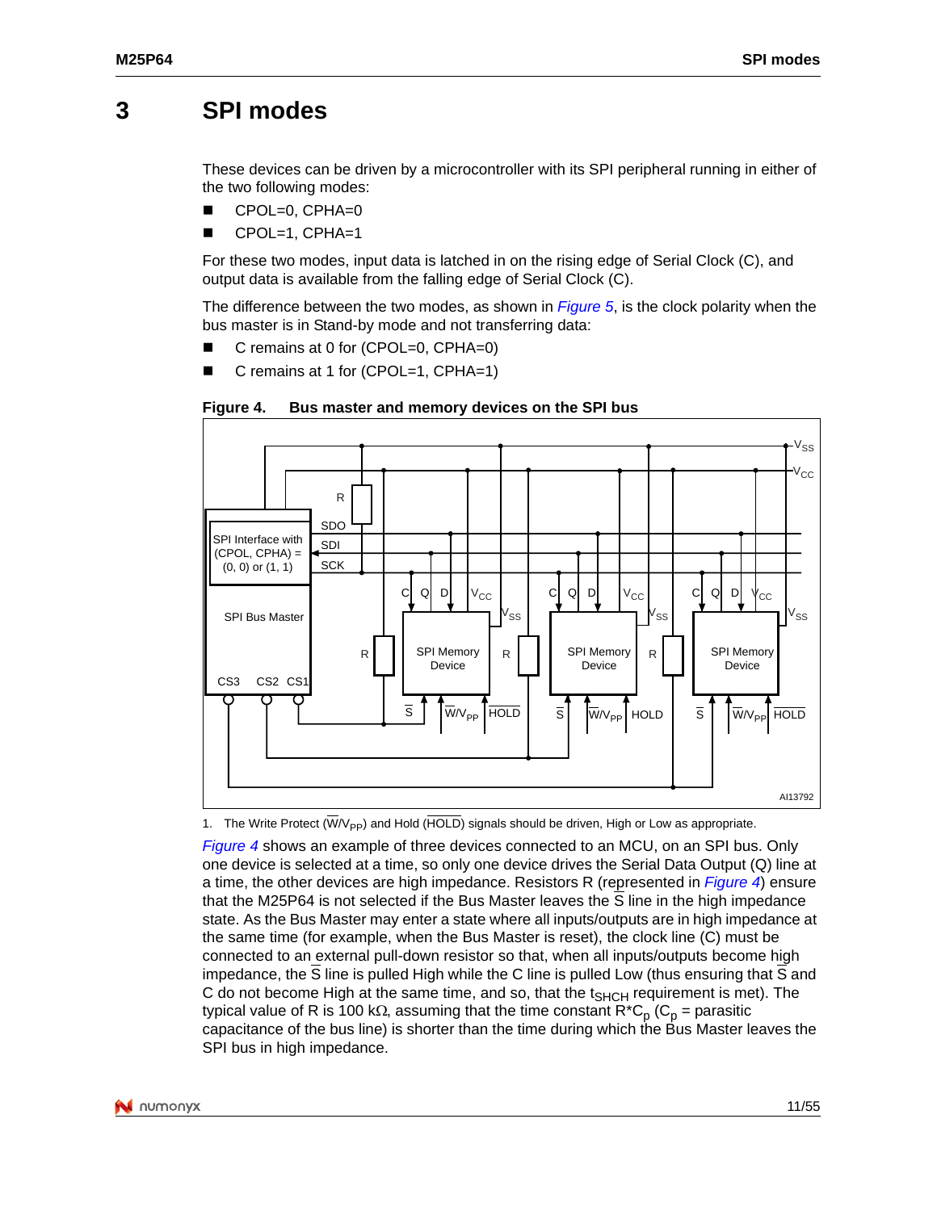// 3 SPI modes

# 3 SPI modes

These devices can be driven by a microcontroller with its SPI peripheral running in either of the two following modes:

- CPOL=0, CPHA=0
- CPOL=1, CPHA=1

For these two modes, input data is latched in on the rising edge of Serial Clock (C), and output data is available from the falling edge of Serial Clock (C).

The difference between the two modes, as shown in *Figure 5*, is the clock polarity when the bus master is in Stand-by mode and not transferring data:

- C remains at 0 for (CPOL=0, CPHA=0)
- C remains at 1 for (CPOL=1, CPHA=1)

**Figure 4. Bus master and memory devices on the SPI bus**

1. The Write Protect ($\overline{W}/V_{PP}$) and Hold ($\overline{HOLD}$) signals should be driven, High or Low as appropriate.

*Figure 4* shows an example of three devices connected to an MCU, on an SPI bus. Only one device is selected at a time, so only one device drives the Serial Data Output (Q) line at a time, the other devices are high impedance. Resistors R (represented in *Figure 4*) ensure that the M25P64 is not selected if the Bus Master leaves the $\overline{S}$ line in the high impedance state. As the Bus Master may enter a state where all inputs/outputs are in high impedance at the same time (for example, when the Bus Master is reset), the clock line (C) must be connected to an external pull-down resistor so that, when all inputs/outputs become high impedance, the $\overline{S}$ line is pulled High while the C line is pulled Low (thus ensuring that $\overline{S}$ and C do not become High at the same time, and so, that the $t_{SHCH}$ requirement is met). The typical value of R is 100 kΩ, assuming that the time constant $R^*C_p$ ($C_p$ = parasitic capacitance of the bus line) is shorter than the time during which the Bus Master leaves the SPI bus in high impedance.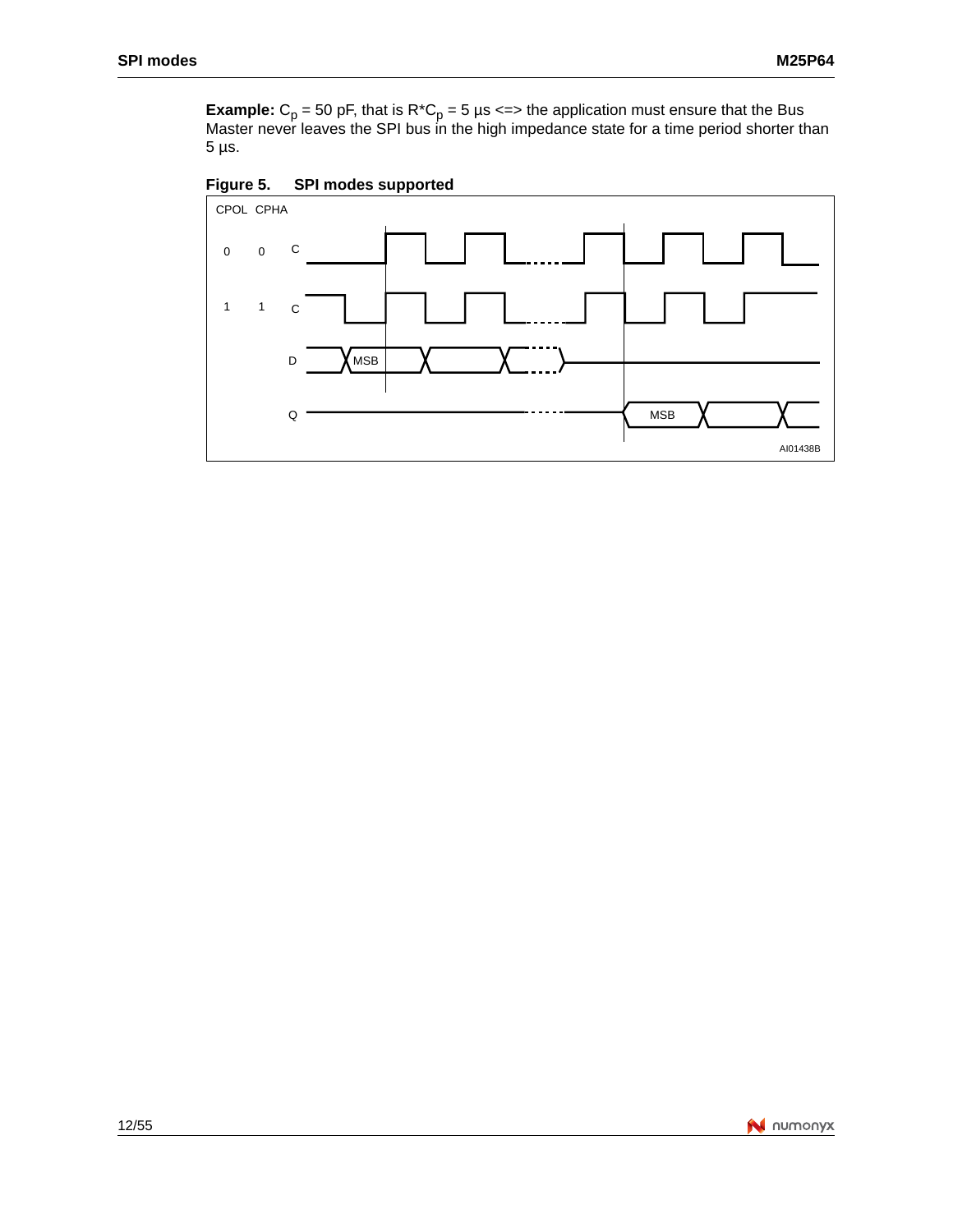**Example:** $C_p$ = 50 pF, that is $R*C_p$ = 5 µs <=> the application must ensure that the Bus Master never leaves the SPI bus in the high impedance state for a time period shorter than 5 µs.

**Figure 5. SPI modes supported**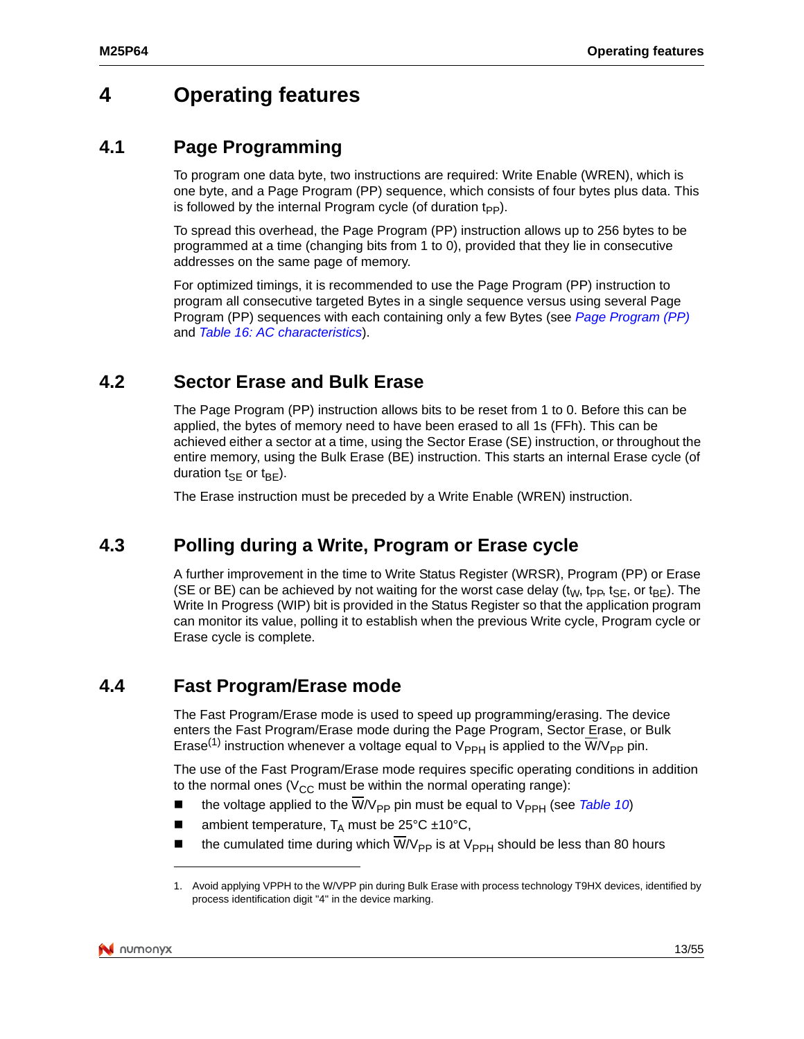# 4 Operating features

## 4.1 Page Programming

To program one data byte, two instructions are required: Write Enable (WREN), which is one byte, and a Page Program (PP) sequence, which consists of four bytes plus data. This is followed by the internal Program cycle (of duration $t_{PP}$).

To spread this overhead, the Page Program (PP) instruction allows up to 256 bytes to be programmed at a time (changing bits from 1 to 0), provided that they lie in consecutive addresses on the same page of memory.

For optimized timings, it is recommended to use the Page Program (PP) instruction to program all consecutive targeted Bytes in a single sequence versus using several Page Program (PP) sequences with each containing only a few Bytes (see *Page Program (PP)* and *Table 16: AC characteristics*).

## 4.2 Sector Erase and Bulk Erase

The Page Program (PP) instruction allows bits to be reset from 1 to 0. Before this can be applied, the bytes of memory need to have been erased to all 1s (FFh). This can be achieved either a sector at a time, using the Sector Erase (SE) instruction, or throughout the entire memory, using the Bulk Erase (BE) instruction. This starts an internal Erase cycle (of duration $t_{SE}$ or $t_{BE}$).

The Erase instruction must be preceded by a Write Enable (WREN) instruction.

## 4.3 Polling during a Write, Program or Erase cycle

A further improvement in the time to Write Status Register (WRSR), Program (PP) or Erase (SE or BE) can be achieved by not waiting for the worst case delay ($t_W$, $t_{PP}$, $t_{SE}$, or $t_{BE}$). The Write In Progress (WIP) bit is provided in the Status Register so that the application program can monitor its value, polling it to establish when the previous Write cycle, Program cycle or Erase cycle is complete.

## 4.4 Fast Program/Erase mode

The Fast Program/Erase mode is used to speed up programming/erasing. The device enters the Fast Program/Erase mode during the Page Program, Sector Erase, or Bulk Erase[1] instruction whenever a voltage equal to $V_{PPH}$ is applied to the $\overline{W}/V_{PP}$ pin.

The use of the Fast Program/Erase mode requires specific operating conditions in addition to the normal ones ($V_{CC}$ must be within the normal operating range):

- the voltage applied to the $\overline{W}/V_{PP}$ pin must be equal to $V_{PPH}$ (see *Table 10*)
- ambient temperature, $T_A$ must be 25°C ±10°C,
- the cumulated time during which $\overline{W}/V_{PP}$ is at $V_{PPH}$ should be less than 80 hours

1. Avoid applying VPPH to the W/VPP pin during Bulk Erase with process technology T9HX devices, identified by process identification digit "4" in the device marking.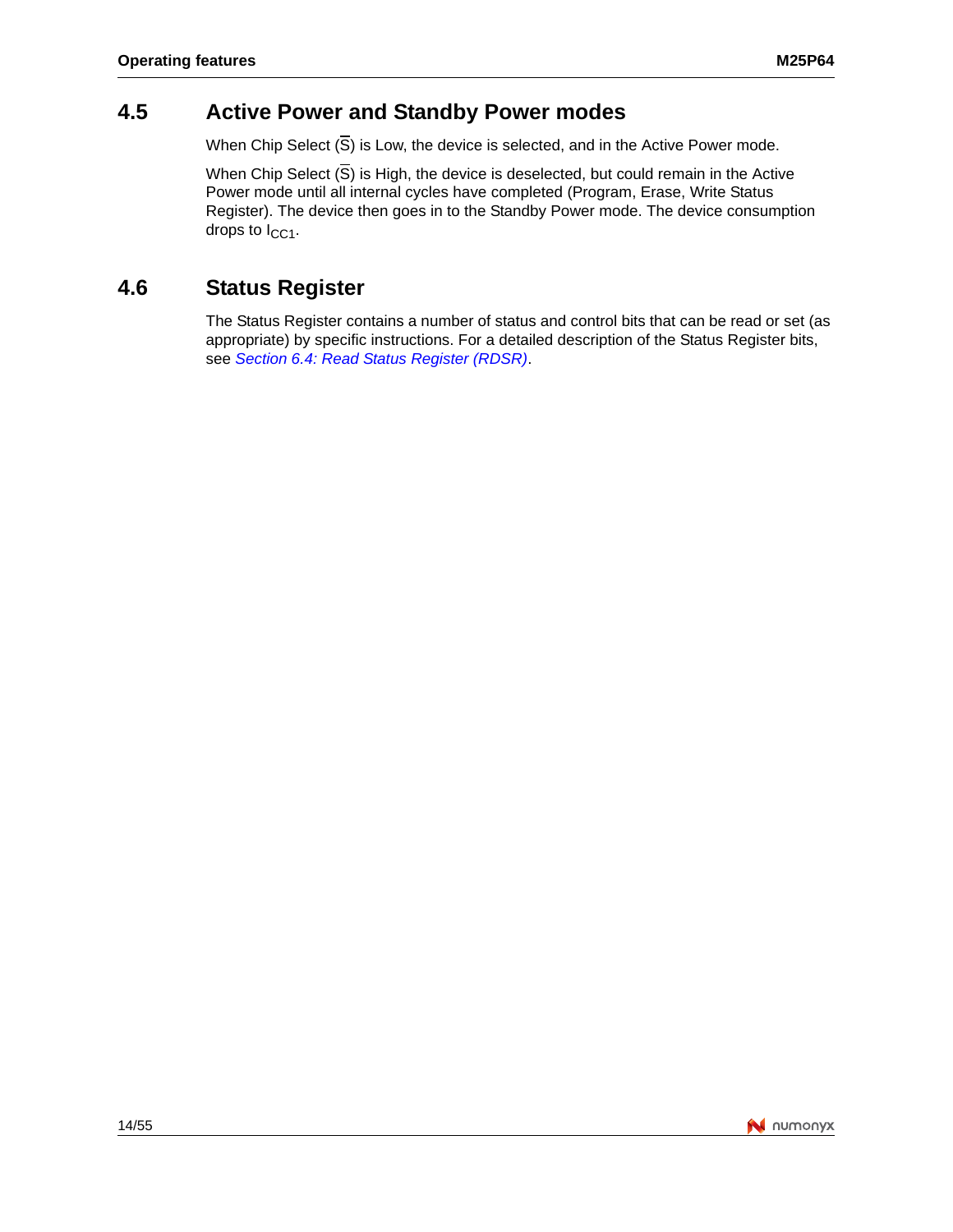## 4.5 Active Power and Standby Power modes

When Chip Select ($\overline{S}$) is Low, the device is selected, and in the Active Power mode.

When Chip Select ($\overline{S}$) is High, the device is deselected, but could remain in the Active Power mode until all internal cycles have completed (Program, Erase, Write Status Register). The device then goes in to the Standby Power mode. The device consumption drops to $I_{CC1}$.

## 4.6 Status Register

The Status Register contains a number of status and control bits that can be read or set (as appropriate) by specific instructions. For a detailed description of the Status Register bits, see *Section 6.4: Read Status Register (RDSR)*.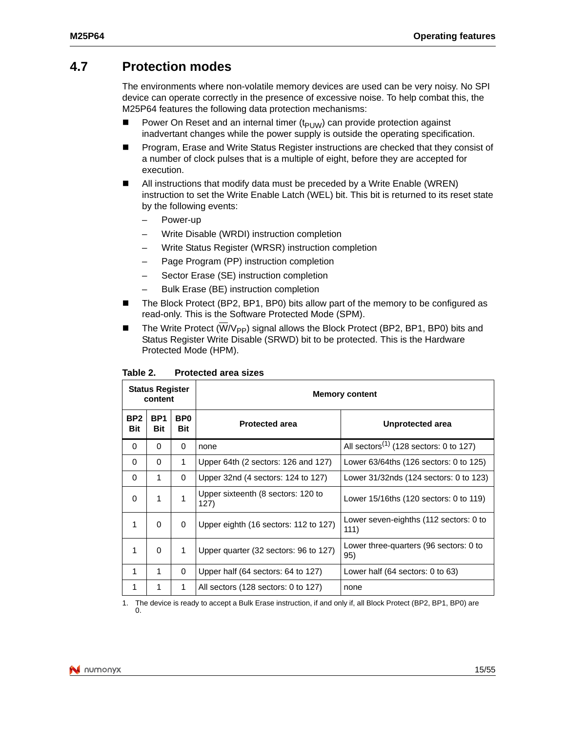## 4.7 Protection modes

The environments where non-volatile memory devices are used can be very noisy. No SPI device can operate correctly in the presence of excessive noise. To help combat this, the M25P64 features the following data protection mechanisms:

- Power On Reset and an internal timer ($t_{PUW}$) can provide protection against inadvertant changes while the power supply is outside the operating specification.
- Program, Erase and Write Status Register instructions are checked that they consist of a number of clock pulses that is a multiple of eight, before they are accepted for execution.
- All instructions that modify data must be preceded by a Write Enable (WREN) instruction to set the Write Enable Latch (WEL) bit. This bit is returned to its reset state by the following events:
  - Power-up
  - Write Disable (WRDI) instruction completion
  - Write Status Register (WRSR) instruction completion
  - Page Program (PP) instruction completion
  - Sector Erase (SE) instruction completion
  - Bulk Erase (BE) instruction completion
- The Block Protect (BP2, BP1, BP0) bits allow part of the memory to be configured as read-only. This is the Software Protected Mode (SPM).
- The Write Protect ($\overline{W}/V_{PP}$) signal allows the Block Protect (BP2, BP1, BP0) bits and Status Register Write Disable (SRWD) bit to be protected. This is the Hardware Protected Mode (HPM).

**Table 2. Protected area sizes**

| Status Register content | | | Memory content | |
|---|---|---|---|---|
| BP2 Bit | BP1 Bit | BP0 Bit | Protected area | Unprotected area |
| 0 | 0 | 0 | none | All sectors[1] (128 sectors: 0 to 127) |
| 0 | 0 | 1 | Upper 64th (2 sectors: 126 and 127) | Lower 63/64ths (126 sectors: 0 to 125) |
| 0 | 1 | 0 | Upper 32nd (4 sectors: 124 to 127) | Lower 31/32nds (124 sectors: 0 to 123) |
| 0 | 1 | 1 | Upper sixteenth (8 sectors: 120 to 127) | Lower 15/16ths (120 sectors: 0 to 119) |
| 1 | 0 | 0 | Upper eighth (16 sectors: 112 to 127) | Lower seven-eighths (112 sectors: 0 to 111) |
| 1 | 0 | 1 | Upper quarter (32 sectors: 96 to 127) | Lower three-quarters (96 sectors: 0 to 95) |
| 1 | 1 | 0 | Upper half (64 sectors: 64 to 127) | Lower half (64 sectors: 0 to 63) |
| 1 | 1 | 1 | All sectors (128 sectors: 0 to 127) | none |

1. The device is ready to accept a Bulk Erase instruction, if and only if, all Block Protect (BP2, BP1, BP0) are 0.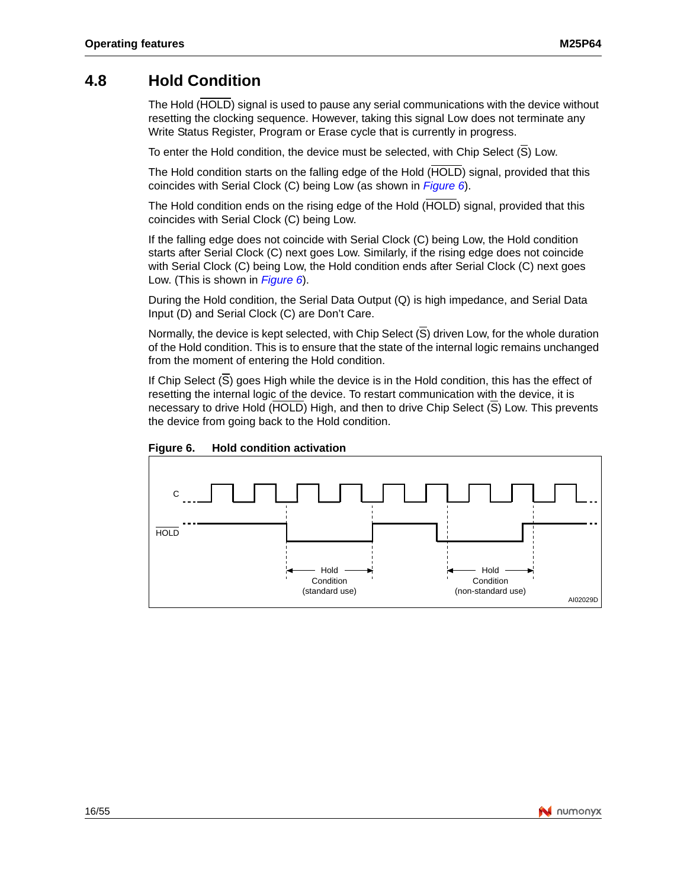## 4.8 Hold Condition

The Hold ($\overline{\text{HOLD}}$) signal is used to pause any serial communications with the device without resetting the clocking sequence. However, taking this signal Low does not terminate any Write Status Register, Program or Erase cycle that is currently in progress.

To enter the Hold condition, the device must be selected, with Chip Select ($\overline{\text{S}}$) Low.

The Hold condition starts on the falling edge of the Hold ($\overline{\text{HOLD}}$) signal, provided that this coincides with Serial Clock (C) being Low (as shown in *Figure 6*).

The Hold condition ends on the rising edge of the Hold ($\overline{\text{HOLD}}$) signal, provided that this coincides with Serial Clock (C) being Low.

If the falling edge does not coincide with Serial Clock (C) being Low, the Hold condition starts after Serial Clock (C) next goes Low. Similarly, if the rising edge does not coincide with Serial Clock (C) being Low, the Hold condition ends after Serial Clock (C) next goes Low. (This is shown in *Figure 6*).

During the Hold condition, the Serial Data Output (Q) is high impedance, and Serial Data Input (D) and Serial Clock (C) are Don't Care.

Normally, the device is kept selected, with Chip Select ($\overline{\text{S}}$) driven Low, for the whole duration of the Hold condition. This is to ensure that the state of the internal logic remains unchanged from the moment of entering the Hold condition.

If Chip Select ($\overline{\text{S}}$) goes High while the device is in the Hold condition, this has the effect of resetting the internal logic of the device. To restart communication with the device, it is necessary to drive Hold ($\overline{\text{HOLD}}$) High, and then to drive Chip Select ($\overline{\text{S}}$) Low. This prevents the device from going back to the Hold condition.

**Figure 6. Hold condition activation**

C

$\overline{\text{HOLD}}$

Hold Condition (standard use)

Hold Condition (non-standard use)

AI02029D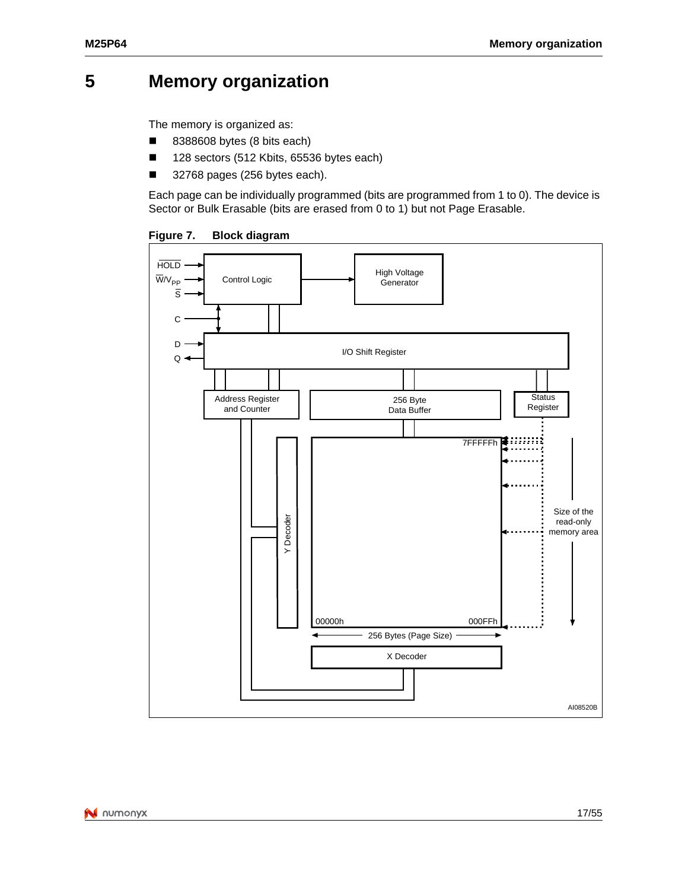# 5 Memory organization

The memory is organized as:

- 8388608 bytes (8 bits each)
- 128 sectors (512 Kbits, 65536 bytes each)
- 32768 pages (256 bytes each).

Each page can be individually programmed (bits are programmed from 1 to 0). The device is Sector or Bulk Erasable (bits are erased from 0 to 1) but not Page Erasable.

**Figure 7. Block diagram**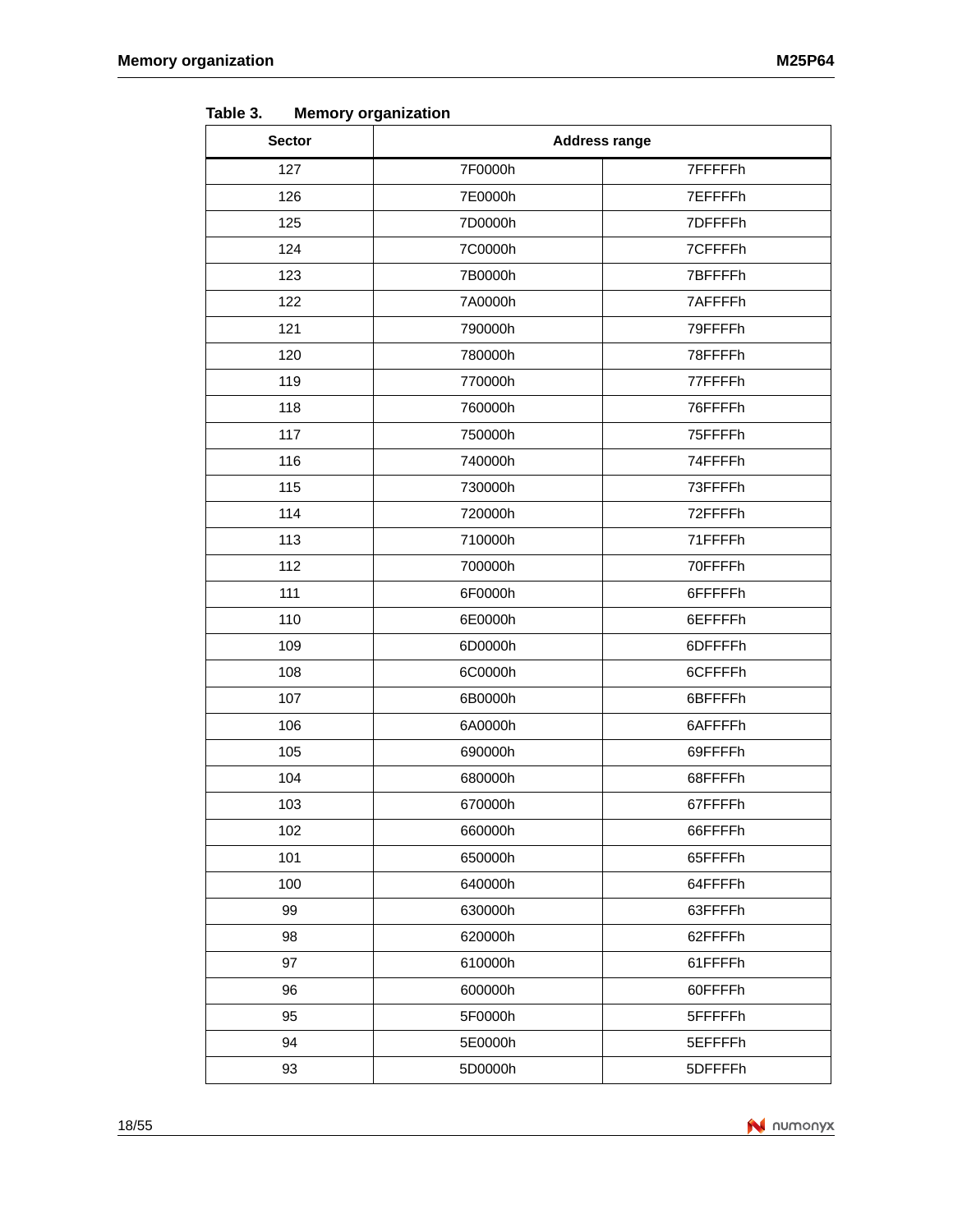Table 3. Memory organization

| Sector | Address range | |
|---|---|---|
| 127 | 7F0000h | 7FFFFFh |
| 126 | 7E0000h | 7EFFFFh |
| 125 | 7D0000h | 7DFFFFh |
| 124 | 7C0000h | 7CFFFFh |
| 123 | 7B0000h | 7BFFFFh |
| 122 | 7A0000h | 7AFFFFh |
| 121 | 790000h | 79FFFFh |
| 120 | 780000h | 78FFFFh |
| 119 | 770000h | 77FFFFh |
| 118 | 760000h | 76FFFFh |
| 117 | 750000h | 75FFFFh |
| 116 | 740000h | 74FFFFh |
| 115 | 730000h | 73FFFFh |
| 114 | 720000h | 72FFFFh |
| 113 | 710000h | 71FFFFh |
| 112 | 700000h | 70FFFFh |
| 111 | 6F0000h | 6FFFFFh |
| 110 | 6E0000h | 6EFFFFh |
| 109 | 6D0000h | 6DFFFFh |
| 108 | 6C0000h | 6CFFFFh |
| 107 | 6B0000h | 6BFFFFh |
| 106 | 6A0000h | 6AFFFFh |
| 105 | 690000h | 69FFFFh |
| 104 | 680000h | 68FFFFh |
| 103 | 670000h | 67FFFFh |
| 102 | 660000h | 66FFFFh |
| 101 | 650000h | 65FFFFh |
| 100 | 640000h | 64FFFFh |
| 99 | 630000h | 63FFFFh |
| 98 | 620000h | 62FFFFh |
| 97 | 610000h | 61FFFFh |
| 96 | 600000h | 60FFFFh |
| 95 | 5F0000h | 5FFFFFh |
| 94 | 5E0000h | 5EFFFFh |
| 93 | 5D0000h | 5DFFFFh |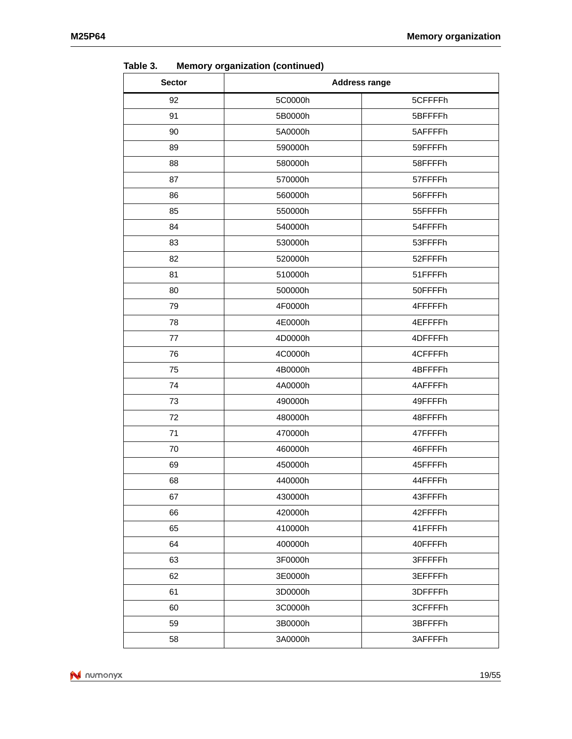Table 3. Memory organization (continued)

| Sector | Address range | |
|---|---|---|
| 92 | 5C0000h | 5CFFFFh |
| 91 | 5B0000h | 5BFFFFh |
| 90 | 5A0000h | 5AFFFFh |
| 89 | 590000h | 59FFFFh |
| 88 | 580000h | 58FFFFh |
| 87 | 570000h | 57FFFFh |
| 86 | 560000h | 56FFFFh |
| 85 | 550000h | 55FFFFh |
| 84 | 540000h | 54FFFFh |
| 83 | 530000h | 53FFFFh |
| 82 | 520000h | 52FFFFh |
| 81 | 510000h | 51FFFFh |
| 80 | 500000h | 50FFFFh |
| 79 | 4F0000h | 4FFFFFh |
| 78 | 4E0000h | 4EFFFFh |
| 77 | 4D0000h | 4DFFFFh |
| 76 | 4C0000h | 4CFFFFh |
| 75 | 4B0000h | 4BFFFFh |
| 74 | 4A0000h | 4AFFFFh |
| 73 | 490000h | 49FFFFh |
| 72 | 480000h | 48FFFFh |
| 71 | 470000h | 47FFFFh |
| 70 | 460000h | 46FFFFh |
| 69 | 450000h | 45FFFFh |
| 68 | 440000h | 44FFFFh |
| 67 | 430000h | 43FFFFh |
| 66 | 420000h | 42FFFFh |
| 65 | 410000h | 41FFFFh |
| 64 | 400000h | 40FFFFh |
| 63 | 3F0000h | 3FFFFFh |
| 62 | 3E0000h | 3EFFFFh |
| 61 | 3D0000h | 3DFFFFh |
| 60 | 3C0000h | 3CFFFFh |
| 59 | 3B0000h | 3BFFFFh |
| 58 | 3A0000h | 3AFFFFh |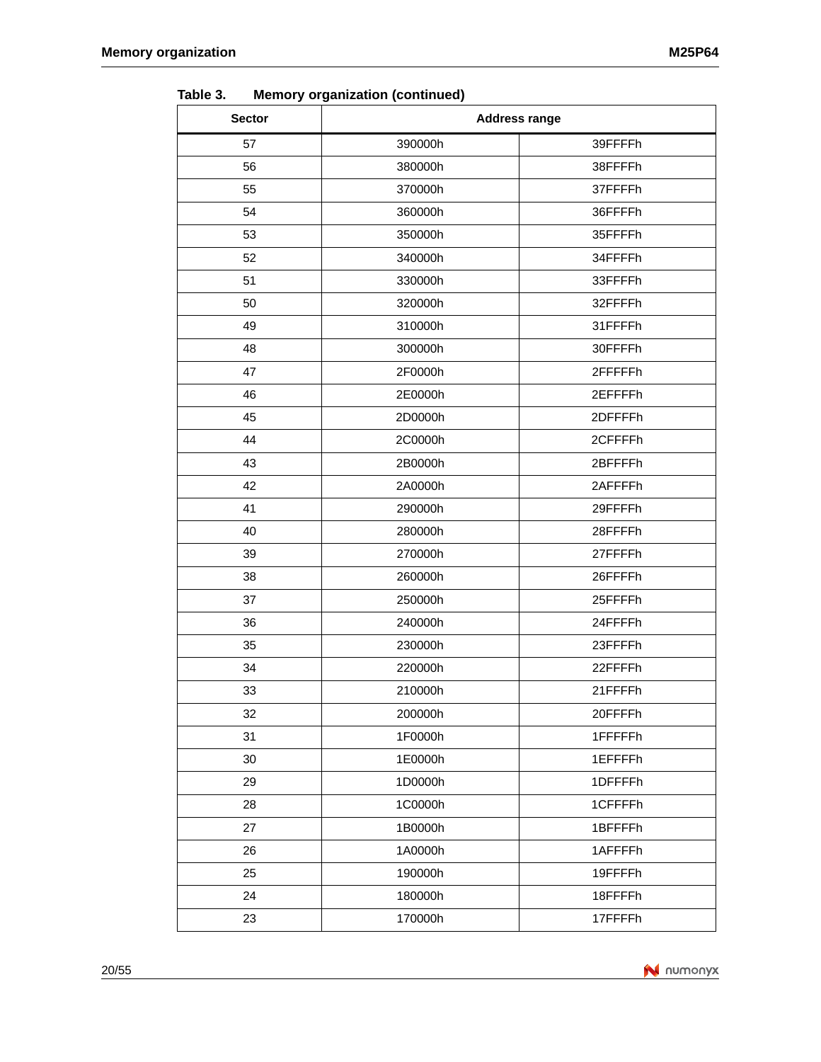**Table 3. Memory organization (continued)**

| Sector | Address range | |
|---|---|---|
| 57 | 390000h | 39FFFFh |
| 56 | 380000h | 38FFFFh |
| 55 | 370000h | 37FFFFh |
| 54 | 360000h | 36FFFFh |
| 53 | 350000h | 35FFFFh |
| 52 | 340000h | 34FFFFh |
| 51 | 330000h | 33FFFFh |
| 50 | 320000h | 32FFFFh |
| 49 | 310000h | 31FFFFh |
| 48 | 300000h | 30FFFFh |
| 47 | 2F0000h | 2FFFFFh |
| 46 | 2E0000h | 2EFFFFh |
| 45 | 2D0000h | 2DFFFFh |
| 44 | 2C0000h | 2CFFFFh |
| 43 | 2B0000h | 2BFFFFh |
| 42 | 2A0000h | 2AFFFFh |
| 41 | 290000h | 29FFFFh |
| 40 | 280000h | 28FFFFh |
| 39 | 270000h | 27FFFFh |
| 38 | 260000h | 26FFFFh |
| 37 | 250000h | 25FFFFh |
| 36 | 240000h | 24FFFFh |
| 35 | 230000h | 23FFFFh |
| 34 | 220000h | 22FFFFh |
| 33 | 210000h | 21FFFFh |
| 32 | 200000h | 20FFFFh |
| 31 | 1F0000h | 1FFFFFh |
| 30 | 1E0000h | 1EFFFFh |
| 29 | 1D0000h | 1DFFFFh |
| 28 | 1C0000h | 1CFFFFh |
| 27 | 1B0000h | 1BFFFFh |
| 26 | 1A0000h | 1AFFFFh |
| 25 | 190000h | 19FFFFh |
| 24 | 180000h | 18FFFFh |
| 23 | 170000h | 17FFFFh |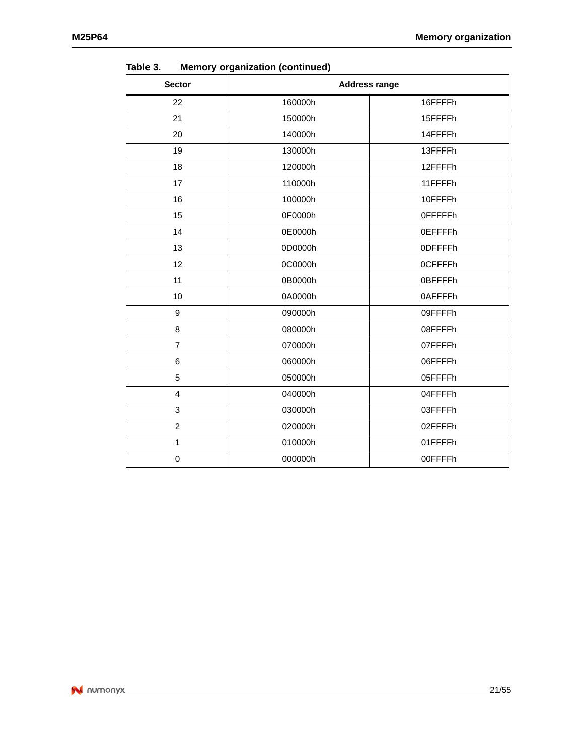**Table 3. Memory organization (continued)**

| Sector | Address range | |
|---|---|---|
| 22 | 160000h | 16FFFFh |
| 21 | 150000h | 15FFFFh |
| 20 | 140000h | 14FFFFh |
| 19 | 130000h | 13FFFFh |
| 18 | 120000h | 12FFFFh |
| 17 | 110000h | 11FFFFh |
| 16 | 100000h | 10FFFFh |
| 15 | 0F0000h | 0FFFFFh |
| 14 | 0E0000h | 0EFFFFh |
| 13 | 0D0000h | 0DFFFFh |
| 12 | 0C0000h | 0CFFFFh |
| 11 | 0B0000h | 0BFFFFh |
| 10 | 0A0000h | 0AFFFFh |
| 9 | 090000h | 09FFFFh |
| 8 | 080000h | 08FFFFh |
| 7 | 070000h | 07FFFFh |
| 6 | 060000h | 06FFFFh |
| 5 | 050000h | 05FFFFh |
| 4 | 040000h | 04FFFFh |
| 3 | 030000h | 03FFFFh |
| 2 | 020000h | 02FFFFh |
| 1 | 010000h | 01FFFFh |
| 0 | 000000h | 00FFFFh |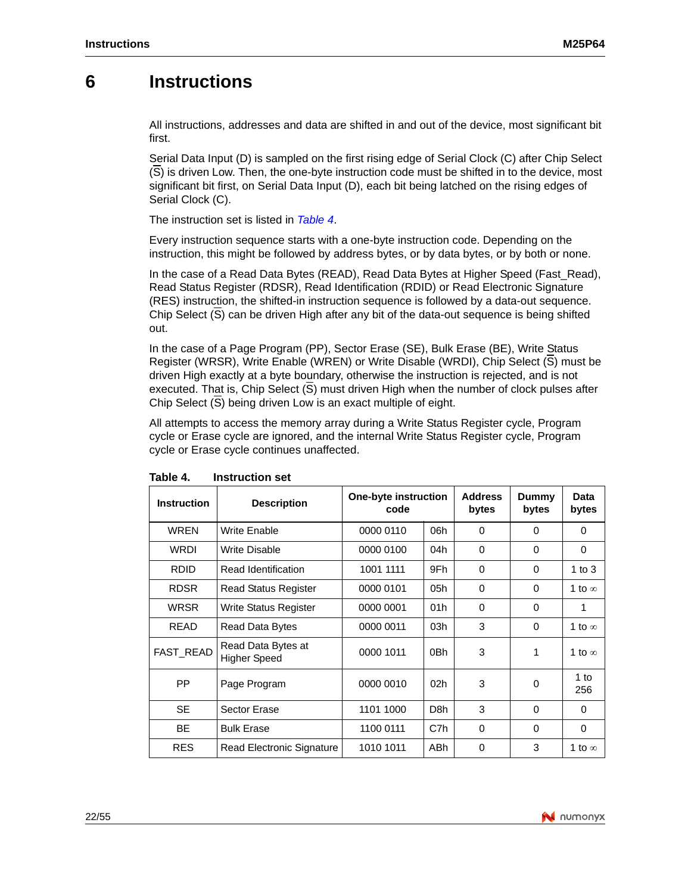# 6 Instructions

All instructions, addresses and data are shifted in and out of the device, most significant bit first.

Serial Data Input (D) is sampled on the first rising edge of Serial Clock (C) after Chip Select ($\overline{S}$) is driven Low. Then, the one-byte instruction code must be shifted in to the device, most significant bit first, on Serial Data Input (D), each bit being latched on the rising edges of Serial Clock (C).

The instruction set is listed in *Table 4*.

Every instruction sequence starts with a one-byte instruction code. Depending on the instruction, this might be followed by address bytes, or by data bytes, or by both or none.

In the case of a Read Data Bytes (READ), Read Data Bytes at Higher Speed (Fast_Read), Read Status Register (RDSR), Read Identification (RDID) or Read Electronic Signature (RES) instruction, the shifted-in instruction sequence is followed by a data-out sequence. Chip Select ($\overline{S}$) can be driven High after any bit of the data-out sequence is being shifted out.

In the case of a Page Program (PP), Sector Erase (SE), Bulk Erase (BE), Write Status Register (WRSR), Write Enable (WREN) or Write Disable (WRDI), Chip Select ($\overline{S}$) must be driven High exactly at a byte boundary, otherwise the instruction is rejected, and is not executed. That is, Chip Select ($\overline{S}$) must driven High when the number of clock pulses after Chip Select ($\overline{S}$) being driven Low is an exact multiple of eight.

All attempts to access the memory array during a Write Status Register cycle, Program cycle or Erase cycle are ignored, and the internal Write Status Register cycle, Program cycle or Erase cycle continues unaffected.

**Table 4. Instruction set**

| Instruction | Description | One-byte instruction code | | Address bytes | Dummy bytes | Data bytes |
|---|---|---|---|---|---|---|
| WREN | Write Enable | 0000 0110 | 06h | 0 | 0 | 0 |
| WRDI | Write Disable | 0000 0100 | 04h | 0 | 0 | 0 |
| RDID | Read Identification | 1001 1111 | 9Fh | 0 | 0 | 1 to 3 |
| RDSR | Read Status Register | 0000 0101 | 05h | 0 | 0 | 1 to ∞ |
| WRSR | Write Status Register | 0000 0001 | 01h | 0 | 0 | 1 |
| READ | Read Data Bytes | 0000 0011 | 03h | 3 | 0 | 1 to ∞ |
| FAST_READ | Read Data Bytes at Higher Speed | 0000 1011 | 0Bh | 3 | 1 | 1 to ∞ |
| PP | Page Program | 0000 0010 | 02h | 3 | 0 | 1 to 256 |
| SE | Sector Erase | 1101 1000 | D8h | 3 | 0 | 0 |
| BE | Bulk Erase | 1100 0111 | C7h | 0 | 0 | 0 |
| RES | Read Electronic Signature | 1010 1011 | ABh | 0 | 3 | 1 to ∞ |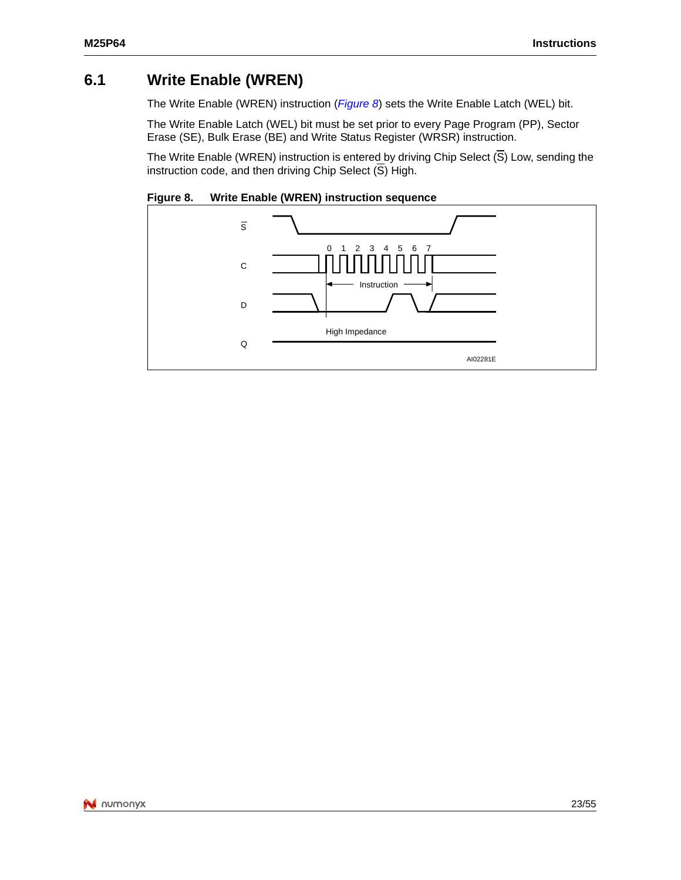## 6.1 Write Enable (WREN)

The Write Enable (WREN) instruction (*Figure 8*) sets the Write Enable Latch (WEL) bit.

The Write Enable Latch (WEL) bit must be set prior to every Page Program (PP), Sector Erase (SE), Bulk Erase (BE) and Write Status Register (WRSR) instruction.

The Write Enable (WREN) instruction is entered by driving Chip Select ($\overline{S}$) Low, sending the instruction code, and then driving Chip Select ($\overline{S}$) High.

**Figure 8. Write Enable (WREN) instruction sequence**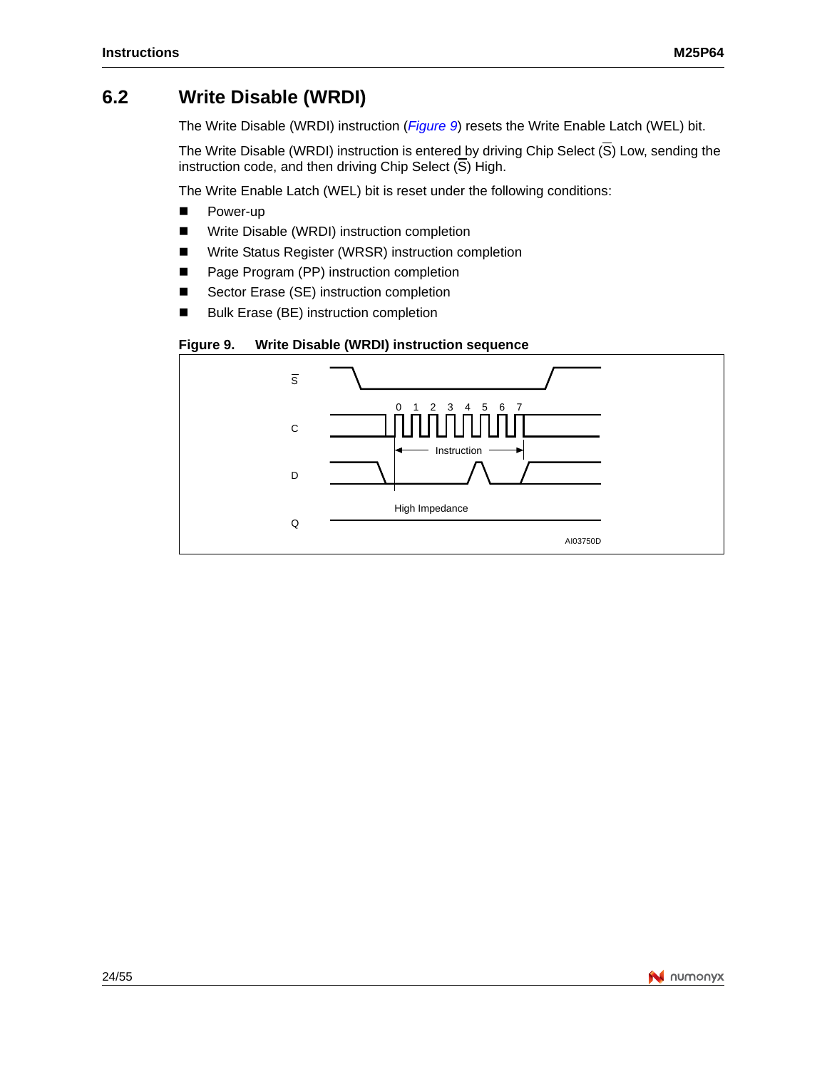## 6.2 Write Disable (WRDI)

The Write Disable (WRDI) instruction (*Figure 9*) resets the Write Enable Latch (WEL) bit.

The Write Disable (WRDI) instruction is entered by driving Chip Select ($\overline{S}$) Low, sending the instruction code, and then driving Chip Select ($\overline{S}$) High.

The Write Enable Latch (WEL) bit is reset under the following conditions:

- Power-up
- Write Disable (WRDI) instruction completion
- Write Status Register (WRSR) instruction completion
- Page Program (PP) instruction completion
- Sector Erase (SE) instruction completion
- Bulk Erase (BE) instruction completion

**Figure 9. Write Disable (WRDI) instruction sequence**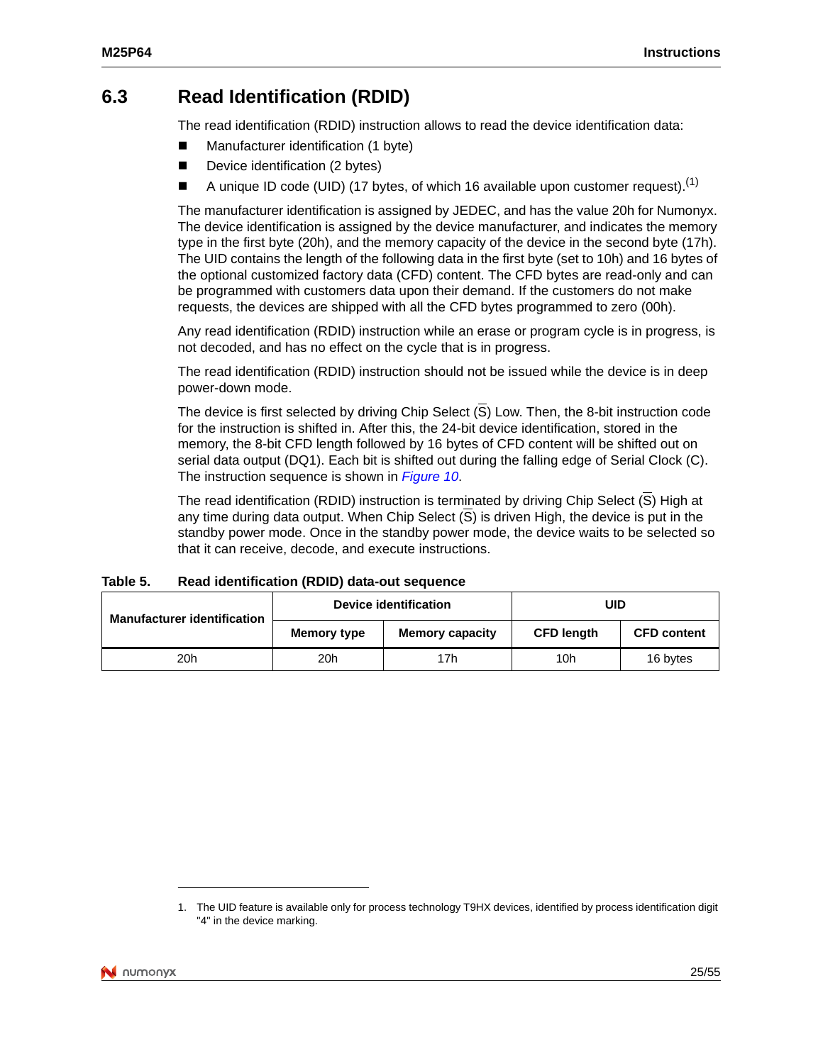## 6.3 Read Identification (RDID)

The read identification (RDID) instruction allows to read the device identification data:

- Manufacturer identification (1 byte)
- Device identification (2 bytes)
- A unique ID code (UID) (17 bytes, of which 16 available upon customer request).[1]

The manufacturer identification is assigned by JEDEC, and has the value 20h for Numonyx. The device identification is assigned by the device manufacturer, and indicates the memory type in the first byte (20h), and the memory capacity of the device in the second byte (17h). The UID contains the length of the following data in the first byte (set to 10h) and 16 bytes of the optional customized factory data (CFD) content. The CFD bytes are read-only and can be programmed with customers data upon their demand. If the customers do not make requests, the devices are shipped with all the CFD bytes programmed to zero (00h).

Any read identification (RDID) instruction while an erase or program cycle is in progress, is not decoded, and has no effect on the cycle that is in progress.

The read identification (RDID) instruction should not be issued while the device is in deep power-down mode.

The device is first selected by driving Chip Select ($\overline{S}$) Low. Then, the 8-bit instruction code for the instruction is shifted in. After this, the 24-bit device identification, stored in the memory, the 8-bit CFD length followed by 16 bytes of CFD content will be shifted out on serial data output (DQ1). Each bit is shifted out during the falling edge of Serial Clock (C). The instruction sequence is shown in *Figure 10*.

The read identification (RDID) instruction is terminated by driving Chip Select ($\overline{S}$) High at any time during data output. When Chip Select ($\overline{S}$) is driven High, the device is put in the standby power mode. Once in the standby power mode, the device waits to be selected so that it can receive, decode, and execute instructions.

**Table 5. Read identification (RDID) data-out sequence**

| Manufacturer identification | Device identification | | UID | |
|---|---|---|---|---|
| | Memory type | Memory capacity | CFD length | CFD content |
| 20h | 20h | 17h | 10h | 16 bytes |

1. The UID feature is available only for process technology T9HX devices, identified by process identification digit "4" in the device marking.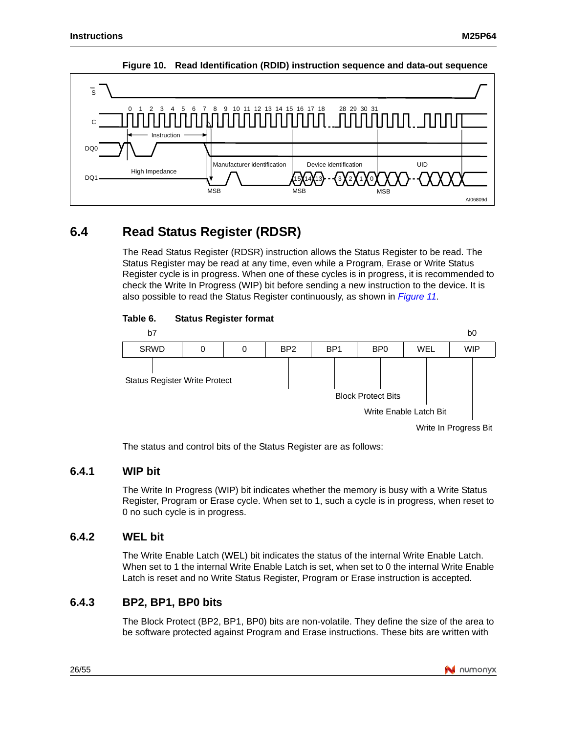**Figure 10. Read Identification (RDID) instruction sequence and data-out sequence**

## 6.4 Read Status Register (RDSR)

The Read Status Register (RDSR) instruction allows the Status Register to be read. The Status Register may be read at any time, even while a Program, Erase or Write Status Register cycle is in progress. When one of these cycles is in progress, it is recommended to check the Write In Progress (WIP) bit before sending a new instruction to the device. It is also possible to read the Status Register continuously, as shown in *Figure 11*.

**Table 6. Status Register format**

| b7 | | | | | | | b0 |
|---|---|---|---|---|---|---|---|
| SRWD | 0 | 0 | BP2 | BP1 | BP0 | WEL | WIP |

- SRWD: Status Register Write Protect
- BP2, BP1, BP0: Block Protect Bits
- WEL: Write Enable Latch Bit
- WIP: Write In Progress Bit

The status and control bits of the Status Register are as follows:

### 6.4.1 WIP bit

The Write In Progress (WIP) bit indicates whether the memory is busy with a Write Status Register, Program or Erase cycle. When set to 1, such a cycle is in progress, when reset to 0 no such cycle is in progress.

### 6.4.2 WEL bit

The Write Enable Latch (WEL) bit indicates the status of the internal Write Enable Latch. When set to 1 the internal Write Enable Latch is set, when set to 0 the internal Write Enable Latch is reset and no Write Status Register, Program or Erase instruction is accepted.

### 6.4.3 BP2, BP1, BP0 bits

The Block Protect (BP2, BP1, BP0) bits are non-volatile. They define the size of the area to be software protected against Program and Erase instructions. These bits are written with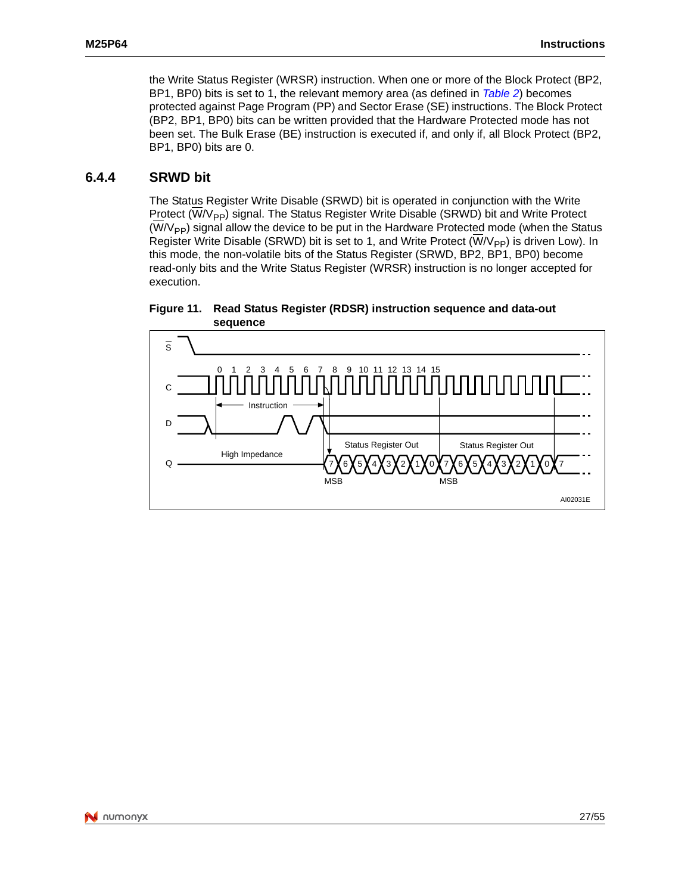the Write Status Register (WRSR) instruction. When one or more of the Block Protect (BP2, BP1, BP0) bits is set to 1, the relevant memory area (as defined in *Table 2*) becomes protected against Page Program (PP) and Sector Erase (SE) instructions. The Block Protect (BP2, BP1, BP0) bits can be written provided that the Hardware Protected mode has not been set. The Bulk Erase (BE) instruction is executed if, and only if, all Block Protect (BP2, BP1, BP0) bits are 0.

### 6.4.4 SRWD bit

The Status Register Write Disable (SRWD) bit is operated in conjunction with the Write Protect ($\overline{W}/V_{PP}$) signal. The Status Register Write Disable (SRWD) bit and Write Protect ($\overline{W}/V_{PP}$) signal allow the device to be put in the Hardware Protected mode (when the Status Register Write Disable (SRWD) bit is set to 1, and Write Protect ($\overline{W}/V_{PP}$) is driven Low). In this mode, the non-volatile bits of the Status Register (SRWD, BP2, BP1, BP0) become read-only bits and the Write Status Register (WRSR) instruction is no longer accepted for execution.

**Figure 11. Read Status Register (RDSR) instruction sequence and data-out sequence**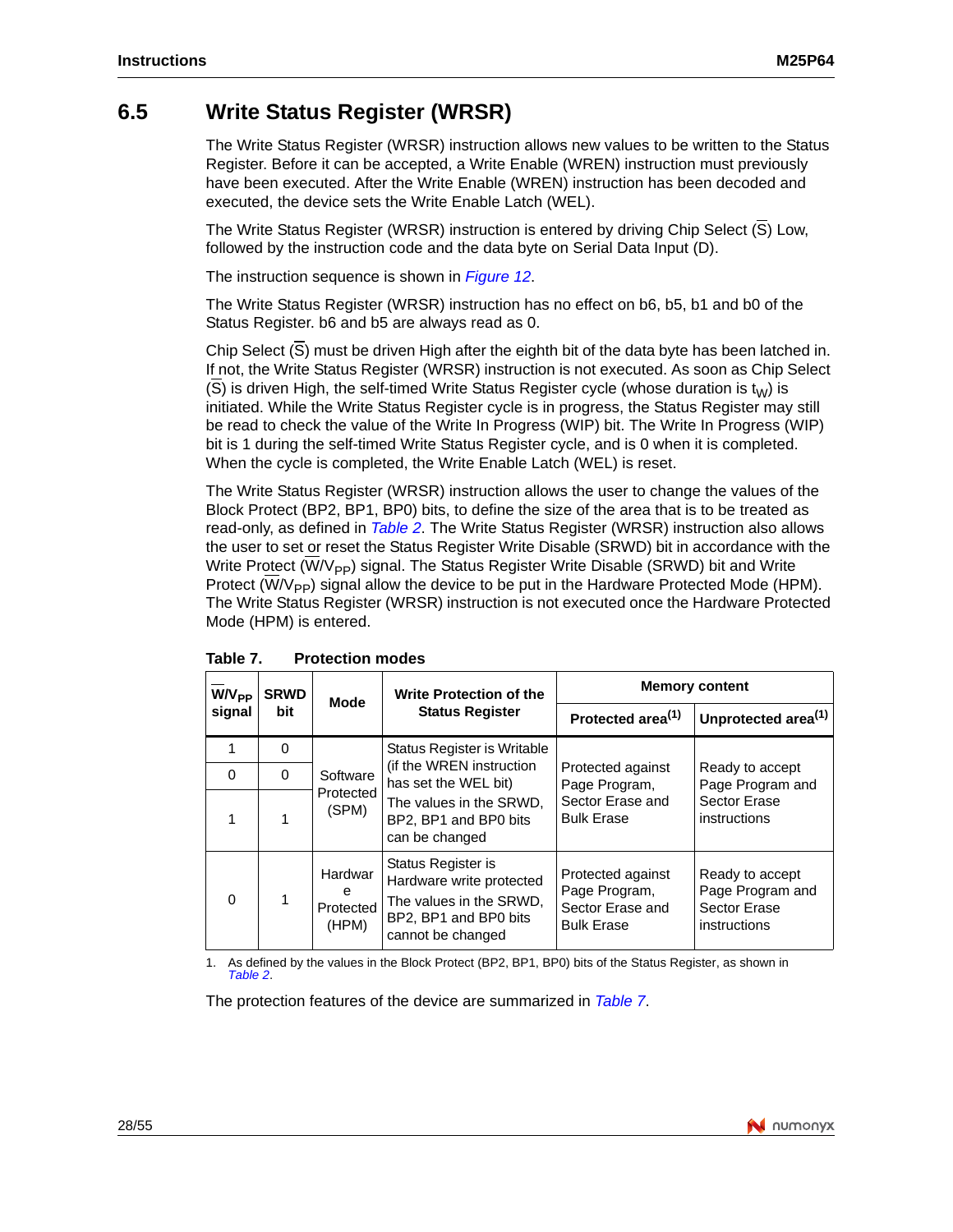## 6.5 Write Status Register (WRSR)

The Write Status Register (WRSR) instruction allows new values to be written to the Status Register. Before it can be accepted, a Write Enable (WREN) instruction must previously have been executed. After the Write Enable (WREN) instruction has been decoded and executed, the device sets the Write Enable Latch (WEL).

The Write Status Register (WRSR) instruction is entered by driving Chip Select ($\overline{S}$) Low, followed by the instruction code and the data byte on Serial Data Input (D).

The instruction sequence is shown in *Figure 12*.

The Write Status Register (WRSR) instruction has no effect on b6, b5, b1 and b0 of the Status Register. b6 and b5 are always read as 0.

Chip Select ($\overline{S}$) must be driven High after the eighth bit of the data byte has been latched in. If not, the Write Status Register (WRSR) instruction is not executed. As soon as Chip Select ($\overline{S}$) is driven High, the self-timed Write Status Register cycle (whose duration is $t_W$) is initiated. While the Write Status Register cycle is in progress, the Status Register may still be read to check the value of the Write In Progress (WIP) bit. The Write In Progress (WIP) bit is 1 during the self-timed Write Status Register cycle, and is 0 when it is completed. When the cycle is completed, the Write Enable Latch (WEL) is reset.

The Write Status Register (WRSR) instruction allows the user to change the values of the Block Protect (BP2, BP1, BP0) bits, to define the size of the area that is to be treated as read-only, as defined in *Table 2*. The Write Status Register (WRSR) instruction also allows the user to set or reset the Status Register Write Disable (SRWD) bit in accordance with the Write Protect ($\overline{W}/V_{PP}$) signal. The Status Register Write Disable (SRWD) bit and Write Protect ($\overline{W}/V_{PP}$) signal allow the device to be put in the Hardware Protected Mode (HPM). The Write Status Register (WRSR) instruction is not executed once the Hardware Protected Mode (HPM) is entered.

**Table 7. Protection modes**

| $\overline{W}/V_{PP}$ signal | SRWD bit | Mode | Write Protection of the Status Register | Memory content | |
|---|---|---|---|---|---|
| | | | | Protected area[(1)] | Unprotected area[(1)] |
| 1 | 0 | Software Protected (SPM) | Status Register is Writable (if the WREN instruction has set the WEL bit) The values in the SRWD, BP2, BP1 and BP0 bits can be changed | Protected against Page Program, Sector Erase and Bulk Erase | Ready to accept Page Program and Sector Erase instructions |
| 0 | 0 | | | | |
| 1 | 1 | | | | |
| 0 | 1 | Hardware Protected (HPM) | Status Register is Hardware write protected The values in the SRWD, BP2, BP1 and BP0 bits cannot be changed | Protected against Page Program, Sector Erase and Bulk Erase | Ready to accept Page Program and Sector Erase instructions |

1. As defined by the values in the Block Protect (BP2, BP1, BP0) bits of the Status Register, as shown in *Table 2*.

The protection features of the device are summarized in *Table 7*.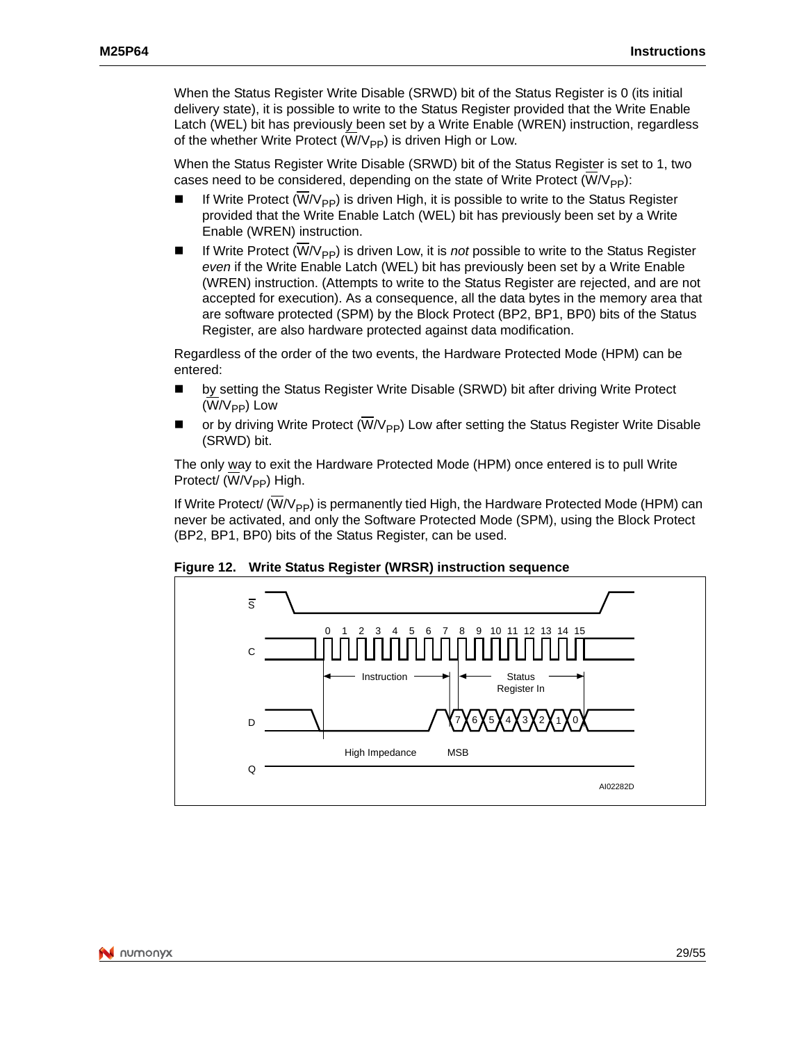When the Status Register Write Disable (SRWD) bit of the Status Register is 0 (its initial delivery state), it is possible to write to the Status Register provided that the Write Enable Latch (WEL) bit has previously been set by a Write Enable (WREN) instruction, regardless of the whether Write Protect ($\overline{W}/V_{PP}$) is driven High or Low.

When the Status Register Write Disable (SRWD) bit of the Status Register is set to 1, two cases need to be considered, depending on the state of Write Protect ($\overline{W}/V_{PP}$):

- If Write Protect ($\overline{W}/V_{PP}$) is driven High, it is possible to write to the Status Register provided that the Write Enable Latch (WEL) bit has previously been set by a Write Enable (WREN) instruction.
- If Write Protect ($\overline{W}/V_{PP}$) is driven Low, it is *not* possible to write to the Status Register *even* if the Write Enable Latch (WEL) bit has previously been set by a Write Enable (WREN) instruction. (Attempts to write to the Status Register are rejected, and are not accepted for execution). As a consequence, all the data bytes in the memory area that are software protected (SPM) by the Block Protect (BP2, BP1, BP0) bits of the Status Register, are also hardware protected against data modification.

Regardless of the order of the two events, the Hardware Protected Mode (HPM) can be entered:

- by setting the Status Register Write Disable (SRWD) bit after driving Write Protect ($\overline{W}/V_{PP}$) Low
- or by driving Write Protect ($\overline{W}/V_{PP}$) Low after setting the Status Register Write Disable (SRWD) bit.

The only way to exit the Hardware Protected Mode (HPM) once entered is to pull Write Protect/ ($\overline{W}/V_{PP}$) High.

If Write Protect/ ($\overline{W}/V_{PP}$) is permanently tied High, the Hardware Protected Mode (HPM) can never be activated, and only the Software Protected Mode (SPM), using the Block Protect (BP2, BP1, BP0) bits of the Status Register, can be used.

**Figure 12. Write Status Register (WRSR) instruction sequence**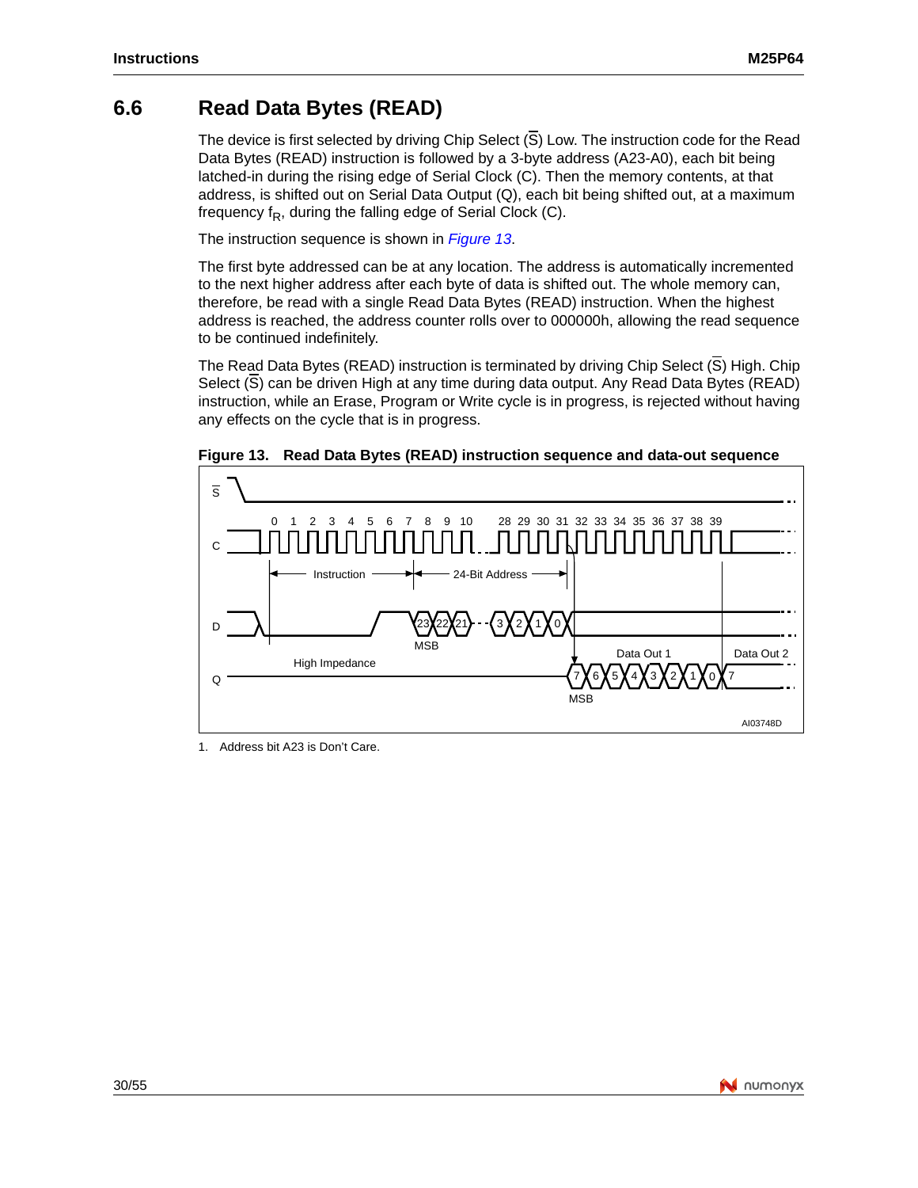## 6.6 Read Data Bytes (READ)

The device is first selected by driving Chip Select ($\overline{S}$) Low. The instruction code for the Read Data Bytes (READ) instruction is followed by a 3-byte address (A23-A0), each bit being latched-in during the rising edge of Serial Clock (C). Then the memory contents, at that address, is shifted out on Serial Data Output (Q), each bit being shifted out, at a maximum frequency $f_R$, during the falling edge of Serial Clock (C).

The instruction sequence is shown in *Figure 13*.

The first byte addressed can be at any location. The address is automatically incremented to the next higher address after each byte of data is shifted out. The whole memory can, therefore, be read with a single Read Data Bytes (READ) instruction. When the highest address is reached, the address counter rolls over to 000000h, allowing the read sequence to be continued indefinitely.

The Read Data Bytes (READ) instruction is terminated by driving Chip Select ($\overline{S}$) High. Chip Select ($\overline{S}$) can be driven High at any time during data output. Any Read Data Bytes (READ) instruction, while an Erase, Program or Write cycle is in progress, is rejected without having any effects on the cycle that is in progress.

**Figure 13. Read Data Bytes (READ) instruction sequence and data-out sequence**

1. Address bit A23 is Don't Care.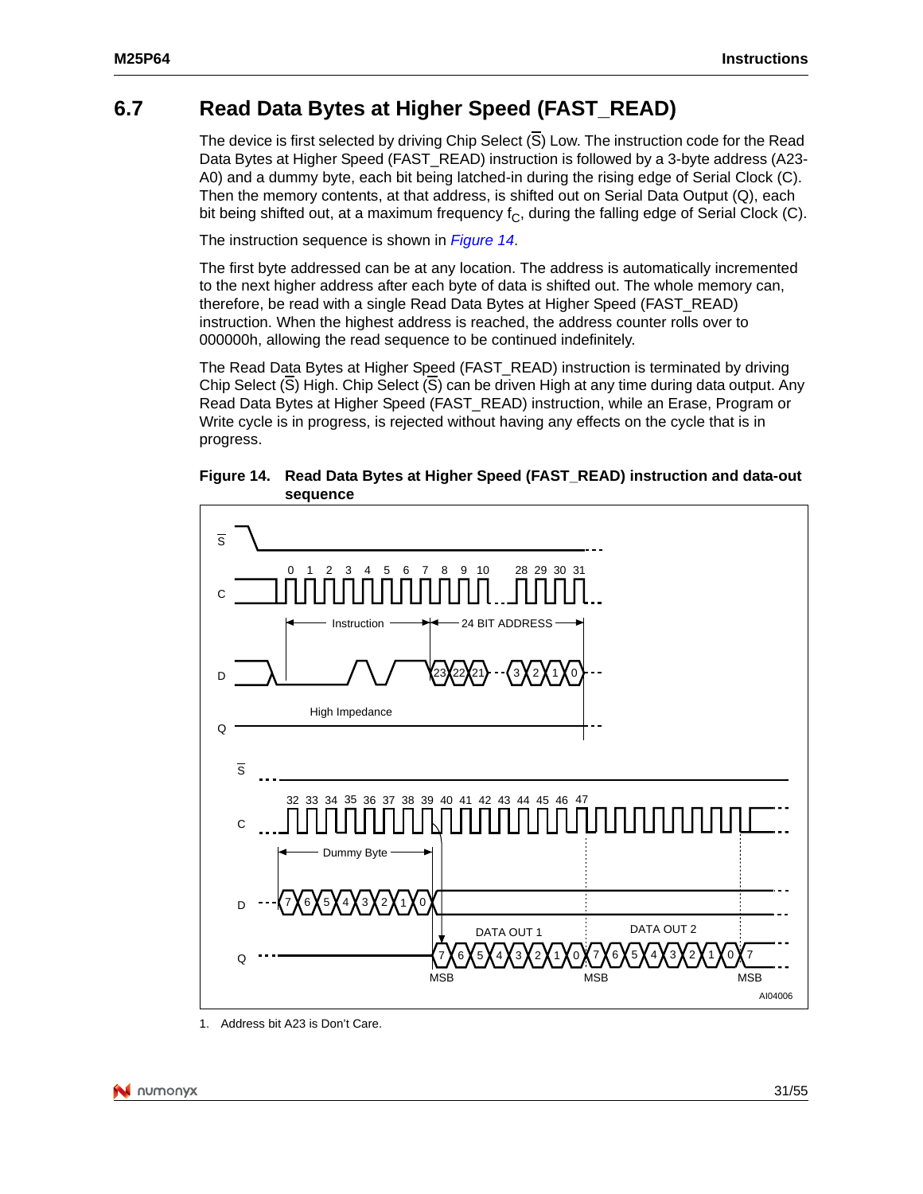## 6.7 Read Data Bytes at Higher Speed (FAST_READ)

The device is first selected by driving Chip Select ($\overline{S}$) Low. The instruction code for the Read Data Bytes at Higher Speed (FAST_READ) instruction is followed by a 3-byte address (A23-A0) and a dummy byte, each bit being latched-in during the rising edge of Serial Clock (C). Then the memory contents, at that address, is shifted out on Serial Data Output (Q), each bit being shifted out, at a maximum frequency $f_C$, during the falling edge of Serial Clock (C).

The instruction sequence is shown in *Figure 14*.

The first byte addressed can be at any location. The address is automatically incremented to the next higher address after each byte of data is shifted out. The whole memory can, therefore, be read with a single Read Data Bytes at Higher Speed (FAST_READ) instruction. When the highest address is reached, the address counter rolls over to 000000h, allowing the read sequence to be continued indefinitely.

The Read Data Bytes at Higher Speed (FAST_READ) instruction is terminated by driving Chip Select ($\overline{S}$) High. Chip Select ($\overline{S}$) can be driven High at any time during data output. Any Read Data Bytes at Higher Speed (FAST_READ) instruction, while an Erase, Program or Write cycle is in progress, is rejected without having any effects on the cycle that is in progress.

**Figure 14. Read Data Bytes at Higher Speed (FAST_READ) instruction and data-out sequence**

1. Address bit A23 is Don't Care.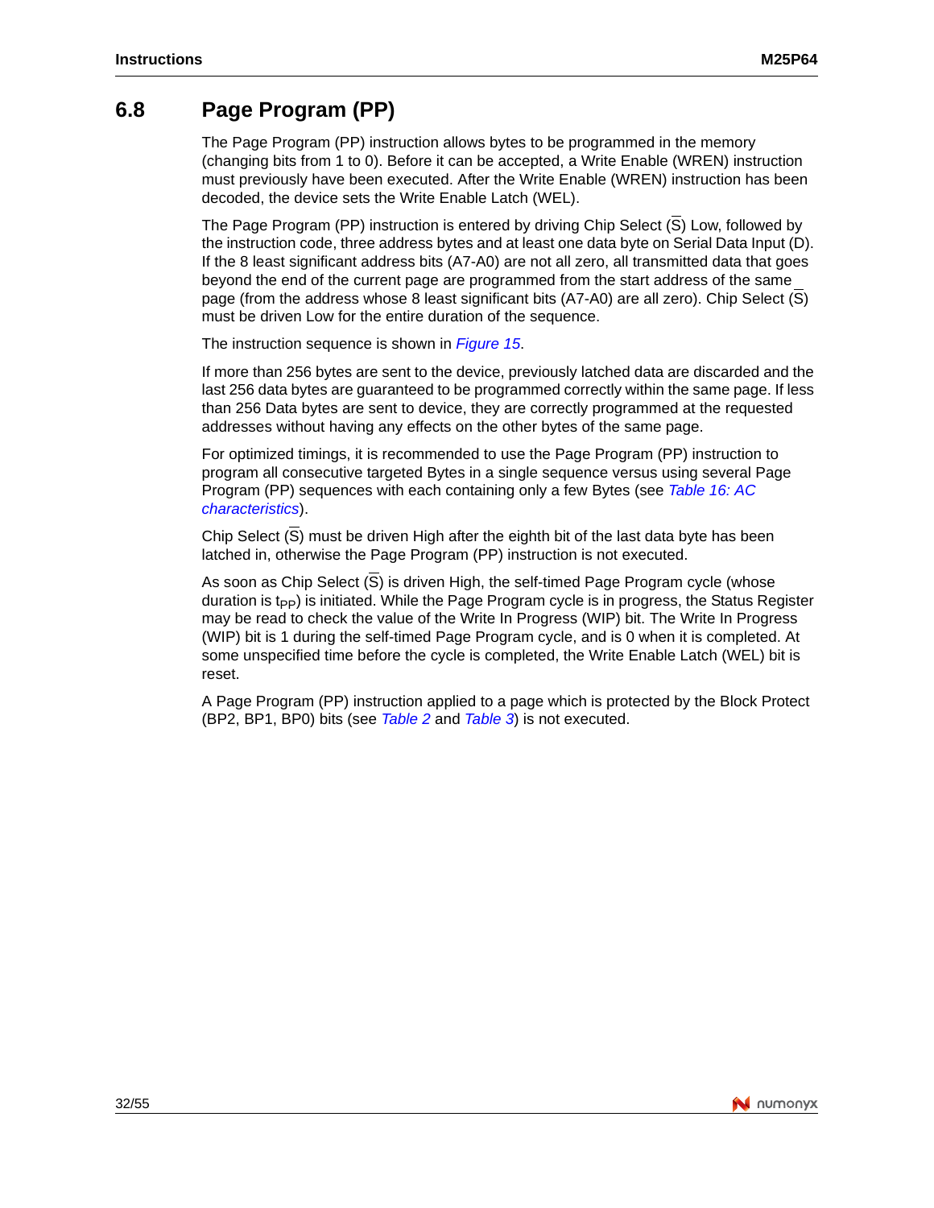## 6.8 Page Program (PP)

The Page Program (PP) instruction allows bytes to be programmed in the memory (changing bits from 1 to 0). Before it can be accepted, a Write Enable (WREN) instruction must previously have been executed. After the Write Enable (WREN) instruction has been decoded, the device sets the Write Enable Latch (WEL).

The Page Program (PP) instruction is entered by driving Chip Select ($\overline{S}$) Low, followed by the instruction code, three address bytes and at least one data byte on Serial Data Input (D). If the 8 least significant address bits (A7-A0) are not all zero, all transmitted data that goes beyond the end of the current page are programmed from the start address of the same page (from the address whose 8 least significant bits (A7-A0) are all zero). Chip Select ($\overline{S}$) must be driven Low for the entire duration of the sequence.

The instruction sequence is shown in *Figure 15*.

If more than 256 bytes are sent to the device, previously latched data are discarded and the last 256 data bytes are guaranteed to be programmed correctly within the same page. If less than 256 Data bytes are sent to device, they are correctly programmed at the requested addresses without having any effects on the other bytes of the same page.

For optimized timings, it is recommended to use the Page Program (PP) instruction to program all consecutive targeted Bytes in a single sequence versus using several Page Program (PP) sequences with each containing only a few Bytes (see *Table 16: AC characteristics*).

Chip Select ($\overline{S}$) must be driven High after the eighth bit of the last data byte has been latched in, otherwise the Page Program (PP) instruction is not executed.

As soon as Chip Select ($\overline{S}$) is driven High, the self-timed Page Program cycle (whose duration is $t_{PP}$) is initiated. While the Page Program cycle is in progress, the Status Register may be read to check the value of the Write In Progress (WIP) bit. The Write In Progress (WIP) bit is 1 during the self-timed Page Program cycle, and is 0 when it is completed. At some unspecified time before the cycle is completed, the Write Enable Latch (WEL) bit is reset.

A Page Program (PP) instruction applied to a page which is protected by the Block Protect (BP2, BP1, BP0) bits (see *Table 2* and *Table 3*) is not executed.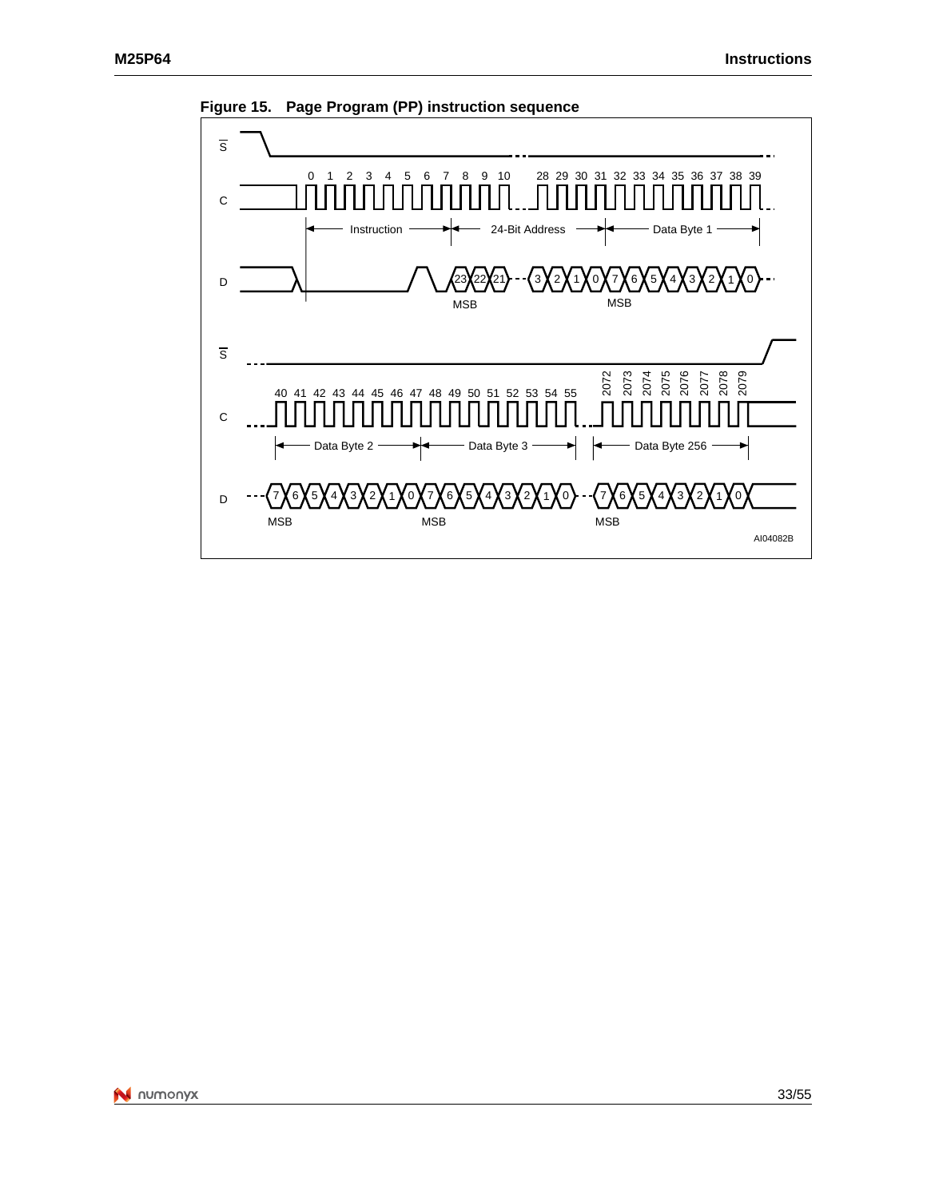**Figure 15. Page Program (PP) instruction sequence**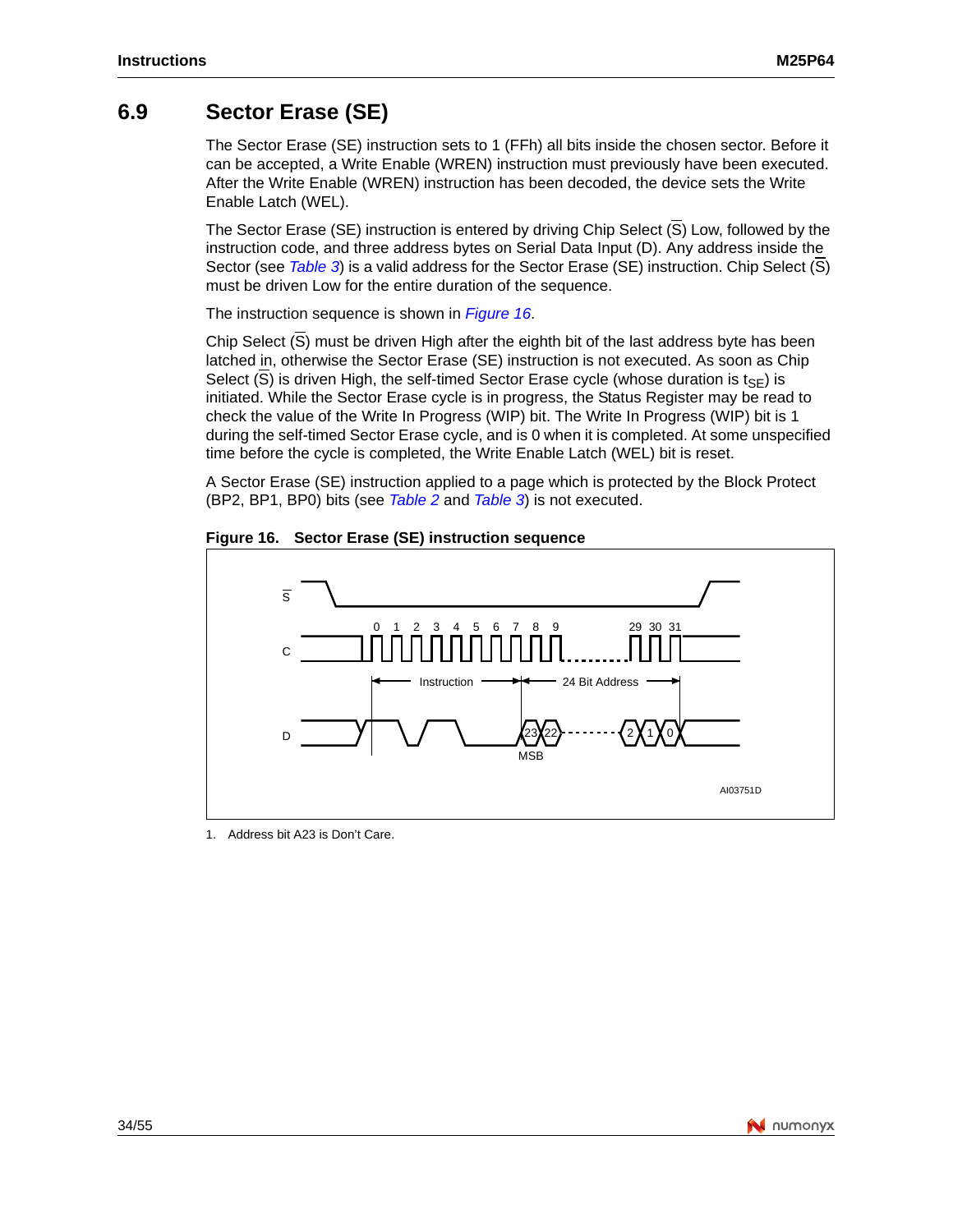## 6.9 Sector Erase (SE)

The Sector Erase (SE) instruction sets to 1 (FFh) all bits inside the chosen sector. Before it can be accepted, a Write Enable (WREN) instruction must previously have been executed. After the Write Enable (WREN) instruction has been decoded, the device sets the Write Enable Latch (WEL).

The Sector Erase (SE) instruction is entered by driving Chip Select ($\overline{S}$) Low, followed by the instruction code, and three address bytes on Serial Data Input (D). Any address inside the Sector (see *Table 3*) is a valid address for the Sector Erase (SE) instruction. Chip Select ($\overline{S}$) must be driven Low for the entire duration of the sequence.

The instruction sequence is shown in *Figure 16*.

Chip Select ($\overline{S}$) must be driven High after the eighth bit of the last address byte has been latched in, otherwise the Sector Erase (SE) instruction is not executed. As soon as Chip Select ($\overline{S}$) is driven High, the self-timed Sector Erase cycle (whose duration is $t_{SE}$) is initiated. While the Sector Erase cycle is in progress, the Status Register may be read to check the value of the Write In Progress (WIP) bit. The Write In Progress (WIP) bit is 1 during the self-timed Sector Erase cycle, and is 0 when it is completed. At some unspecified time before the cycle is completed, the Write Enable Latch (WEL) bit is reset.

A Sector Erase (SE) instruction applied to a page which is protected by the Block Protect (BP2, BP1, BP0) bits (see *Table 2* and *Table 3*) is not executed.

**Figure 16. Sector Erase (SE) instruction sequence**

1. Address bit A23 is Don't Care.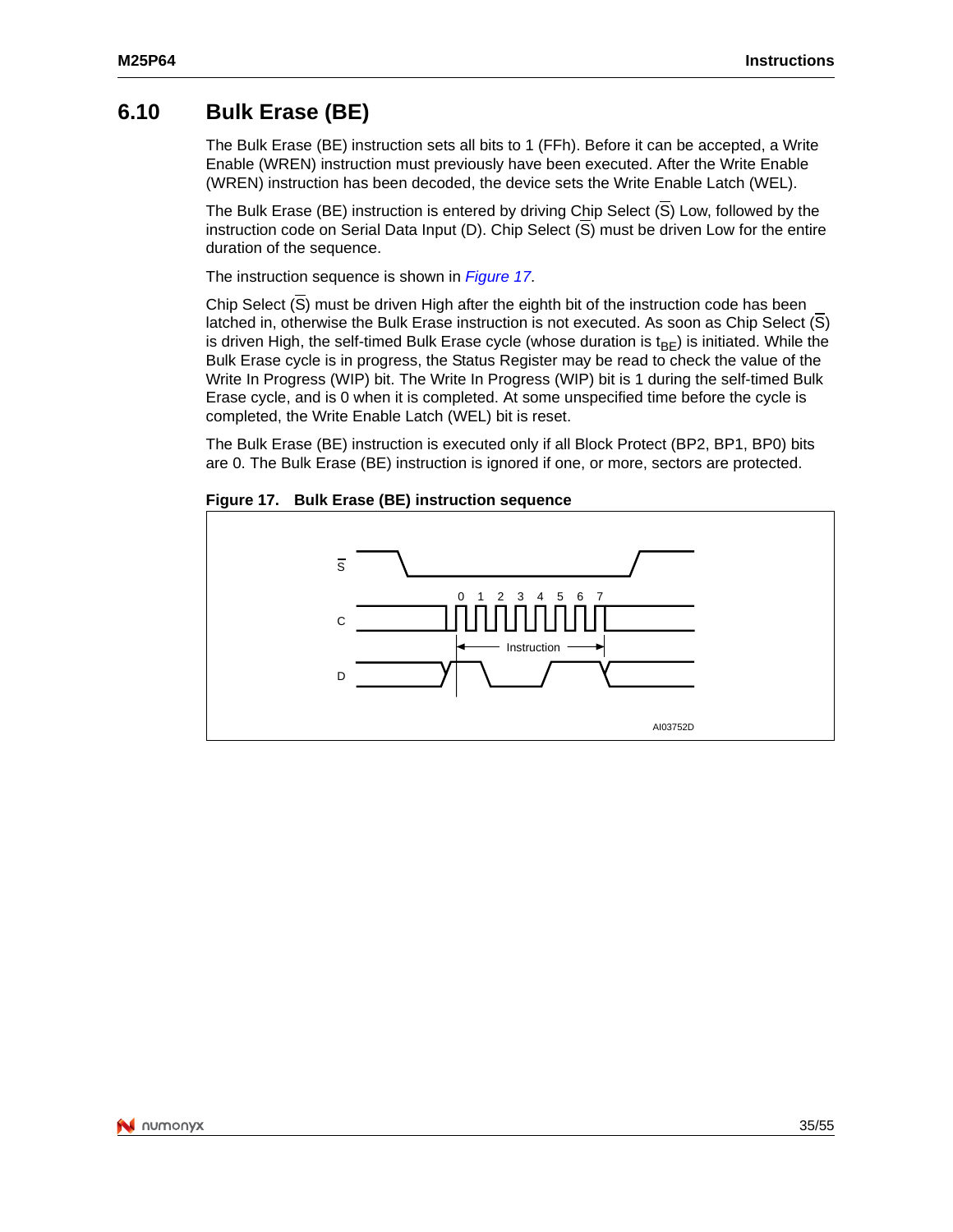## 6.10 Bulk Erase (BE)

The Bulk Erase (BE) instruction sets all bits to 1 (FFh). Before it can be accepted, a Write Enable (WREN) instruction must previously have been executed. After the Write Enable (WREN) instruction has been decoded, the device sets the Write Enable Latch (WEL).

The Bulk Erase (BE) instruction is entered by driving Chip Select ($\overline{S}$) Low, followed by the instruction code on Serial Data Input (D). Chip Select ($\overline{S}$) must be driven Low for the entire duration of the sequence.

The instruction sequence is shown in *Figure 17*.

Chip Select ($\overline{S}$) must be driven High after the eighth bit of the instruction code has been latched in, otherwise the Bulk Erase instruction is not executed. As soon as Chip Select ($\overline{S}$) is driven High, the self-timed Bulk Erase cycle (whose duration is $t_{BE}$) is initiated. While the Bulk Erase cycle is in progress, the Status Register may be read to check the value of the Write In Progress (WIP) bit. The Write In Progress (WIP) bit is 1 during the self-timed Bulk Erase cycle, and is 0 when it is completed. At some unspecified time before the cycle is completed, the Write Enable Latch (WEL) bit is reset.

The Bulk Erase (BE) instruction is executed only if all Block Protect (BP2, BP1, BP0) bits are 0. The Bulk Erase (BE) instruction is ignored if one, or more, sectors are protected.

**Figure 17. Bulk Erase (BE) instruction sequence**

S, C, D; 0 1 2 3 4 5 6 7; Instruction; AI03752D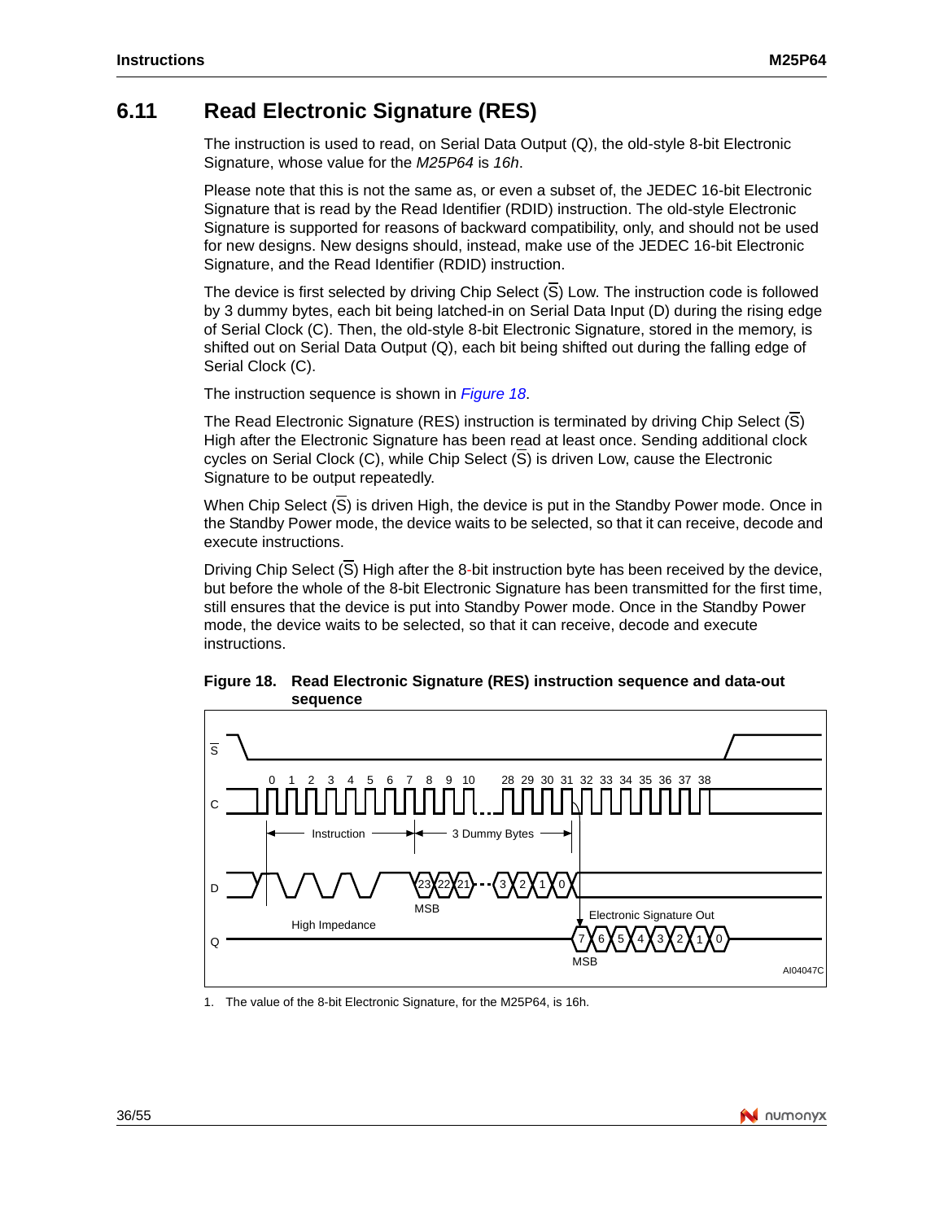## 6.11 Read Electronic Signature (RES)

The instruction is used to read, on Serial Data Output (Q), the old-style 8-bit Electronic Signature, whose value for the *M25P64* is *16h*.

Please note that this is not the same as, or even a subset of, the JEDEC 16-bit Electronic Signature that is read by the Read Identifier (RDID) instruction. The old-style Electronic Signature is supported for reasons of backward compatibility, only, and should not be used for new designs. New designs should, instead, make use of the JEDEC 16-bit Electronic Signature, and the Read Identifier (RDID) instruction.

The device is first selected by driving Chip Select ($\overline{S}$) Low. The instruction code is followed by 3 dummy bytes, each bit being latched-in on Serial Data Input (D) during the rising edge of Serial Clock (C). Then, the old-style 8-bit Electronic Signature, stored in the memory, is shifted out on Serial Data Output (Q), each bit being shifted out during the falling edge of Serial Clock (C).

The instruction sequence is shown in *Figure 18*.

The Read Electronic Signature (RES) instruction is terminated by driving Chip Select ($\overline{S}$) High after the Electronic Signature has been read at least once. Sending additional clock cycles on Serial Clock (C), while Chip Select ($\overline{S}$) is driven Low, cause the Electronic Signature to be output repeatedly.

When Chip Select ($\overline{S}$) is driven High, the device is put in the Standby Power mode. Once in the Standby Power mode, the device waits to be selected, so that it can receive, decode and execute instructions.

Driving Chip Select ($\overline{S}$) High after the 8-bit instruction byte has been received by the device, but before the whole of the 8-bit Electronic Signature has been transmitted for the first time, still ensures that the device is put into Standby Power mode. Once in the Standby Power mode, the device waits to be selected, so that it can receive, decode and execute instructions.

**Figure 18. Read Electronic Signature (RES) instruction sequence and data-out sequence**

1. The value of the 8-bit Electronic Signature, for the M25P64, is 16h.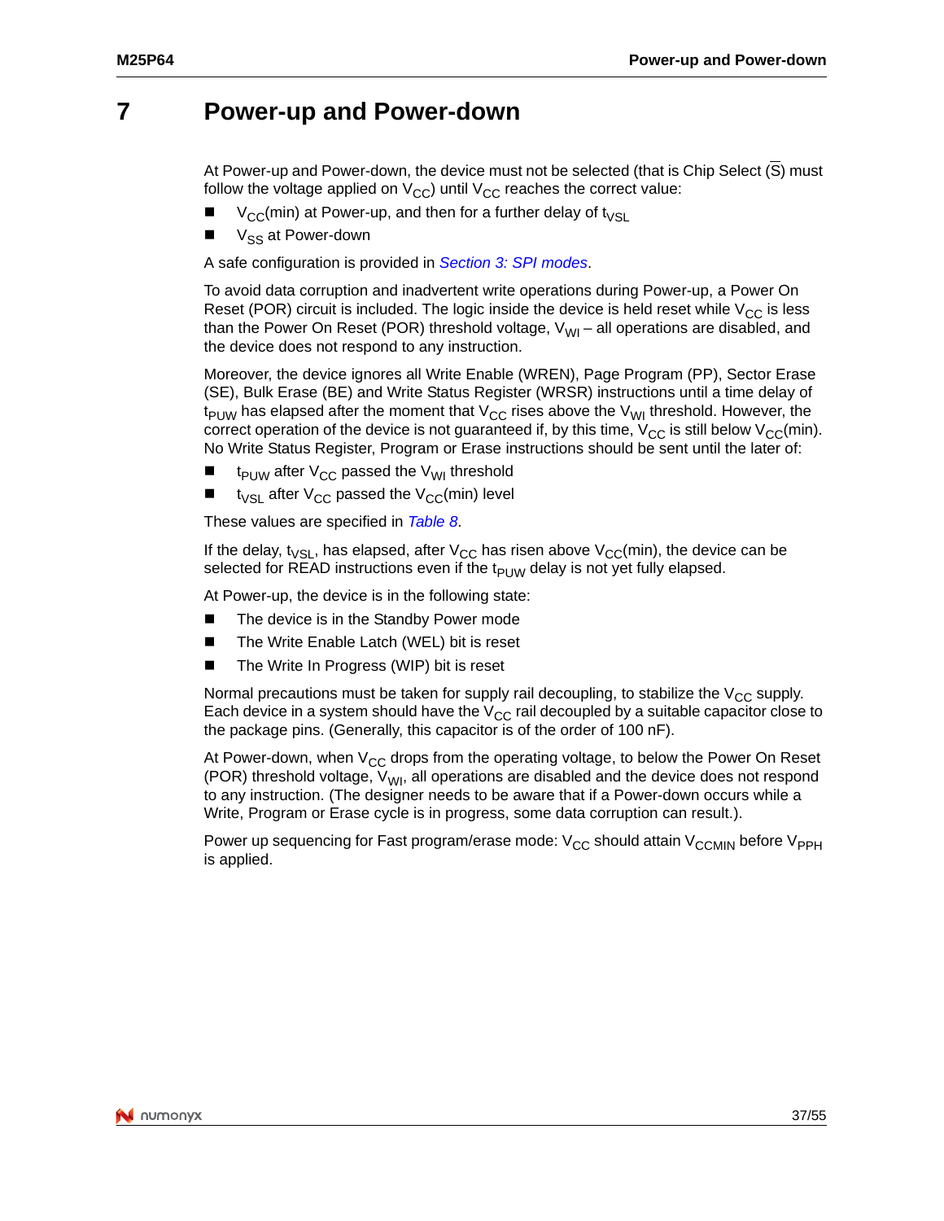# 7 Power-up and Power-down

At Power-up and Power-down, the device must not be selected (that is Chip Select ($\overline{S}$) must follow the voltage applied on $V_{CC}$) until $V_{CC}$ reaches the correct value:

- $V_{CC}$(min) at Power-up, and then for a further delay of $t_{VSL}$
- $V_{SS}$ at Power-down

A safe configuration is provided in *Section 3: SPI modes*.

To avoid data corruption and inadvertent write operations during Power-up, a Power On Reset (POR) circuit is included. The logic inside the device is held reset while $V_{CC}$ is less than the Power On Reset (POR) threshold voltage, $V_{WI}$ – all operations are disabled, and the device does not respond to any instruction.

Moreover, the device ignores all Write Enable (WREN), Page Program (PP), Sector Erase (SE), Bulk Erase (BE) and Write Status Register (WRSR) instructions until a time delay of $t_{PUW}$ has elapsed after the moment that $V_{CC}$ rises above the $V_{WI}$ threshold. However, the correct operation of the device is not guaranteed if, by this time, $V_{CC}$ is still below $V_{CC}$(min). No Write Status Register, Program or Erase instructions should be sent until the later of:

- $t_{PUW}$ after $V_{CC}$ passed the $V_{WI}$ threshold
- $t_{VSL}$ after $V_{CC}$ passed the $V_{CC}$(min) level

These values are specified in *Table 8*.

If the delay, $t_{VSL}$, has elapsed, after $V_{CC}$ has risen above $V_{CC}$(min), the device can be selected for READ instructions even if the $t_{PUW}$ delay is not yet fully elapsed.

At Power-up, the device is in the following state:

- The device is in the Standby Power mode
- The Write Enable Latch (WEL) bit is reset
- The Write In Progress (WIP) bit is reset

Normal precautions must be taken for supply rail decoupling, to stabilize the $V_{CC}$ supply. Each device in a system should have the $V_{CC}$ rail decoupled by a suitable capacitor close to the package pins. (Generally, this capacitor is of the order of 100 nF).

At Power-down, when $V_{CC}$ drops from the operating voltage, to below the Power On Reset (POR) threshold voltage, $V_{WI}$, all operations are disabled and the device does not respond to any instruction. (The designer needs to be aware that if a Power-down occurs while a Write, Program or Erase cycle is in progress, some data corruption can result.).

Power up sequencing for Fast program/erase mode: $V_{CC}$ should attain $V_{CCMIN}$ before $V_{PPH}$ is applied.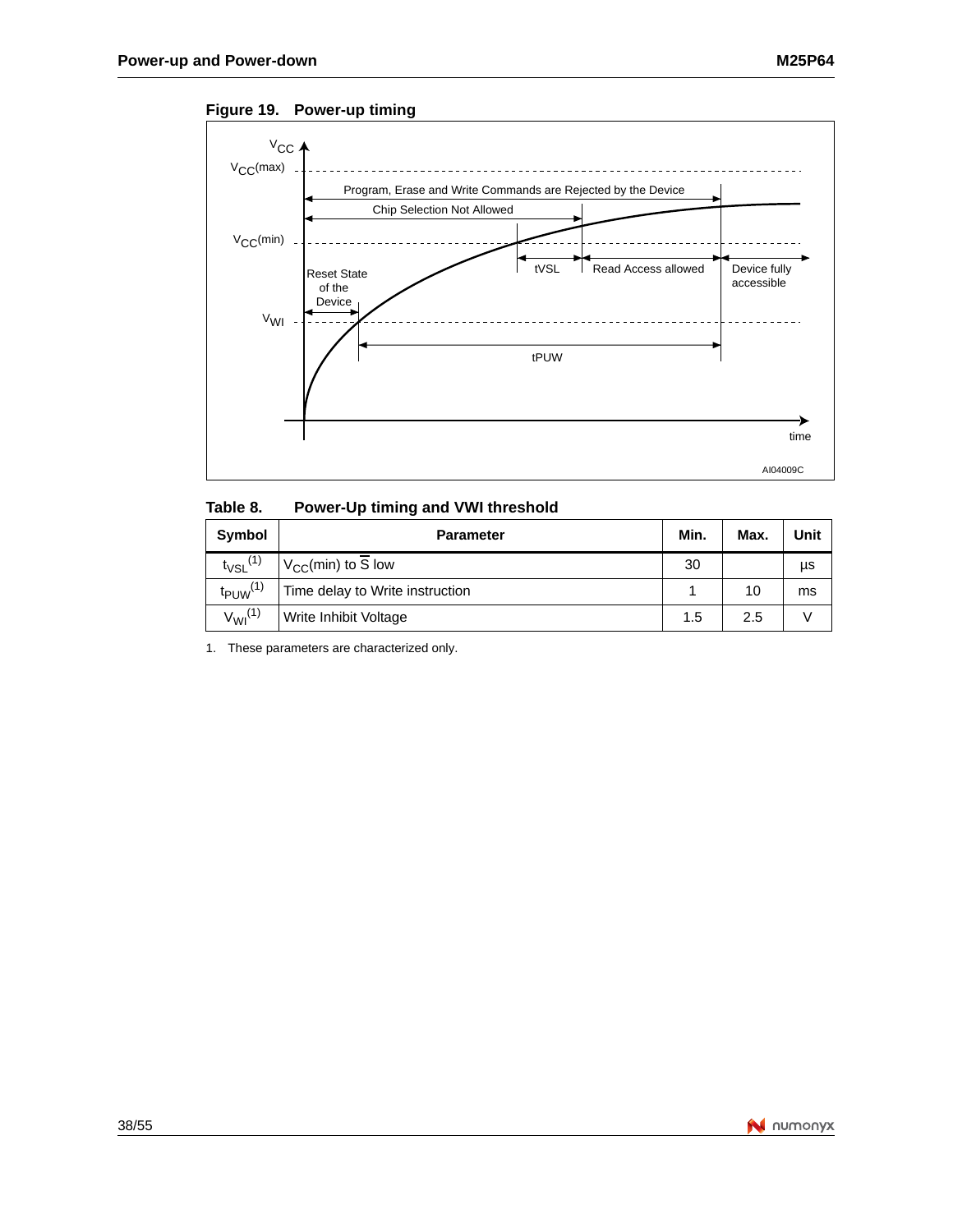**Figure 19. Power-up timing**

**Table 8. Power-Up timing and VWI threshold**

| Symbol | Parameter | Min. | Max. | Unit |
|---|---|---|---|---|
| $t_{VSL}$(1) | $V_{CC}$(min) to $\overline{S}$ low | 30 | | µs |
| $t_{PUW}$(1) | Time delay to Write instruction | 1 | 10 | ms |
| $V_{WI}$(1) | Write Inhibit Voltage | 1.5 | 2.5 | V |

1. These parameters are characterized only.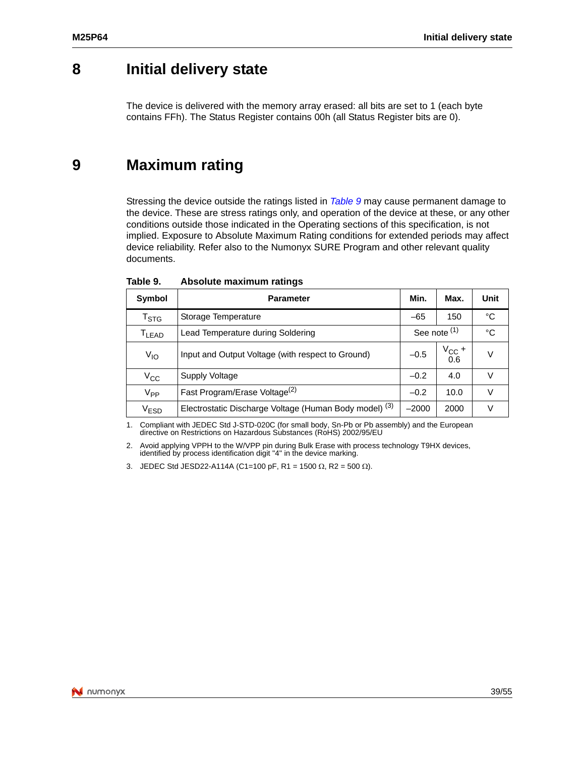# 8 Initial delivery state

The device is delivered with the memory array erased: all bits are set to 1 (each byte contains FFh). The Status Register contains 00h (all Status Register bits are 0).

# 9 Maximum rating

Stressing the device outside the ratings listed in *Table 9* may cause permanent damage to the device. These are stress ratings only, and operation of the device at these, or any other conditions outside those indicated in the Operating sections of this specification, is not implied. Exposure to Absolute Maximum Rating conditions for extended periods may affect device reliability. Refer also to the Numonyx SURE Program and other relevant quality documents.

**Table 9. Absolute maximum ratings**

| Symbol | Parameter | Min. | Max. | Unit |
|---|---|---|---|---|
| $T_{STG}$ | Storage Temperature | –65 | 150 | °C |
| $T_{LEAD}$ | Lead Temperature during Soldering | See note (1) | | °C |
| $V_{IO}$ | Input and Output Voltage (with respect to Ground) | –0.5 | $V_{CC}$ + 0.6 | V |
| $V_{CC}$ | Supply Voltage | –0.2 | 4.0 | V |
| $V_{PP}$ | Fast Program/Erase Voltage(2) | –0.2 | 10.0 | V |
| $V_{ESD}$ | Electrostatic Discharge Voltage (Human Body model) (3) | –2000 | 2000 | V |

1. Compliant with JEDEC Std J-STD-020C (for small body, Sn-Pb or Pb assembly) and the European directive on Restrictions on Hazardous Substances (RoHS) 2002/95/EU
2. Avoid applying VPPH to the W/VPP pin during Bulk Erase with process technology T9HX devices, identified by process identification digit "4" in the device marking.
3. JEDEC Std JESD22-A114A (C1=100 pF, R1 = 1500 Ω, R2 = 500 Ω).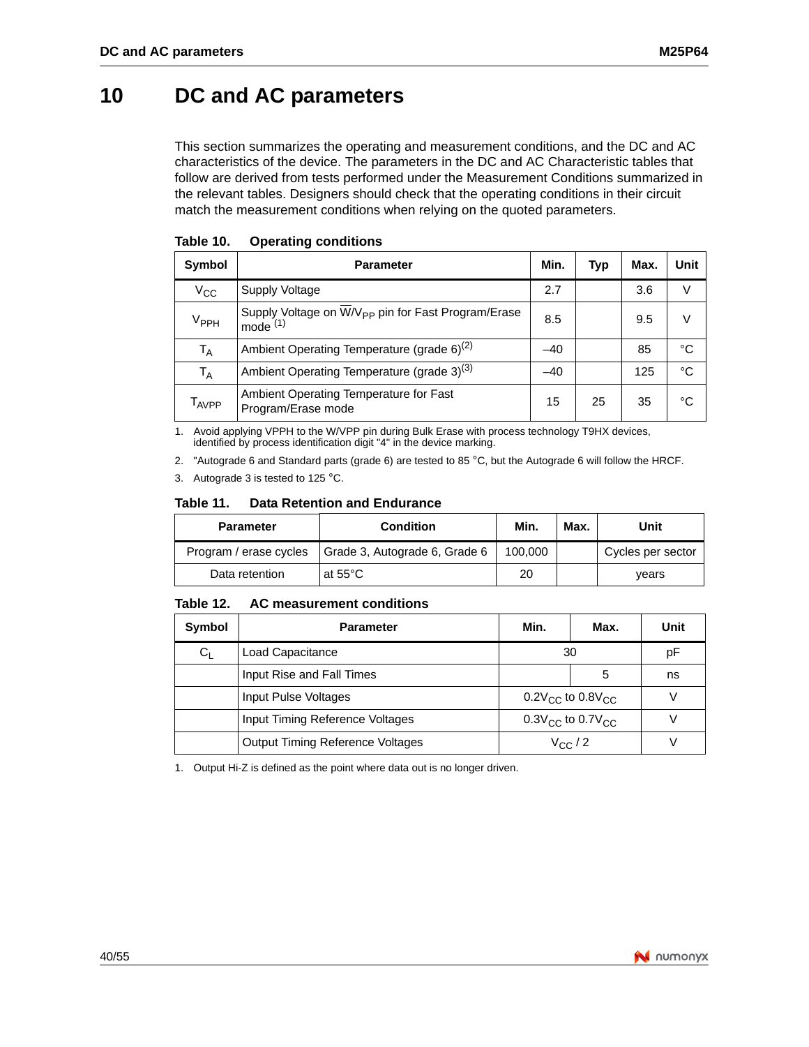# 10 DC and AC parameters

This section summarizes the operating and measurement conditions, and the DC and AC characteristics of the device. The parameters in the DC and AC Characteristic tables that follow are derived from tests performed under the Measurement Conditions summarized in the relevant tables. Designers should check that the operating conditions in their circuit match the measurement conditions when relying on the quoted parameters.

**Table 10. Operating conditions**

| Symbol | Parameter | Min. | Typ | Max. | Unit |
|---|---|---|---|---|---|
| $V_{CC}$ | Supply Voltage | 2.7 | | 3.6 | V |
| $V_{PPH}$ | Supply Voltage on $\overline{W}/V_{PP}$ pin for Fast Program/Erase mode [1] | 8.5 | | 9.5 | V |
| $T_A$ | Ambient Operating Temperature (grade 6)[2] | –40 | | 85 | °C |
| $T_A$ | Ambient Operating Temperature (grade 3)[3] | –40 | | 125 | °C |
| $T_{AVPP}$ | Ambient Operating Temperature for Fast Program/Erase mode | 15 | 25 | 35 | °C |

1. Avoid applying VPPH to the W/VPP pin during Bulk Erase with process technology T9HX devices, identified by process identification digit "4" in the device marking.
2. "Autograde 6 and Standard parts (grade 6) are tested to 85 °C, but the Autograde 6 will follow the HRCF.
3. Autograde 3 is tested to 125 °C.

**Table 11. Data Retention and Endurance**

| Parameter | Condition | Min. | Max. | Unit |
|---|---|---|---|---|
| Program / erase cycles | Grade 3, Autograde 6, Grade 6 | 100,000 | | Cycles per sector |
| Data retention | at 55°C | 20 | | years |

**Table 12. AC measurement conditions**

| Symbol | Parameter | Min. | Max. | Unit |
|---|---|---|---|---|
| $C_L$ | Load Capacitance | 30 | | pF |
| | Input Rise and Fall Times | | 5 | ns |
| | Input Pulse Voltages | $0.2V_{CC}$ to $0.8V_{CC}$ | | V |
| | Input Timing Reference Voltages | $0.3V_{CC}$ to $0.7V_{CC}$ | | V |
| | Output Timing Reference Voltages | $V_{CC}$ / 2 | | V |

1. Output Hi-Z is defined as the point where data out is no longer driven.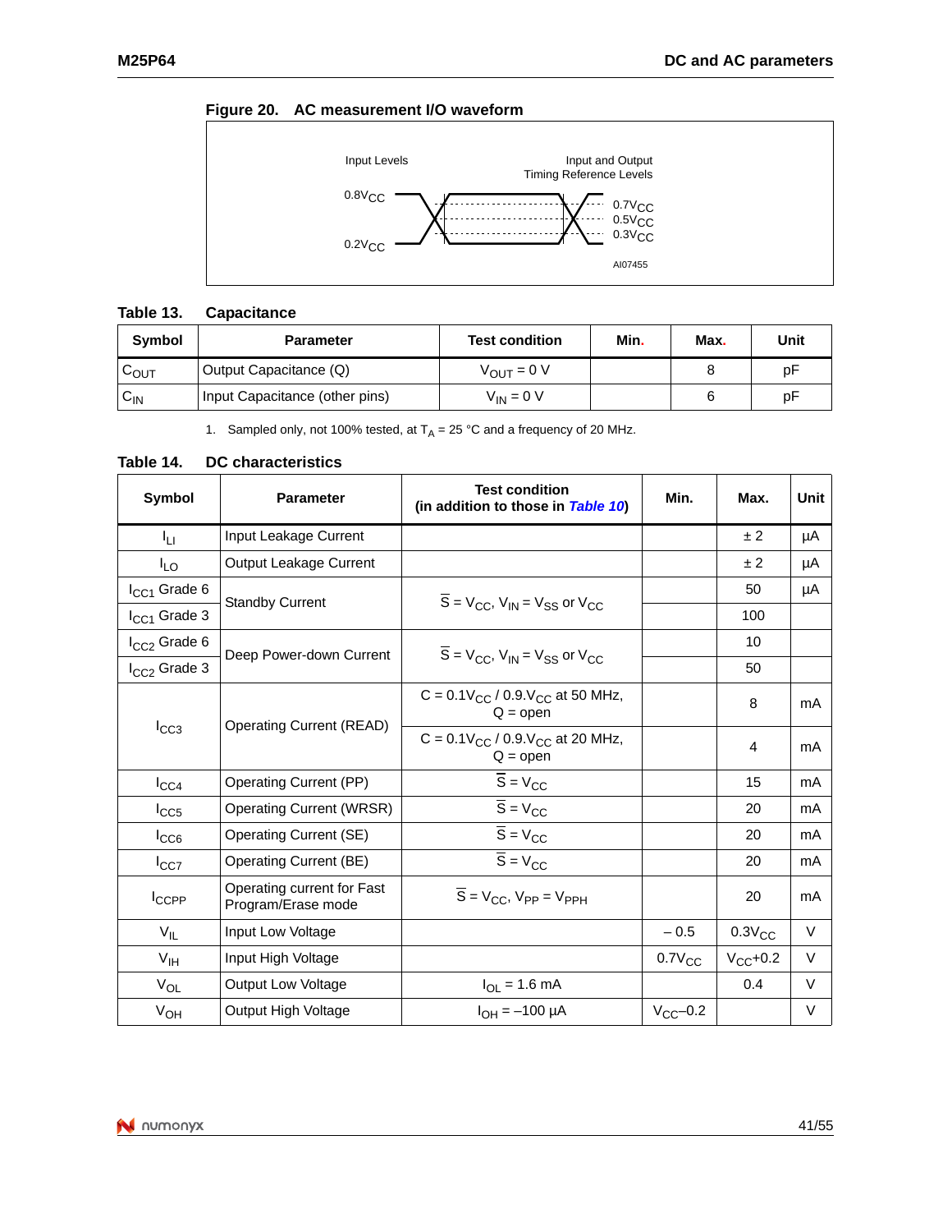**Figure 20. AC measurement I/O waveform**

Input Levels

Input and Output Timing Reference Levels

$0.8V_{CC}$

$0.2V_{CC}$

$0.7V_{CC}$

$0.5V_{CC}$

$0.3V_{CC}$

AI07455

**Table 13. Capacitance**

| Symbol | Parameter | Test condition | Min. | Max. | Unit |
|---|---|---|---|---|---|
| $C_{OUT}$ | Output Capacitance (Q) | $V_{OUT} = 0$ V | | 8 | pF |
| $C_{IN}$ | Input Capacitance (other pins) | $V_{IN} = 0$ V | | 6 | pF |

1. Sampled only, not 100% tested, at $T_A = 25$ °C and a frequency of 20 MHz.

**Table 14. DC characteristics**

| Symbol | Parameter | Test condition (in addition to those in *Table 10*) | Min. | Max. | Unit |
|---|---|---|---|---|---|
| $I_{LI}$ | Input Leakage Current | | | ± 2 | µA |
| $I_{LO}$ | Output Leakage Current | | | ± 2 | µA |
| $I_{CC1}$ Grade 6 | Standby Current | $\overline{S} = V_{CC}$, $V_{IN} = V_{SS}$ or $V_{CC}$ | | 50 | µA |
| $I_{CC1}$ Grade 3 | | | | 100 | |
| $I_{CC2}$ Grade 6 | Deep Power-down Current | $\overline{S} = V_{CC}$, $V_{IN} = V_{SS}$ or $V_{CC}$ | | 10 | |
| $I_{CC2}$ Grade 3 | | | | 50 | |
| $I_{CC3}$ | Operating Current (READ) | $C = 0.1V_{CC}$ / $0.9.V_{CC}$ at 50 MHz, Q = open | | 8 | mA |
| | | $C = 0.1V_{CC}$ / $0.9.V_{CC}$ at 20 MHz, Q = open | | 4 | mA |
| $I_{CC4}$ | Operating Current (PP) | $\overline{S} = V_{CC}$ | | 15 | mA |
| $I_{CC5}$ | Operating Current (WRSR) | $\overline{S} = V_{CC}$ | | 20 | mA |
| $I_{CC6}$ | Operating Current (SE) | $\overline{S} = V_{CC}$ | | 20 | mA |
| $I_{CC7}$ | Operating Current (BE) | $\overline{S} = V_{CC}$ | | 20 | mA |
| $I_{CCPP}$ | Operating current for Fast Program/Erase mode | $\overline{S} = V_{CC}$, $V_{PP} = V_{PPH}$ | | 20 | mA |
| $V_{IL}$ | Input Low Voltage | | – 0.5 | $0.3V_{CC}$ | V |
| $V_{IH}$ | Input High Voltage | | $0.7V_{CC}$ | $V_{CC}$+0.2 | V |
| $V_{OL}$ | Output Low Voltage | $I_{OL} = 1.6$ mA | | 0.4 | V |
| $V_{OH}$ | Output High Voltage | $I_{OH} = –100$ µA | $V_{CC}$–0.2 | | V |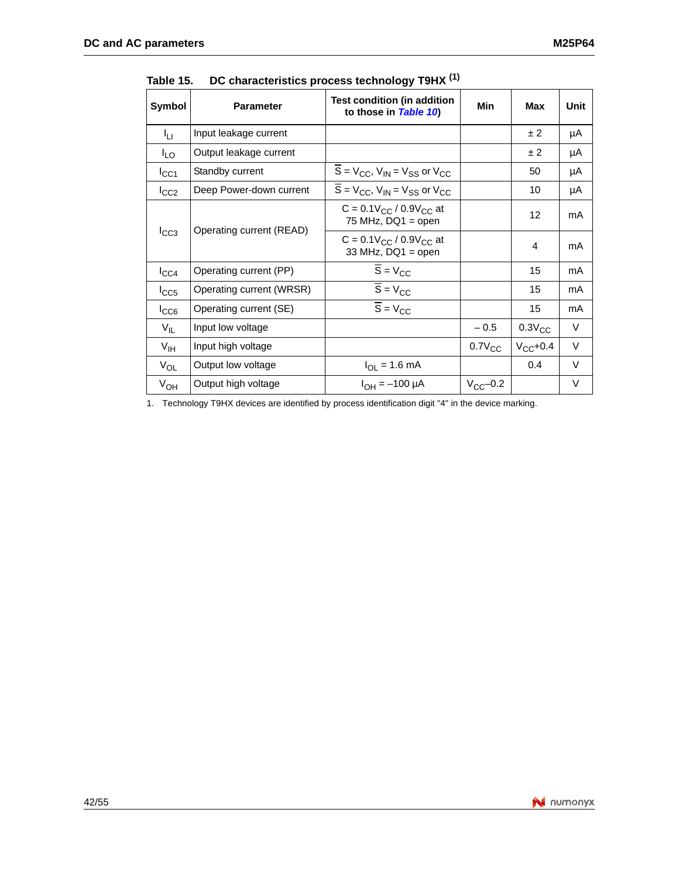**Table 15. DC characteristics process technology T9HX [(1)]**

| Symbol | Parameter | Test condition (in addition to those in *Table 10*) | Min | Max | Unit |
|---|---|---|---|---|---|
| $I_{LI}$ | Input leakage current | | | ± 2 | µA |
| $I_{LO}$ | Output leakage current | | | ± 2 | µA |
| $I_{CC1}$ | Standby current | $\overline{S} = V_{CC}$, $V_{IN} = V_{SS}$ or $V_{CC}$ | | 50 | µA |
| $I_{CC2}$ | Deep Power-down current | $\overline{S} = V_{CC}$, $V_{IN} = V_{SS}$ or $V_{CC}$ | | 10 | µA |
| $I_{CC3}$ | Operating current (READ) | C = $0.1V_{CC}$ / $0.9V_{CC}$ at 75 MHz, DQ1 = open | | 12 | mA |
| | | C = $0.1V_{CC}$ / $0.9V_{CC}$ at 33 MHz, DQ1 = open | | 4 | mA |
| $I_{CC4}$ | Operating current (PP) | $\overline{S} = V_{CC}$ | | 15 | mA |
| $I_{CC5}$ | Operating current (WRSR) | $\overline{S} = V_{CC}$ | | 15 | mA |
| $I_{CC6}$ | Operating current (SE) | $\overline{S} = V_{CC}$ | | 15 | mA |
| $V_{IL}$ | Input low voltage | | – 0.5 | $0.3V_{CC}$ | V |
| $V_{IH}$ | Input high voltage | | $0.7V_{CC}$ | $V_{CC}$+0.4 | V |
| $V_{OL}$ | Output low voltage | $I_{OL}$ = 1.6 mA | | 0.4 | V |
| $V_{OH}$ | Output high voltage | $I_{OH}$ = –100 µA | $V_{CC}$–0.2 | | V |

1. Technology T9HX devices are identified by process identification digit "4" in the device marking.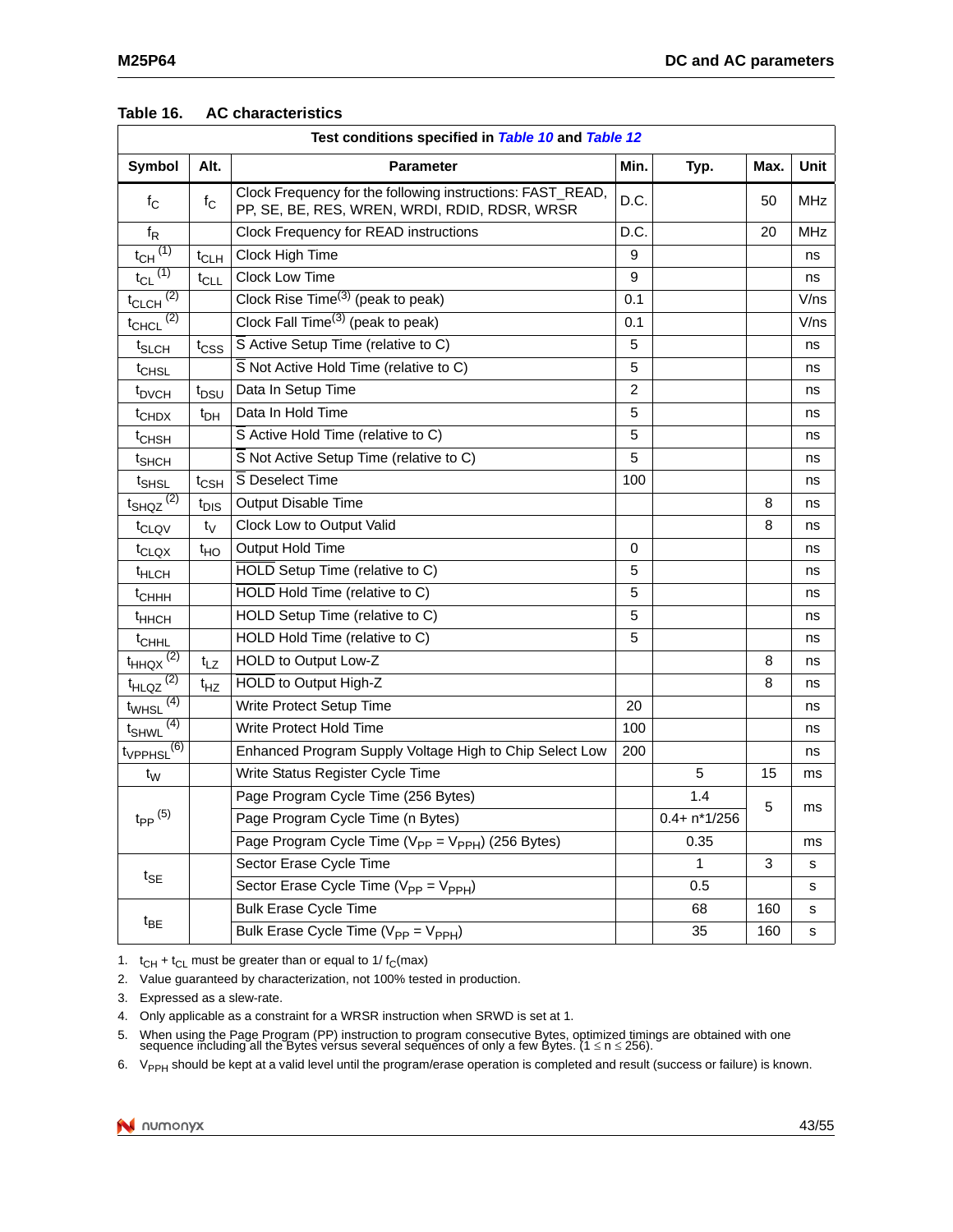**Table 16. AC characteristics**

| Test conditions specified in *Table 10* and *Table 12* | | | | | | |
|---|---|---|---|---|---|---|
| **Symbol** | **Alt.** | **Parameter** | **Min.** | **Typ.** | **Max.** | **Unit** |
| $f_C$ | $f_C$ | Clock Frequency for the following instructions: FAST_READ, PP, SE, BE, RES, WREN, WRDI, RDID, RDSR, WRSR | D.C. | | 50 | MHz |
| $f_R$ | | Clock Frequency for READ instructions | D.C. | | 20 | MHz |
| $t_{CH}$ [1] | $t_{CLH}$ | Clock High Time | 9 | | | ns |
| $t_{CL}$ [1] | $t_{CLL}$ | Clock Low Time | 9 | | | ns |
| $t_{CLCH}$ [2] | | Clock Rise Time[3] (peak to peak) | 0.1 | | | V/ns |
| $t_{CHCL}$ [2] | | Clock Fall Time[3] (peak to peak) | 0.1 | | | V/ns |
| $t_{SLCH}$ | $t_{CSS}$ | $\overline{S}$ Active Setup Time (relative to C) | 5 | | | ns |
| $t_{CHSL}$ | | $\overline{S}$ Not Active Hold Time (relative to C) | 5 | | | ns |
| $t_{DVCH}$ | $t_{DSU}$ | Data In Setup Time | 2 | | | ns |
| $t_{CHDX}$ | $t_{DH}$ | Data In Hold Time | 5 | | | ns |
| $t_{CHSH}$ | | $\overline{S}$ Active Hold Time (relative to C) | 5 | | | ns |
| $t_{SHCH}$ | | $\overline{S}$ Not Active Setup Time (relative to C) | 5 | | | ns |
| $t_{SHSL}$ | $t_{CSH}$ | $\overline{S}$ Deselect Time | 100 | | | ns |
| $t_{SHQZ}$ [2] | $t_{DIS}$ | Output Disable Time | | | 8 | ns |
| $t_{CLQV}$ | $t_V$ | Clock Low to Output Valid | | | 8 | ns |
| $t_{CLQX}$ | $t_{HO}$ | Output Hold Time | 0 | | | ns |
| $t_{HLCH}$ | | $\overline{HOLD}$ Setup Time (relative to C) | 5 | | | ns |
| $t_{CHHH}$ | | $\overline{HOLD}$ Hold Time (relative to C) | 5 | | | ns |
| $t_{HHCH}$ | | HOLD Setup Time (relative to C) | 5 | | | ns |
| $t_{CHHL}$ | | HOLD Hold Time (relative to C) | 5 | | | ns |
| $t_{HHQX}$ [2] | $t_{LZ}$ | HOLD to Output Low-Z | | | 8 | ns |
| $t_{HLQZ}$ [2] | $t_{HZ}$ | $\overline{HOLD}$ to Output High-Z | | | 8 | ns |
| $t_{WHSL}$ [4] | | Write Protect Setup Time | 20 | | | ns |
| $t_{SHWL}$ [4] | | Write Protect Hold Time | 100 | | | ns |
| $t_{VPPHSL}$ [6] | | Enhanced Program Supply Voltage High to Chip Select Low | 200 | | | ns |
| $t_W$ | | Write Status Register Cycle Time | | 5 | 15 | ms |
| $t_{PP}$ [5] | | Page Program Cycle Time (256 Bytes) | | 1.4 | 5 | ms |
| | | Page Program Cycle Time (n Bytes) | | 0.4+ n*1/256 | | |
| | | Page Program Cycle Time ($V_{PP} = V_{PPH}$) (256 Bytes) | | 0.35 | | ms |
| $t_{SE}$ | | Sector Erase Cycle Time | | 1 | 3 | s |
| | | Sector Erase Cycle Time ($V_{PP} = V_{PPH}$) | | 0.5 | | s |
| $t_{BE}$ | | Bulk Erase Cycle Time | | 68 | 160 | s |
| | | Bulk Erase Cycle Time ($V_{PP} = V_{PPH}$) | | 35 | 160 | s |

1. $t_{CH} + t_{CL}$ must be greater than or equal to $1/f_C(max)$
2. Value guaranteed by characterization, not 100% tested in production.
3. Expressed as a slew-rate.
4. Only applicable as a constraint for a WRSR instruction when SRWD is set at 1.
5. When using the Page Program (PP) instruction to program consecutive Bytes, optimized timings are obtained with one sequence including all the Bytes versus several sequences of only a few Bytes. ($1 \leq n \leq 256$).
6. $V_{PPH}$ should be kept at a valid level until the program/erase operation is completed and result (success or failure) is known.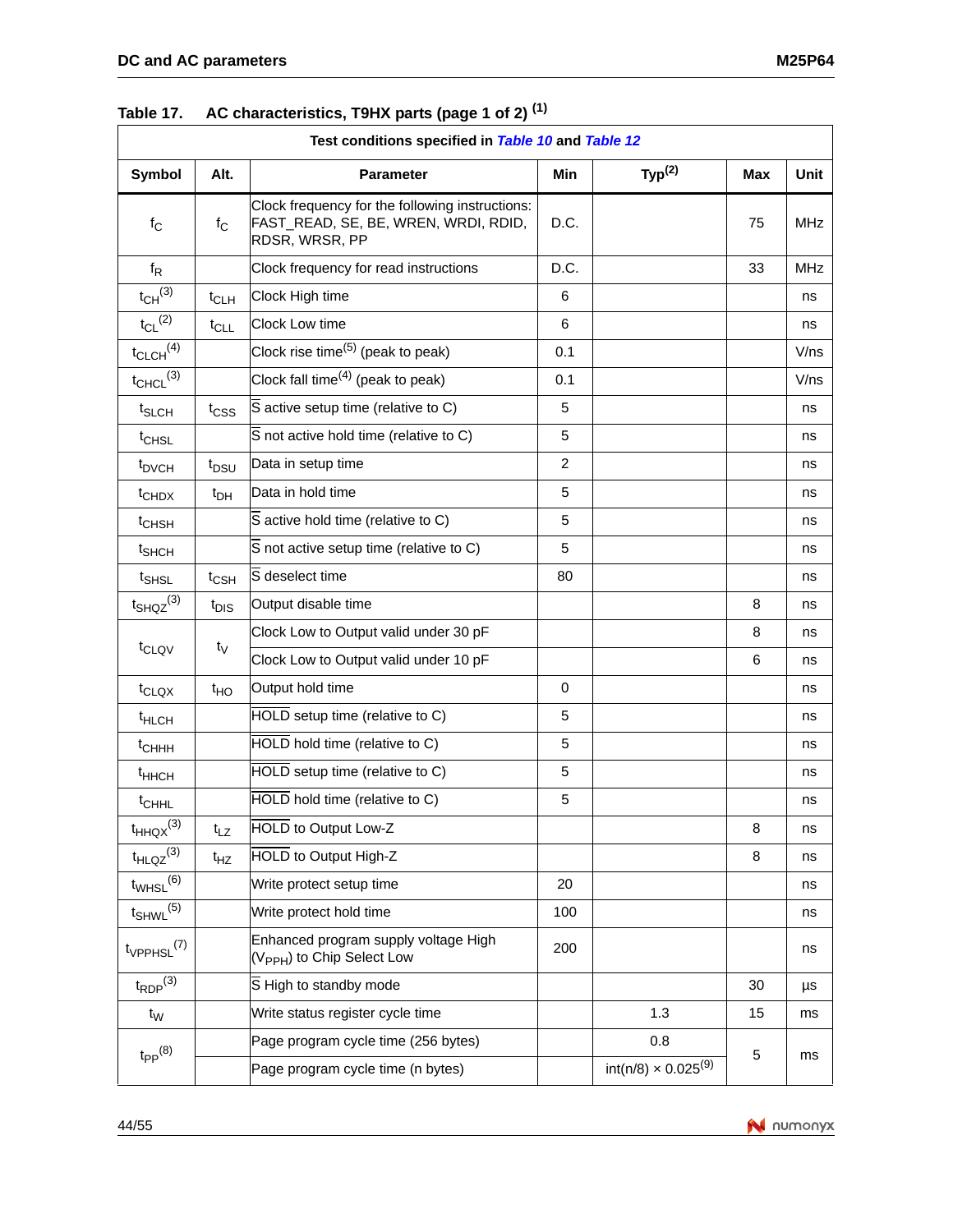Table 17. AC characteristics, T9HX parts (page 1 of 2) [1]

| Test conditions specified in *Table 10* and *Table 12* | | | | | | |
|---|---|---|---|---|---|---|
| **Symbol** | **Alt.** | **Parameter** | **Min** | **Typ[2]** | **Max** | **Unit** |
| $f_C$ | $f_C$ | Clock frequency for the following instructions: FAST_READ, SE, BE, WREN, WRDI, RDID, RDSR, WRSR, PP | D.C. | | 75 | MHz |
| $f_R$ | | Clock frequency for read instructions | D.C. | | 33 | MHz |
| $t_{CH}$[3] | $t_{CLH}$ | Clock High time | 6 | | | ns |
| $t_{CL}$[2] | $t_{CLL}$ | Clock Low time | 6 | | | ns |
| $t_{CLCH}$[4] | | Clock rise time[5] (peak to peak) | 0.1 | | | V/ns |
| $t_{CHCL}$[3] | | Clock fall time[4] (peak to peak) | 0.1 | | | V/ns |
| $t_{SLCH}$ | $t_{CSS}$ | $\overline{S}$ active setup time (relative to C) | 5 | | | ns |
| $t_{CHSL}$ | | $\overline{S}$ not active hold time (relative to C) | 5 | | | ns |
| $t_{DVCH}$ | $t_{DSU}$ | Data in setup time | 2 | | | ns |
| $t_{CHDX}$ | $t_{DH}$ | Data in hold time | 5 | | | ns |
| $t_{CHSH}$ | | $\overline{S}$ active hold time (relative to C) | 5 | | | ns |
| $t_{SHCH}$ | | $\overline{S}$ not active setup time (relative to C) | 5 | | | ns |
| $t_{SHSL}$ | $t_{CSH}$ | $\overline{S}$ deselect time | 80 | | | ns |
| $t_{SHQZ}$[3] | $t_{DIS}$ | Output disable time | | | 8 | ns |
| $t_{CLQV}$ | $t_V$ | Clock Low to Output valid under 30 pF | | | 8 | ns |
| | | Clock Low to Output valid under 10 pF | | | 6 | ns |
| $t_{CLQX}$ | $t_{HO}$ | Output hold time | 0 | | | ns |
| $t_{HLCH}$ | | $\overline{HOLD}$ setup time (relative to C) | 5 | | | ns |
| $t_{CHHH}$ | | $\overline{HOLD}$ hold time (relative to C) | 5 | | | ns |
| $t_{HHCH}$ | | $\overline{HOLD}$ setup time (relative to C) | 5 | | | ns |
| $t_{CHHL}$ | | $\overline{HOLD}$ hold time (relative to C) | 5 | | | ns |
| $t_{HHQX}$[3] | $t_{LZ}$ | $\overline{HOLD}$ to Output Low-Z | | | 8 | ns |
| $t_{HLQZ}$[3] | $t_{HZ}$ | $\overline{HOLD}$ to Output High-Z | | | 8 | ns |
| $t_{WHSL}$[6] | | Write protect setup time | 20 | | | ns |
| $t_{SHWL}$[5] | | Write protect hold time | 100 | | | ns |
| $t_{VPPHSL}$[7] | | Enhanced program supply voltage High ($V_{PPH}$) to Chip Select Low | 200 | | | ns |
| $t_{RDP}$[3] | | $\overline{S}$ High to standby mode | | | 30 | µs |
| $t_W$ | | Write status register cycle time | | 1.3 | 15 | ms |
| $t_{PP}$[8] | | Page program cycle time (256 bytes) | | 0.8 | 5 | ms |
| | | Page program cycle time (n bytes) | | int(n/8) × 0.025[9] | | |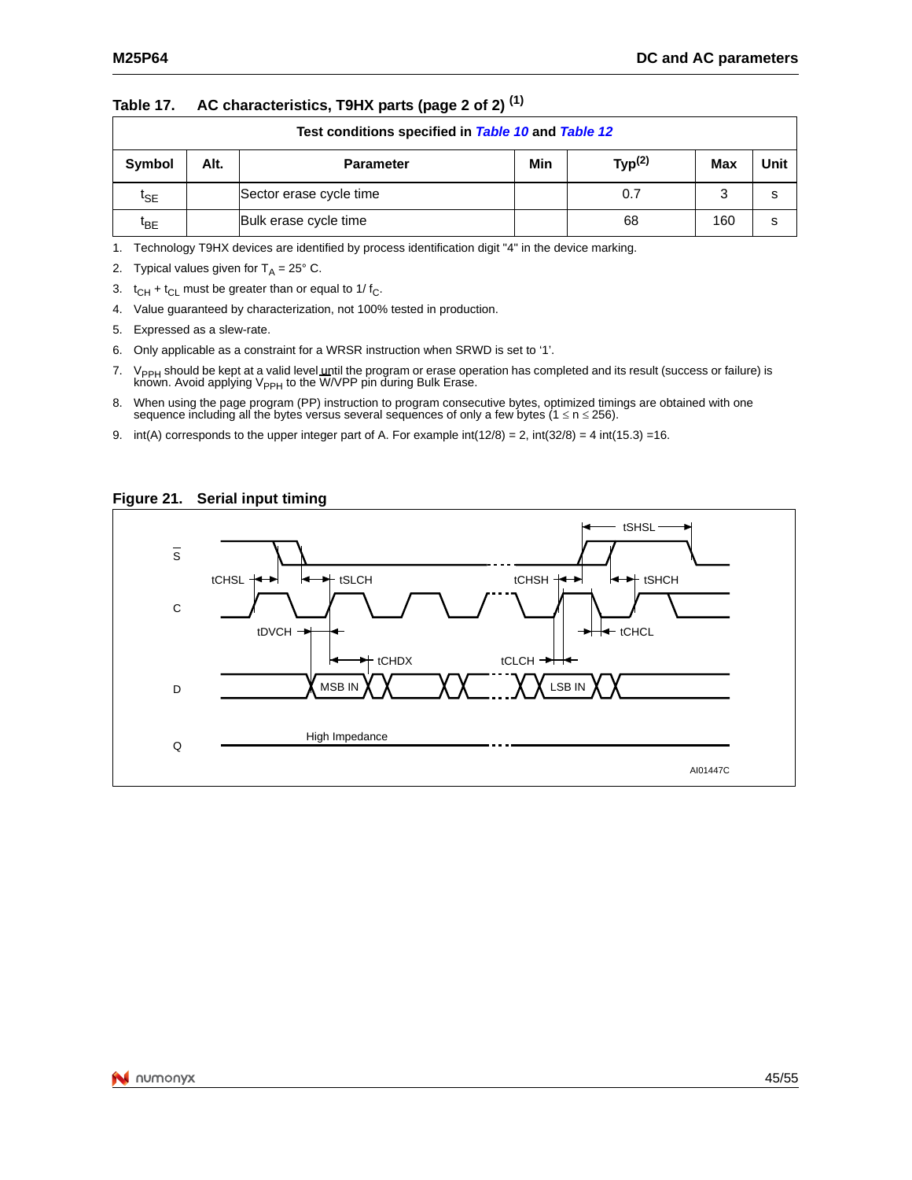**Table 17. AC characteristics, T9HX parts (page 2 of 2) [(1)]**

| Test conditions specified in *Table 10* and *Table 12* | | | | | | |
|---|---|---|---|---|---|---|
| Symbol | Alt. | Parameter | Min | Typ[(2)] | Max | Unit |
| $t_{SE}$ | | Sector erase cycle time | | 0.7 | 3 | s |
| $t_{BE}$ | | Bulk erase cycle time | | 68 | 160 | s |

1. Technology T9HX devices are identified by process identification digit "4" in the device marking.
2. Typical values given for $T_A$ = 25° C.
3. $t_{CH}$ + $t_{CL}$ must be greater than or equal to 1/ $f_C$.
4. Value guaranteed by characterization, not 100% tested in production.
5. Expressed as a slew-rate.
6. Only applicable as a constraint for a WRSR instruction when SRWD is set to '1'.
7. $V_{PPH}$ should be kept at a valid level until the program or erase operation has completed and its result (success or failure) is known. Avoid applying $V_{PPH}$ to the W/VPP pin during Bulk Erase.
8. When using the page program (PP) instruction to program consecutive bytes, optimized timings are obtained with one sequence including all the bytes versus several sequences of only a few bytes ($1 \le n \le 256$).
9. int(A) corresponds to the upper integer part of A. For example int(12/8) = 2, int(32/8) = 4 int(15.3) =16.

**Figure 21. Serial input timing**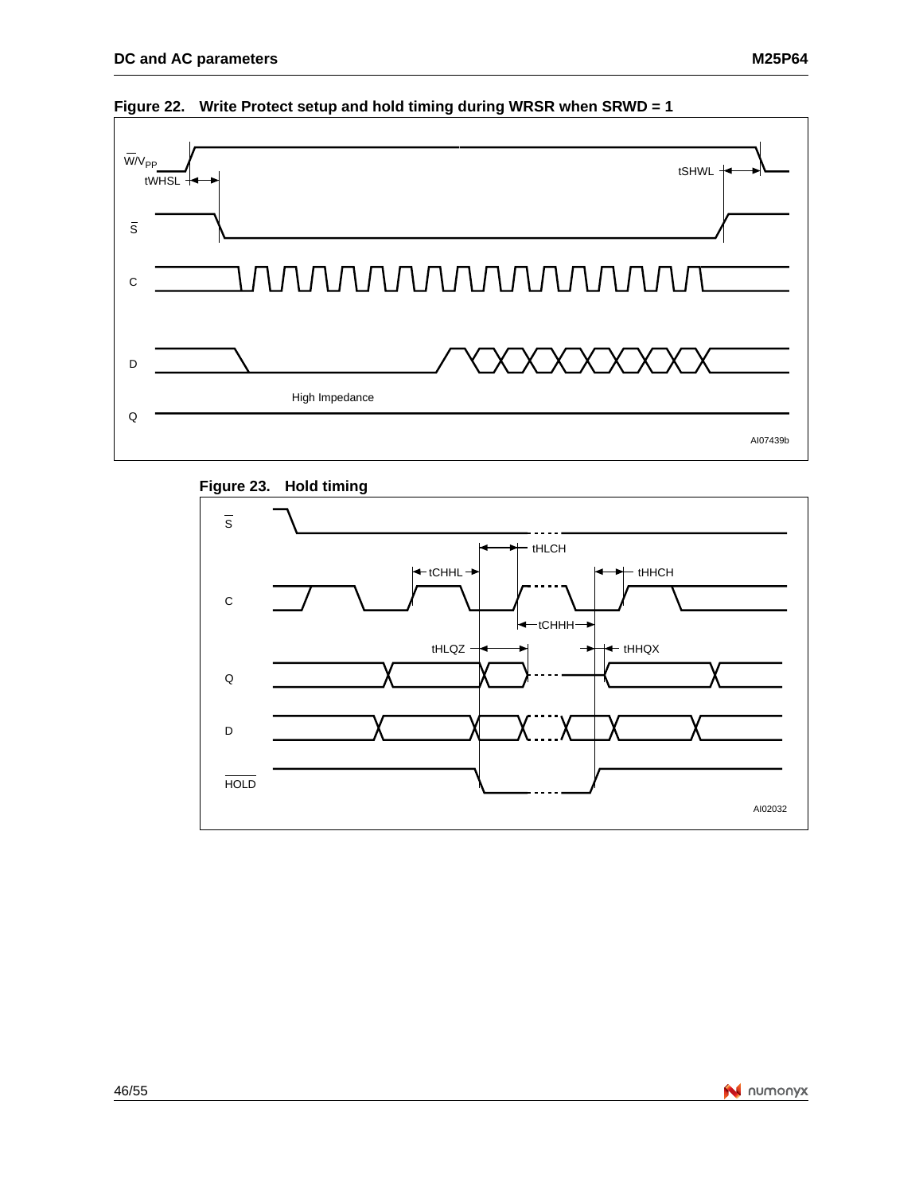**Figure 22. Write Protect setup and hold timing during WRSR when SRWD = 1**

**Figure 23. Hold timing**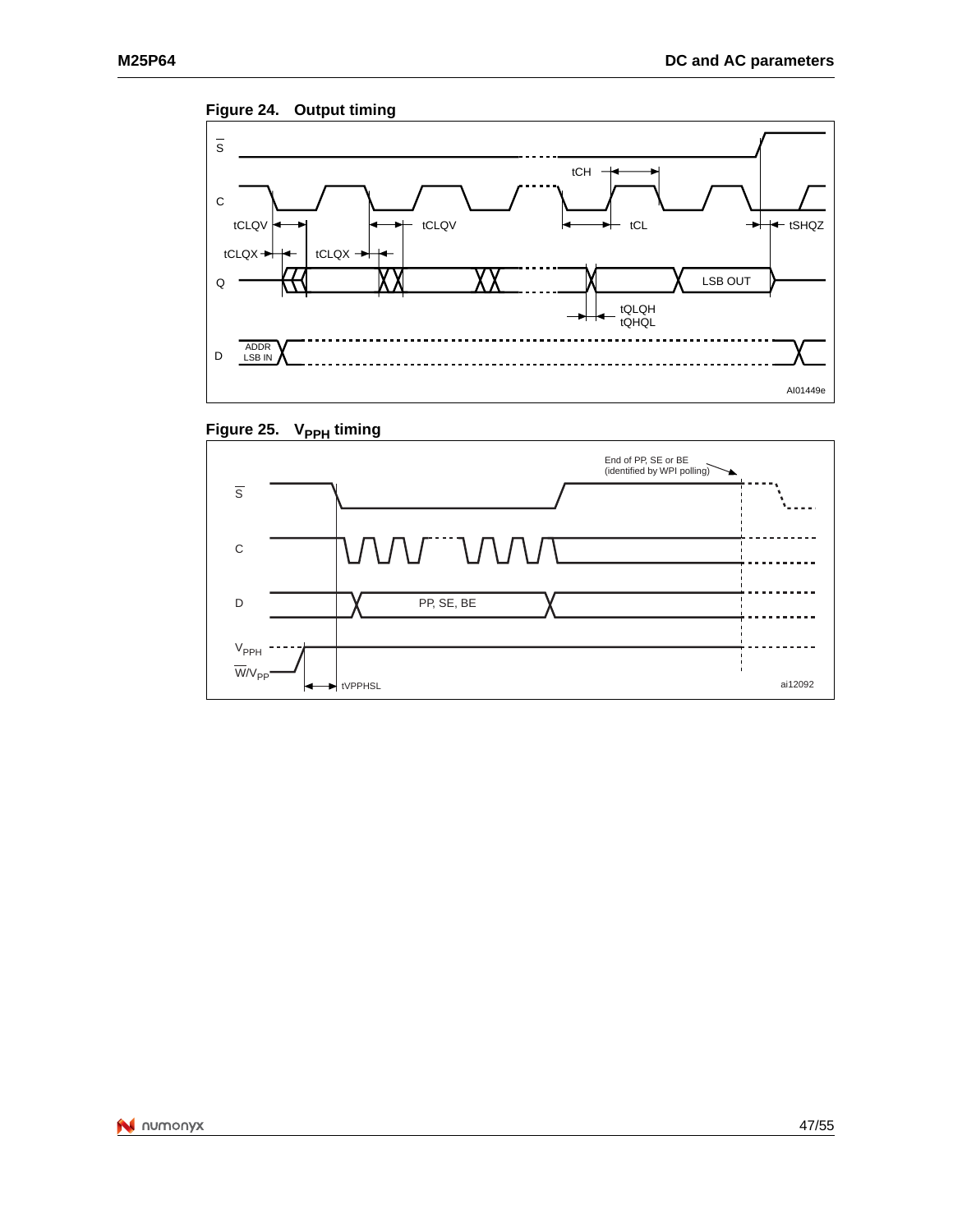Figure 24. Output timing

Figure 25. $V_{PPH}$ timing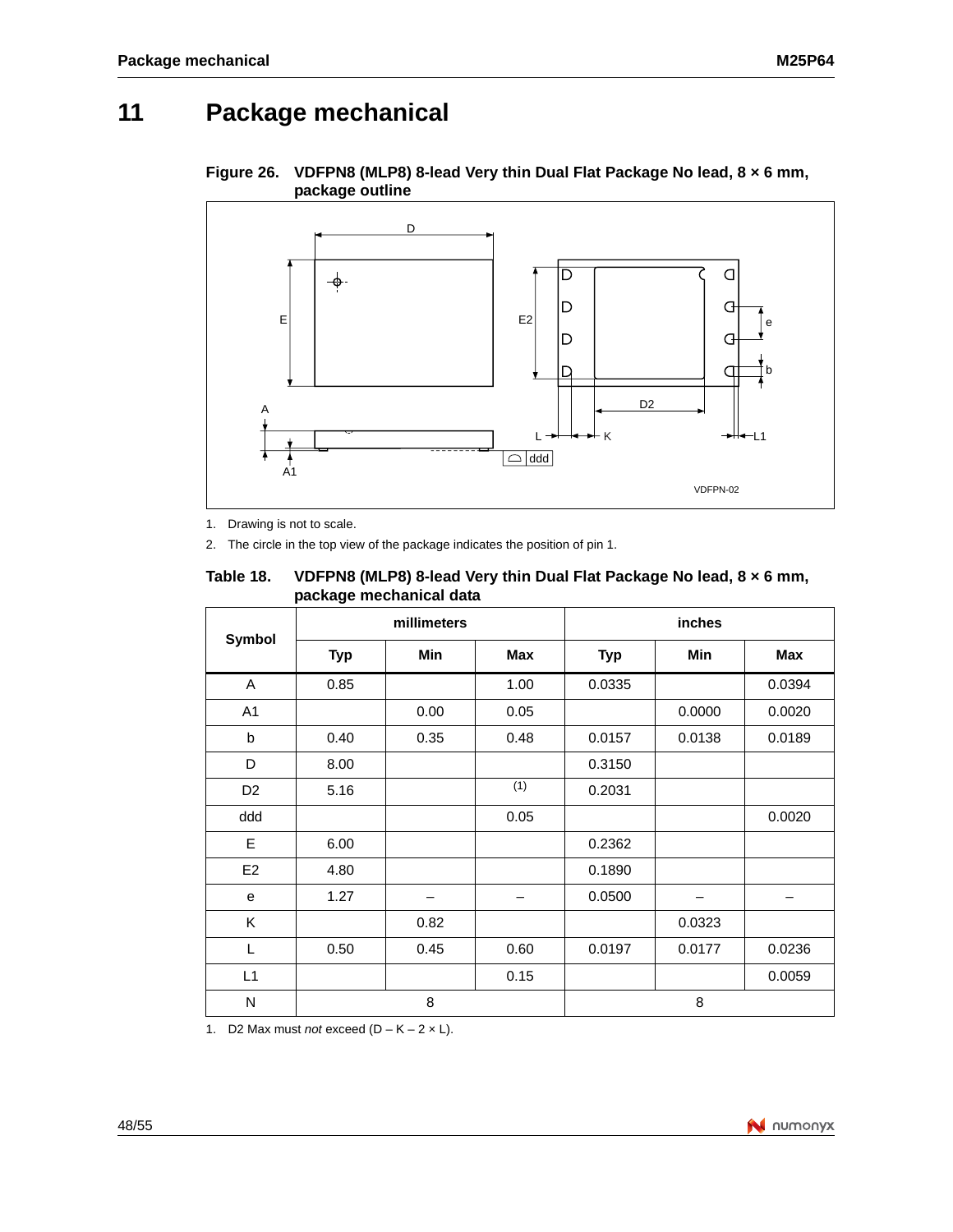# 11 Package mechanical

**Figure 26. VDFPN8 (MLP8) 8-lead Very thin Dual Flat Package No lead, 8 × 6 mm, package outline**

1. Drawing is not to scale.
2. The circle in the top view of the package indicates the position of pin 1.

**Table 18. VDFPN8 (MLP8) 8-lead Very thin Dual Flat Package No lead, 8 × 6 mm, package mechanical data**

| Symbol | millimeters | | | inches | | |
|---|---|---|---|---|---|---|
| | Typ | Min | Max | Typ | Min | Max |
| A | 0.85 | | 1.00 | 0.0335 | | 0.0394 |
| A1 | | 0.00 | 0.05 | | 0.0000 | 0.0020 |
| b | 0.40 | 0.35 | 0.48 | 0.0157 | 0.0138 | 0.0189 |
| D | 8.00 | | | 0.3150 | | |
| D2 | 5.16 | | (1) | 0.2031 | | |
| ddd | | | 0.05 | | | 0.0020 |
| E | 6.00 | | | 0.2362 | | |
| E2 | 4.80 | | | 0.1890 | | |
| e | 1.27 | – | – | 0.0500 | – | – |
| K | | 0.82 | | | 0.0323 | |
| L | 0.50 | 0.45 | 0.60 | 0.0197 | 0.0177 | 0.0236 |
| L1 | | | 0.15 | | | 0.0059 |
| N | 8 | | | 8 | | |

1. D2 Max must *not* exceed (D – K – 2 × L).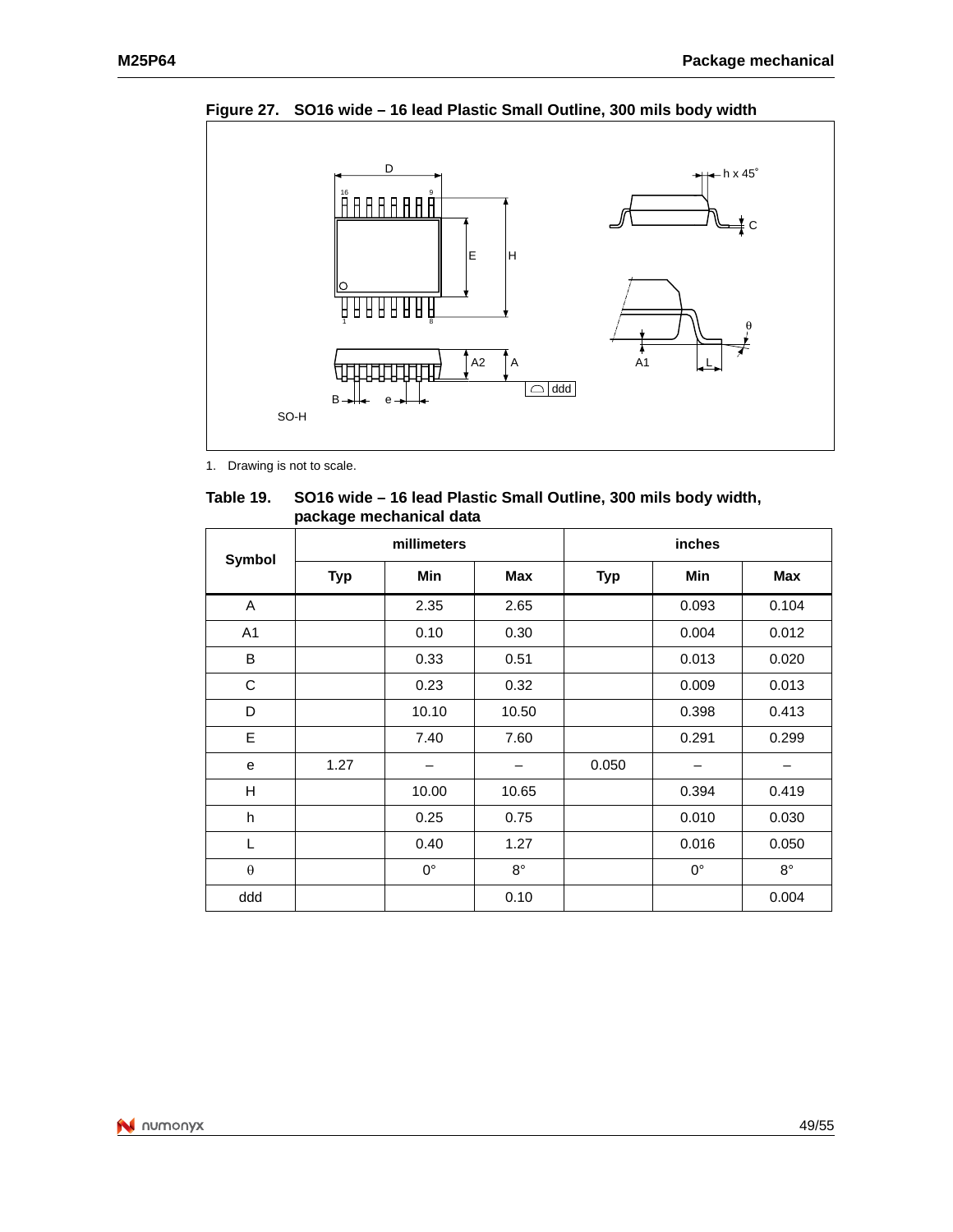**Figure 27. SO16 wide – 16 lead Plastic Small Outline, 300 mils body width**

1. Drawing is not to scale.

**Table 19. SO16 wide – 16 lead Plastic Small Outline, 300 mils body width, package mechanical data**

| Symbol | millimeters | | | inches | | |
|---|---|---|---|---|---|---|
| | Typ | Min | Max | Typ | Min | Max |
| A | | 2.35 | 2.65 | | 0.093 | 0.104 |
| A1 | | 0.10 | 0.30 | | 0.004 | 0.012 |
| B | | 0.33 | 0.51 | | 0.013 | 0.020 |
| C | | 0.23 | 0.32 | | 0.009 | 0.013 |
| D | | 10.10 | 10.50 | | 0.398 | 0.413 |
| E | | 7.40 | 7.60 | | 0.291 | 0.299 |
| e | 1.27 | – | – | 0.050 | – | – |
| H | | 10.00 | 10.65 | | 0.394 | 0.419 |
| h | | 0.25 | 0.75 | | 0.010 | 0.030 |
| L | | 0.40 | 1.27 | | 0.016 | 0.050 |
| θ | | 0° | 8° | | 0° | 8° |
| ddd | | | 0.10 | | | 0.004 |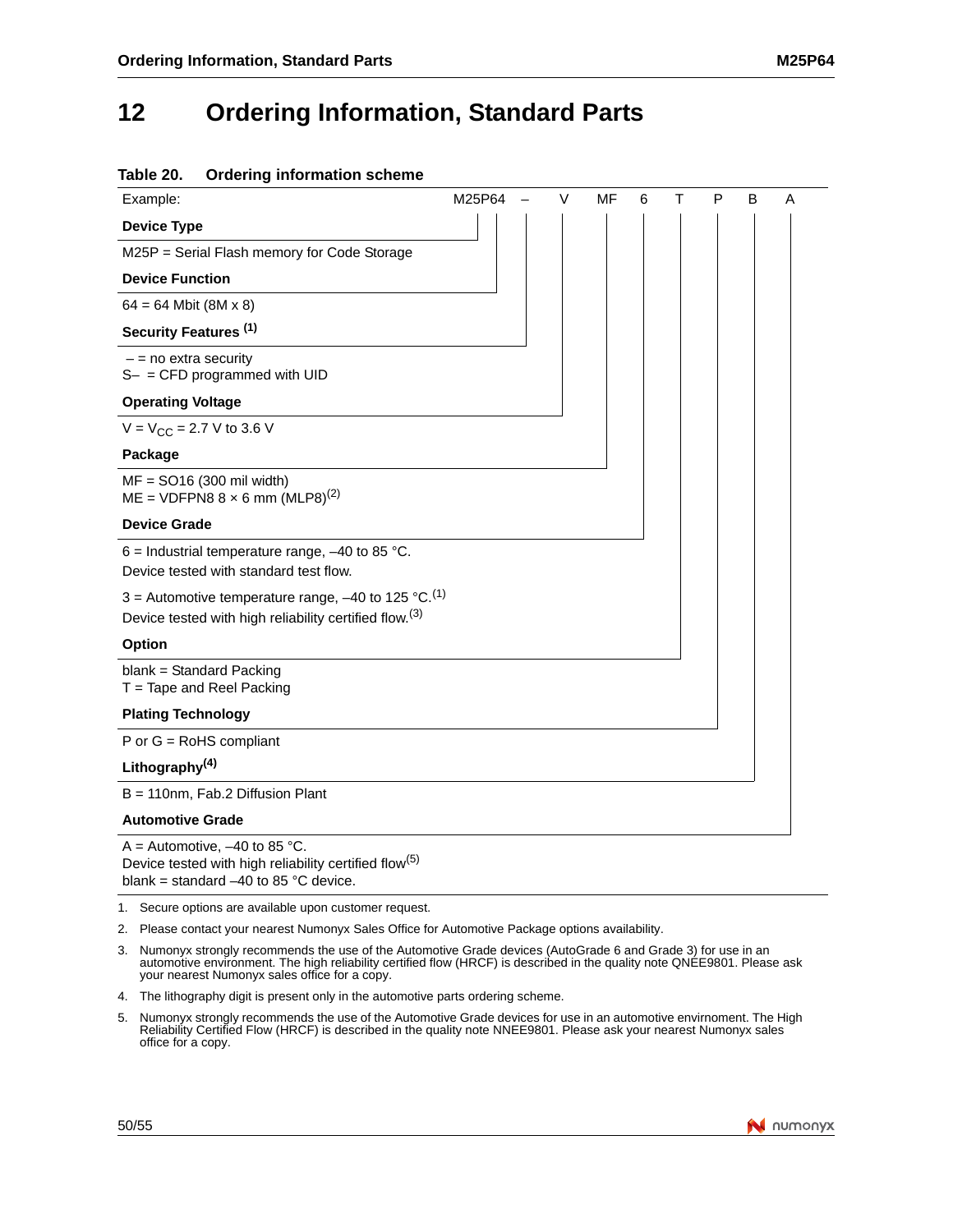# 12 Ordering Information, Standard Parts

**Table 20. Ordering information scheme**

| Example: | M25P64 | – | V | MF | 6 | T | P | B | A |
|---|---|---|---|---|---|---|---|---|---|

**Device Type**

M25P = Serial Flash memory for Code Storage

**Device Function**

64 = 64 Mbit (8M x 8)

**Security Features** (1)

– = no extra security
S– = CFD programmed with UID

**Operating Voltage**

V = $V_{CC}$ = 2.7 V to 3.6 V

**Package**

MF = SO16 (300 mil width)
ME = VDFPN8 8 × 6 mm (MLP8)(2)

**Device Grade**

6 = Industrial temperature range, –40 to 85 °C.
Device tested with standard test flow.

3 = Automotive temperature range, –40 to 125 °C.(1)
Device tested with high reliability certified flow.(3)

**Option**

blank = Standard Packing
T = Tape and Reel Packing

**Plating Technology**

P or G = RoHS compliant

**Lithography**(4)

B = 110nm, Fab.2 Diffusion Plant

**Automotive Grade**

A = Automotive, –40 to 85 °C.
Device tested with high reliability certified flow(5)
blank = standard –40 to 85 °C device.

1. Secure options are available upon customer request.
2. Please contact your nearest Numonyx Sales Office for Automotive Package options availability.
3. Numonyx strongly recommends the use of the Automotive Grade devices (AutoGrade 6 and Grade 3) for use in an automotive environment. The high reliability certified flow (HRCF) is described in the quality note QNEE9801. Please ask your nearest Numonyx sales office for a copy.
4. The lithography digit is present only in the automotive parts ordering scheme.
5. Numonyx strongly recommends the use of the Automotive Grade devices for use in an automotive envirnoment. The High Reliability Certified Flow (HRCF) is described in the quality note NNEE9801. Please ask your nearest Numonyx sales office for a copy.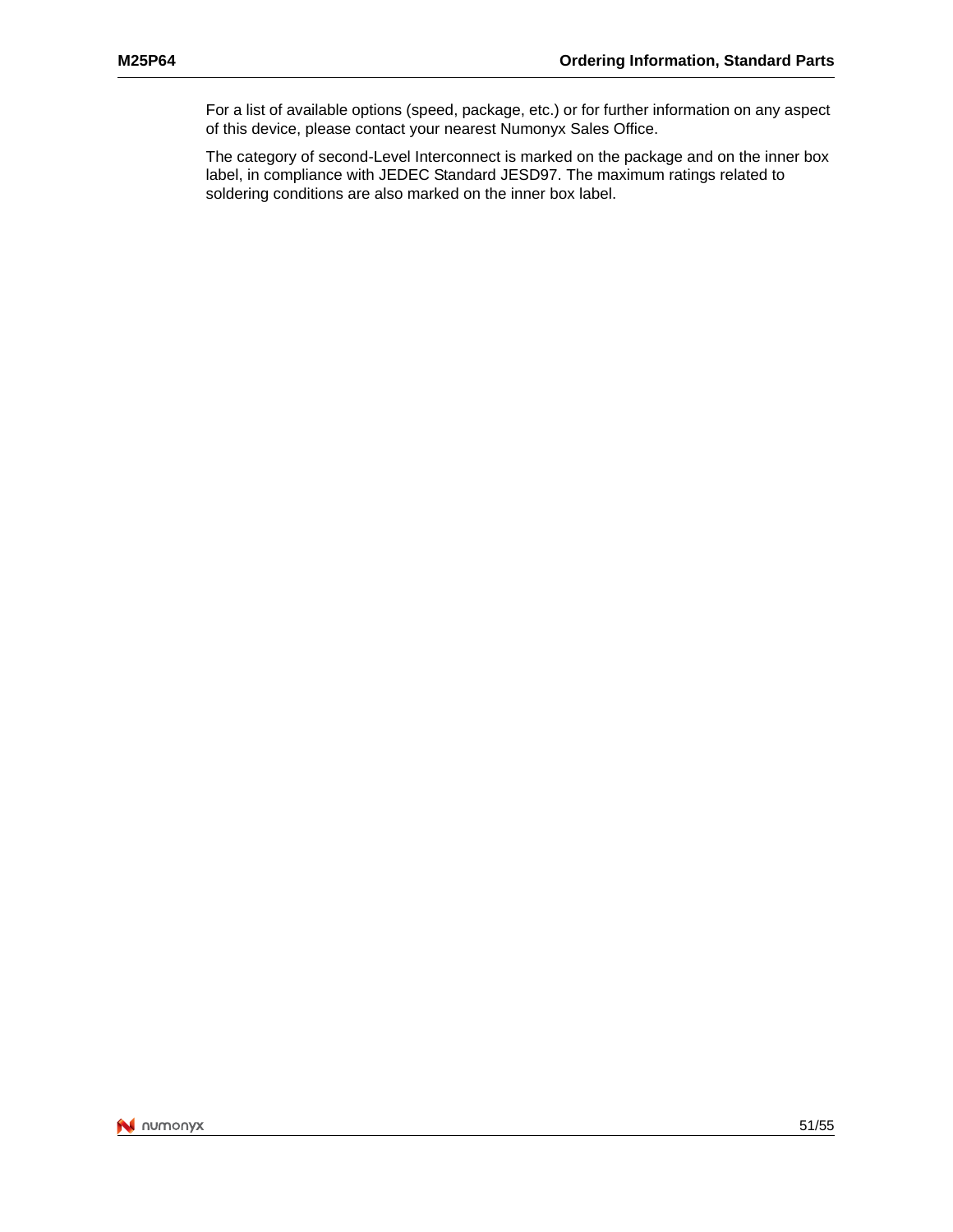For a list of available options (speed, package, etc.) or for further information on any aspect of this device, please contact your nearest Numonyx Sales Office.

The category of second-Level Interconnect is marked on the package and on the inner box label, in compliance with JEDEC Standard JESD97. The maximum ratings related to soldering conditions are also marked on the inner box label.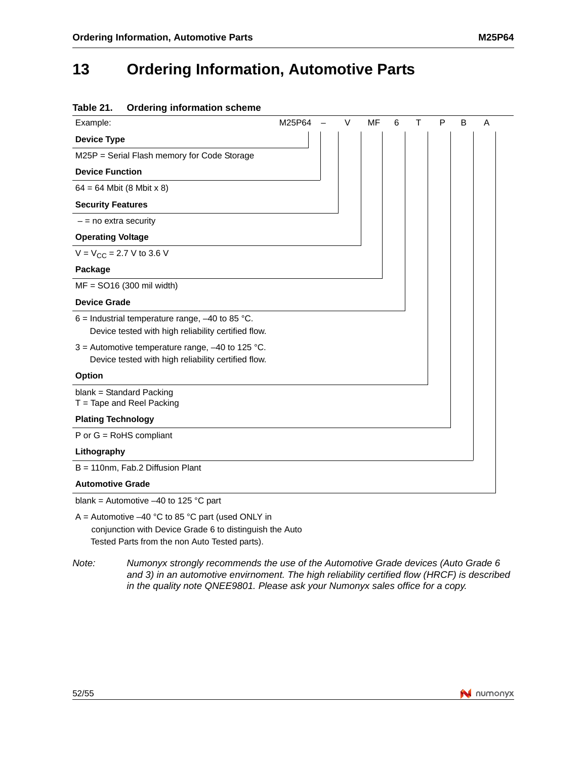# 13 Ordering Information, Automotive Parts

**Table 21. Ordering information scheme**

| Example: | M25P64 | – | V | MF | 6 | T | P | B | A |
|---|---|---|---|---|---|---|---|---|---|

**Device Type**

M25P = Serial Flash memory for Code Storage

**Device Function**

64 = 64 Mbit (8 Mbit x 8)

**Security Features**

– = no extra security

**Operating Voltage**

V = $V_{CC}$ = 2.7 V to 3.6 V

**Package**

MF = SO16 (300 mil width)

**Device Grade**

6 = Industrial temperature range, –40 to 85 °C.
Device tested with high reliability certified flow.

3 = Automotive temperature range, –40 to 125 °C.
Device tested with high reliability certified flow.

**Option**

blank = Standard Packing
T = Tape and Reel Packing

**Plating Technology**

P or G = RoHS compliant

**Lithography**

B = 110nm, Fab.2 Diffusion Plant

**Automotive Grade**

blank = Automotive –40 to 125 °C part

A = Automotive –40 °C to 85 °C part (used ONLY in conjunction with Device Grade 6 to distinguish the Auto Tested Parts from the non Auto Tested parts).

*Note: Numonyx strongly recommends the use of the Automotive Grade devices (Auto Grade 6 and 3) in an automotive envirnoment. The high reliability certified flow (HRCF) is described in the quality note QNEE9801. Please ask your Numonyx sales office for a copy.*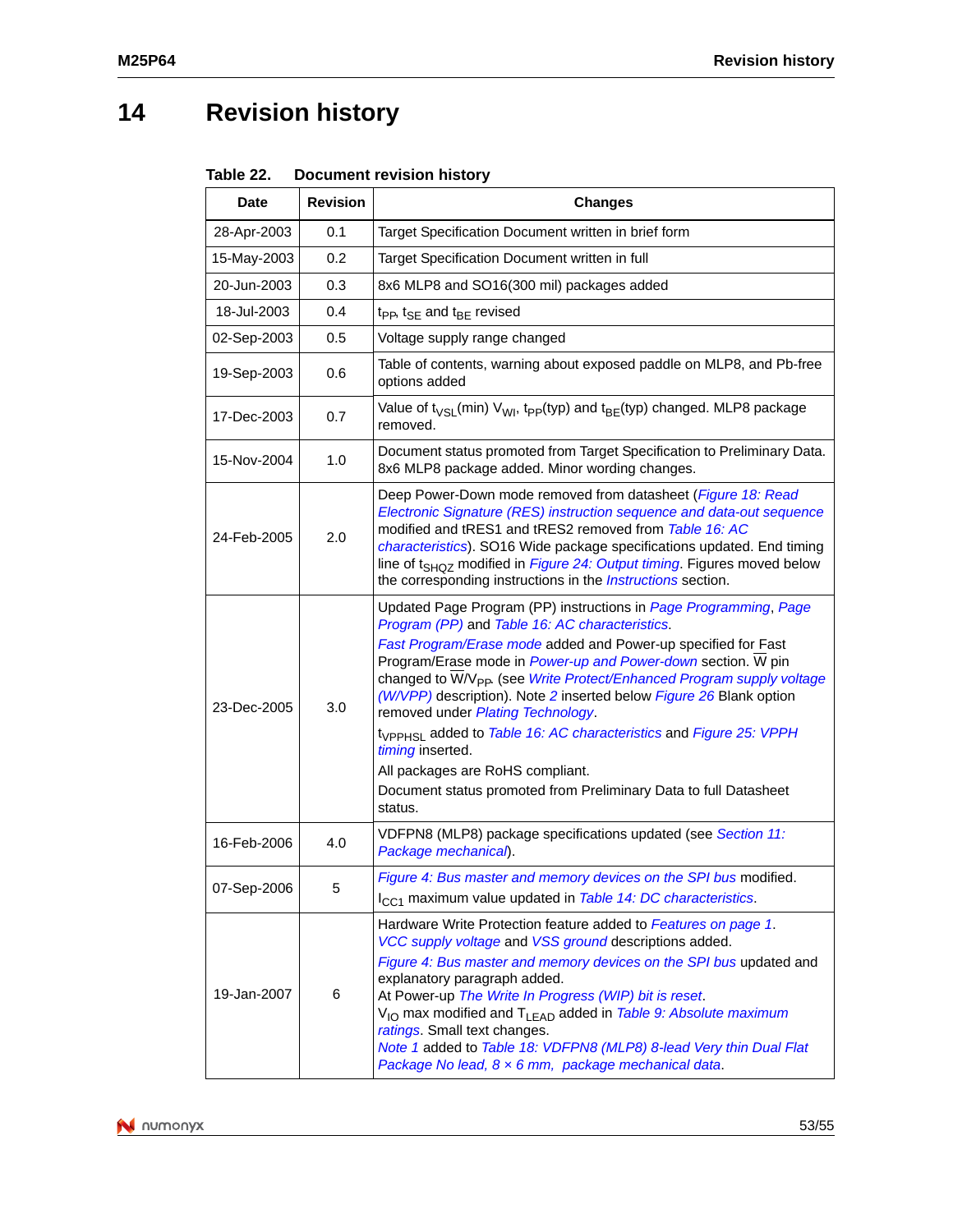# 14 Revision history

**Table 22. Document revision history**

| Date | Revision | Changes |
|---|---|---|
| 28-Apr-2003 | 0.1 | Target Specification Document written in brief form |
| 15-May-2003 | 0.2 | Target Specification Document written in full |
| 20-Jun-2003 | 0.3 | 8x6 MLP8 and SO16(300 mil) packages added |
| 18-Jul-2003 | 0.4 | $t_{PP}$, $t_{SE}$ and $t_{BE}$ revised |
| 02-Sep-2003 | 0.5 | Voltage supply range changed |
| 19-Sep-2003 | 0.6 | Table of contents, warning about exposed paddle on MLP8, and Pb-free options added |
| 17-Dec-2003 | 0.7 | Value of $t_{VSL}$(min) $V_{WI}$, $t_{PP}$(typ) and $t_{BE}$(typ) changed. MLP8 package removed. |
| 15-Nov-2004 | 1.0 | Document status promoted from Target Specification to Preliminary Data. 8x6 MLP8 package added. Minor wording changes. |
| 24-Feb-2005 | 2.0 | Deep Power-Down mode removed from datasheet (*Figure 18: Read Electronic Signature (RES) instruction sequence and data-out sequence* modified and tRES1 and tRES2 removed from *Table 16: AC characteristics*). SO16 Wide package specifications updated. End timing line of $t_{SHQZ}$ modified in *Figure 24: Output timing*. Figures moved below the corresponding instructions in the *Instructions* section. |
| 23-Dec-2005 | 3.0 | Updated Page Program (PP) instructions in *Page Programming*, *Page Program (PP)* and *Table 16: AC characteristics*.<br>*Fast Program/Erase mode* added and Power-up specified for Fast Program/Erase mode in *Power-up and Power-down* section. $\overline{W}$ pin changed to $\overline{W}/V_{PP}$ (see *Write Protect/Enhanced Program supply voltage (W/VPP)* description). Note *2* inserted below *Figure 26* Blank option removed under *Plating Technology*.<br>$t_{VPPHSL}$ added to *Table 16: AC characteristics* and *Figure 25: VPPH timing* inserted.<br>All packages are RoHS compliant.<br>Document status promoted from Preliminary Data to full Datasheet status. |
| 16-Feb-2006 | 4.0 | VDFPN8 (MLP8) package specifications updated (see *Section 11: Package mechanical*). |
| 07-Sep-2006 | 5 | *Figure 4: Bus master and memory devices on the SPI bus* modified.<br>$I_{CC1}$ maximum value updated in *Table 14: DC characteristics*. |
| 19-Jan-2007 | 6 | Hardware Write Protection feature added to *Features on page 1*.<br>*VCC supply voltage* and *VSS ground* descriptions added.<br>*Figure 4: Bus master and memory devices on the SPI bus* updated and explanatory paragraph added.<br>At Power-up *The Write In Progress (WIP) bit is reset*.<br>$V_{IO}$ max modified and $T_{LEAD}$ added in *Table 9: Absolute maximum ratings*. Small text changes.<br>*Note 1* added to *Table 18: VDFPN8 (MLP8) 8-lead Very thin Dual Flat Package No lead, 8 × 6 mm, package mechanical data*. |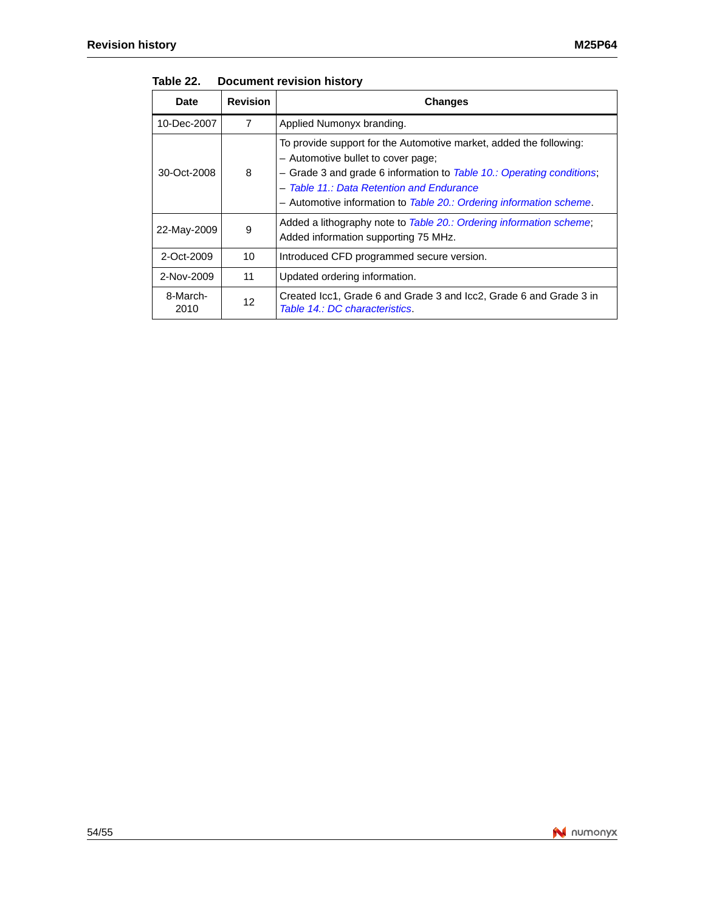**Table 22. Document revision history**

| Date | Revision | Changes |
|---|---|---|
| 10-Dec-2007 | 7 | Applied Numonyx branding. |
| 30-Oct-2008 | 8 | To provide support for the Automotive market, added the following:<br>– Automotive bullet to cover page;<br>– Grade 3 and grade 6 information to *Table 10.: Operating conditions*;<br>– *Table 11.: Data Retention and Endurance*<br>– Automotive information to *Table 20.: Ordering information scheme*. |
| 22-May-2009 | 9 | Added a lithography note to *Table 20.: Ordering information scheme*;<br>Added information supporting 75 MHz. |
| 2-Oct-2009 | 10 | Introduced CFD programmed secure version. |
| 2-Nov-2009 | 11 | Updated ordering information. |
| 8-March-2010 | 12 | Created Icc1, Grade 6 and Grade 3 and Icc2, Grade 6 and Grade 3 in *Table 14.: DC characteristics*. |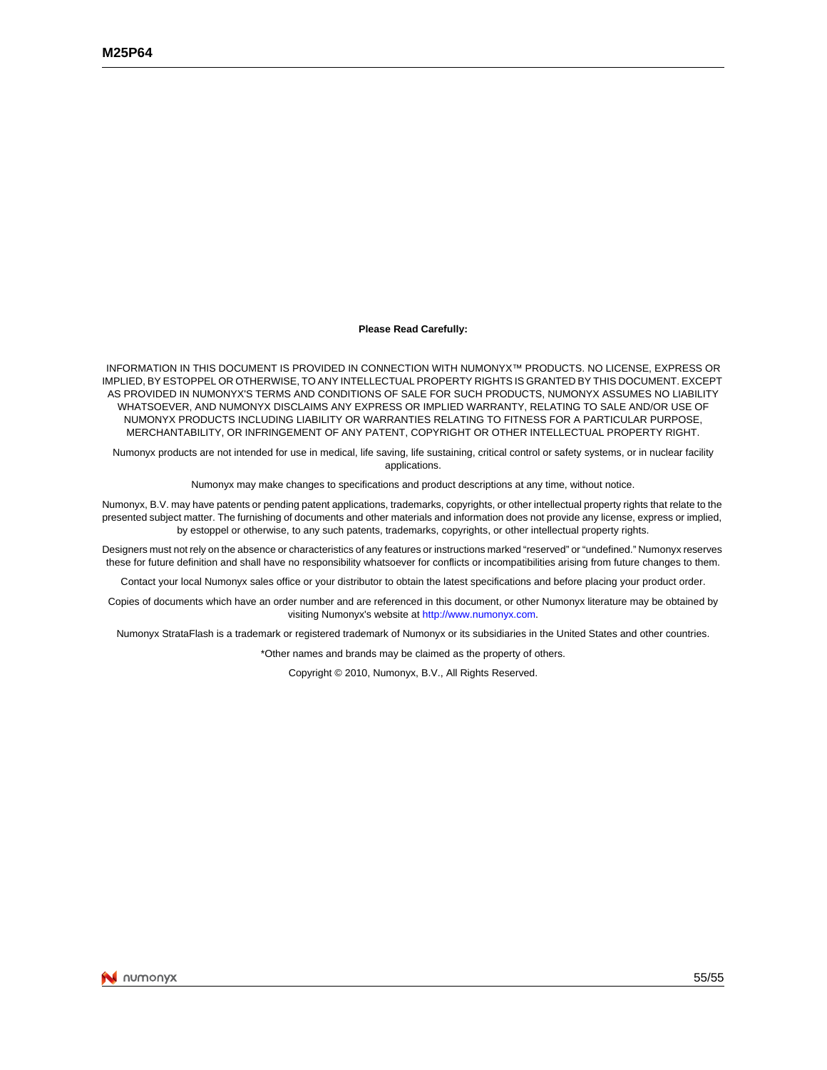**Please Read Carefully:**

INFORMATION IN THIS DOCUMENT IS PROVIDED IN CONNECTION WITH NUMONYX™ PRODUCTS. NO LICENSE, EXPRESS OR IMPLIED, BY ESTOPPEL OR OTHERWISE, TO ANY INTELLECTUAL PROPERTY RIGHTS IS GRANTED BY THIS DOCUMENT. EXCEPT AS PROVIDED IN NUMONYX'S TERMS AND CONDITIONS OF SALE FOR SUCH PRODUCTS, NUMONYX ASSUMES NO LIABILITY WHATSOEVER, AND NUMONYX DISCLAIMS ANY EXPRESS OR IMPLIED WARRANTY, RELATING TO SALE AND/OR USE OF NUMONYX PRODUCTS INCLUDING LIABILITY OR WARRANTIES RELATING TO FITNESS FOR A PARTICULAR PURPOSE, MERCHANTABILITY, OR INFRINGEMENT OF ANY PATENT, COPYRIGHT OR OTHER INTELLECTUAL PROPERTY RIGHT.

Numonyx products are not intended for use in medical, life saving, life sustaining, critical control or safety systems, or in nuclear facility applications.

Numonyx may make changes to specifications and product descriptions at any time, without notice.

Numonyx, B.V. may have patents or pending patent applications, trademarks, copyrights, or other intellectual property rights that relate to the presented subject matter. The furnishing of documents and other materials and information does not provide any license, express or implied, by estoppel or otherwise, to any such patents, trademarks, copyrights, or other intellectual property rights.

Designers must not rely on the absence or characteristics of any features or instructions marked "reserved" or "undefined." Numonyx reserves these for future definition and shall have no responsibility whatsoever for conflicts or incompatibilities arising from future changes to them.

Contact your local Numonyx sales office or your distributor to obtain the latest specifications and before placing your product order.

Copies of documents which have an order number and are referenced in this document, or other Numonyx literature may be obtained by visiting Numonyx's website at http://www.numonyx.com.

Numonyx StrataFlash is a trademark or registered trademark of Numonyx or its subsidiaries in the United States and other countries.

*Other names and brands may be claimed as the property of others.

Copyright © 2010, Numonyx, B.V., All Rights Reserved.